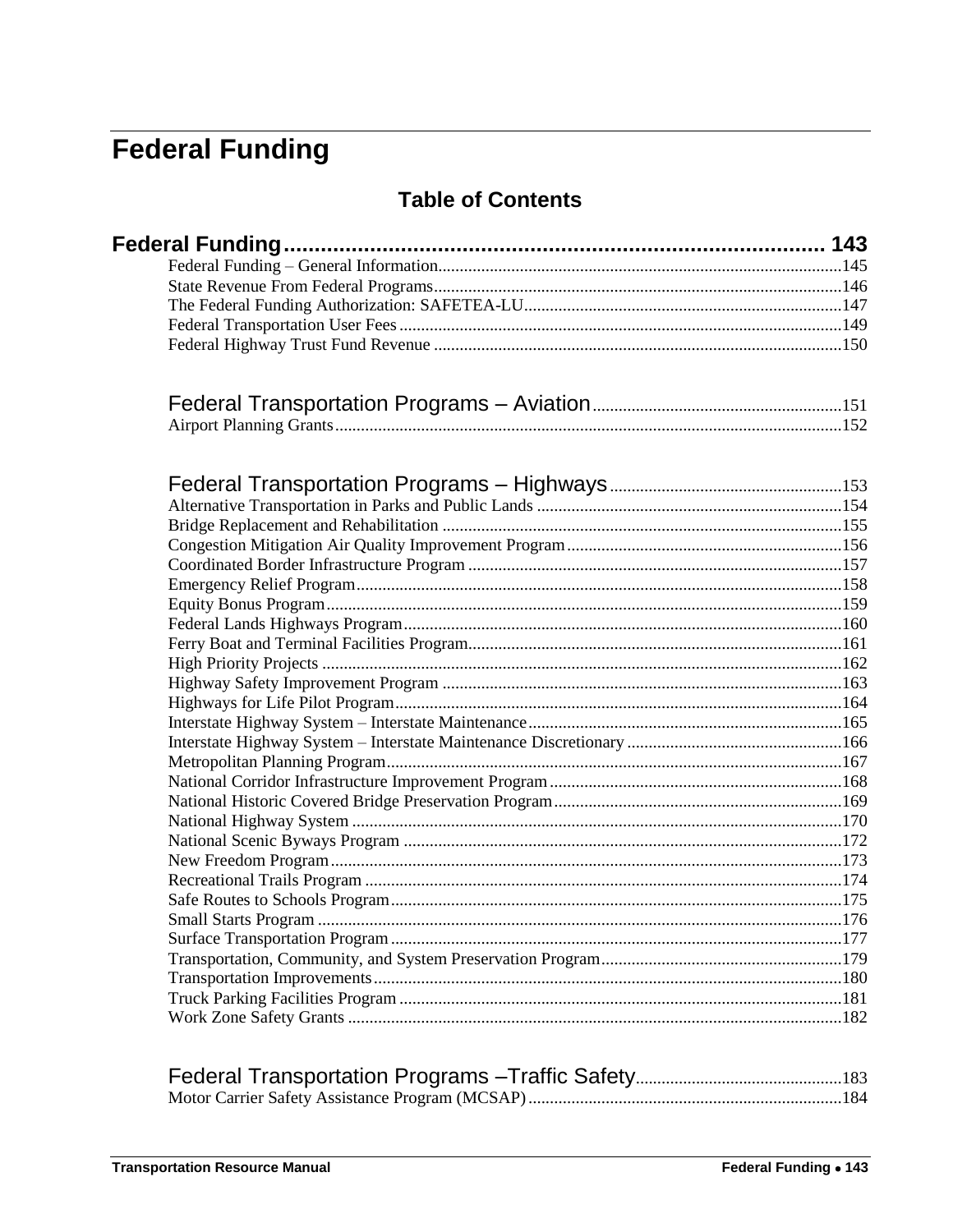# Federal Funding

## Table of Contents

**Federal Funding** ........................................................................................ 143

- Federal Funding – General Information ........................................................ 145
- State Revenue From Federal Programs ........................................................ 146
- The Federal Funding Authorization: SAFETEA-LU ........................................ 147
- Federal Transportation User Fees ................................................................ 149
- Federal Highway Trust Fund Revenue ......................................................... 150

**Federal Transportation Programs – Aviation** ........................................ 151

- Airport Planning Grants ................................................................................ 152

**Federal Transportation Programs – Highways** ...................................... 153

- Alternative Transportation in Parks and Public Lands ................................. 154
- Bridge Replacement and Rehabilitation ....................................................... 155
- Congestion Mitigation Air Quality Improvement Program ............................. 156
- Coordinated Border Infrastructure Program ................................................. 157
- Emergency Relief Program .......................................................................... 158
- Equity Bonus Program ................................................................................. 159
- Federal Lands Highways Program ................................................................ 160
- Ferry Boat and Terminal Facilities Program ................................................. 161
- High Priority Projects ................................................................................... 162
- Highway Safety Improvement Program ........................................................ 163
- Highways for Life Pilot Program ................................................................... 164
- Interstate Highway System – Interstate Maintenance ................................... 165
- Interstate Highway System – Interstate Maintenance Discretionary .............. 166
- Metropolitan Planning Program .................................................................... 167
- National Corridor Infrastructure Improvement Program ................................ 168
- National Historic Covered Bridge Preservation Program .............................. 169
- National Highway System ............................................................................ 170
- National Scenic Byways Program ................................................................ 172
- New Freedom Program ............................................................................... 173
- Recreational Trails Program ........................................................................ 174
- Safe Routes to Schools Program ................................................................. 175
- Small Starts Program .................................................................................. 176
- Surface Transportation Program ................................................................. 177
- Transportation, Community, and System Preservation Program .................. 179
- Transportation Improvements ...................................................................... 180
- Truck Parking Facilities Program ................................................................. 181
- Work Zone Safety Grants ............................................................................ 182

**Federal Transportation Programs –Traffic Safety** ................................. 183

- Motor Carrier Safety Assistance Program (MCSAP) ..................................... 184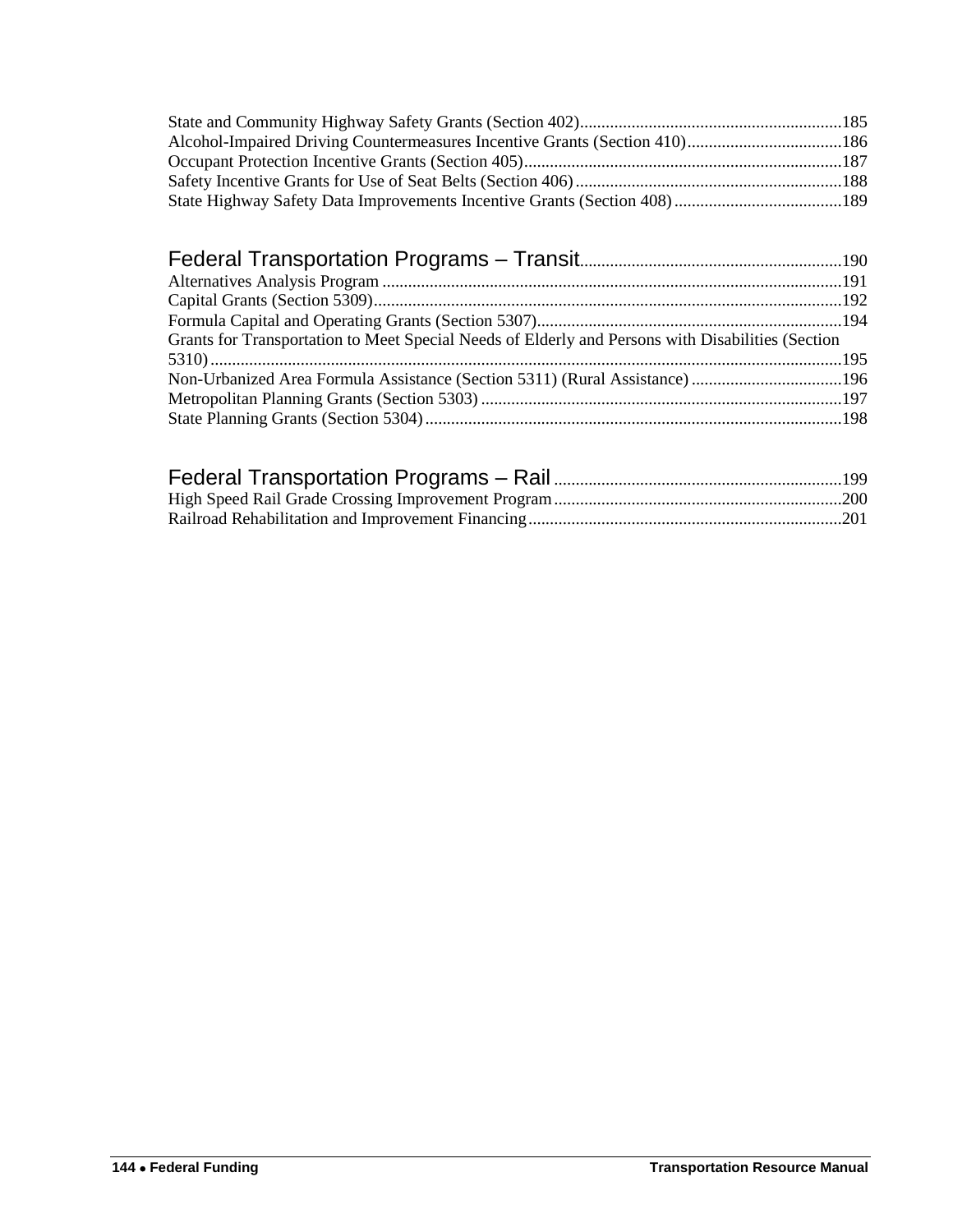State and Community Highway Safety Grants (Section 402) ............................................................. 185
Alcohol-Impaired Driving Countermeasures Incentive Grants (Section 410) .................................... 186
Occupant Protection Incentive Grants (Section 405) .......................................................................... 187
Safety Incentive Grants for Use of Seat Belts (Section 406) .............................................................. 188
State Highway Safety Data Improvements Incentive Grants (Section 408) ....................................... 189

## Federal Transportation Programs – Transit ............................................................. 190

Alternatives Analysis Program ........................................................................................................... 191
Capital Grants (Section 5309) ............................................................................................................. 192
Formula Capital and Operating Grants (Section 5307) ....................................................................... 194
Grants for Transportation to Meet Special Needs of Elderly and Persons with Disabilities (Section 5310) ................................................................................................................................................... 195
Non-Urbanized Area Formula Assistance (Section 5311) (Rural Assistance) ................................... 196
Metropolitan Planning Grants (Section 5303) .................................................................................... 197
State Planning Grants (Section 5304) ................................................................................................. 198

## Federal Transportation Programs – Rail ................................................................... 199

High Speed Rail Grade Crossing Improvement Program ................................................................... 200
Railroad Rehabilitation and Improvement Financing ......................................................................... 201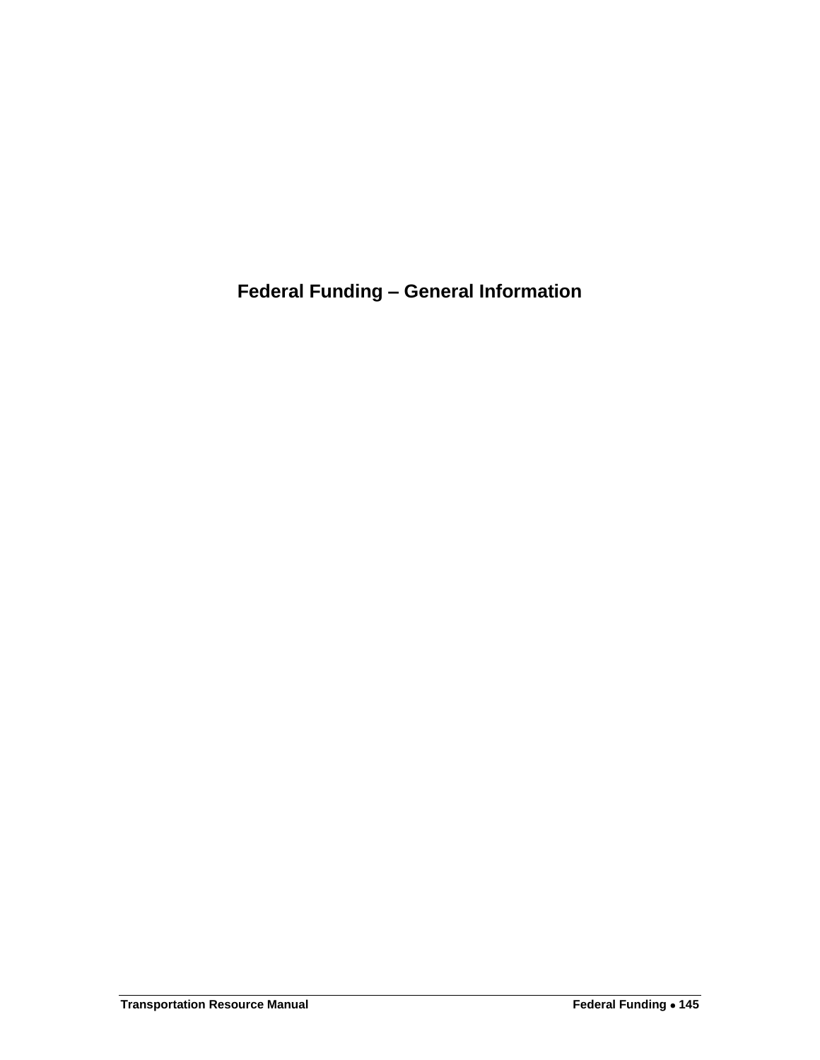# Federal Funding – General Information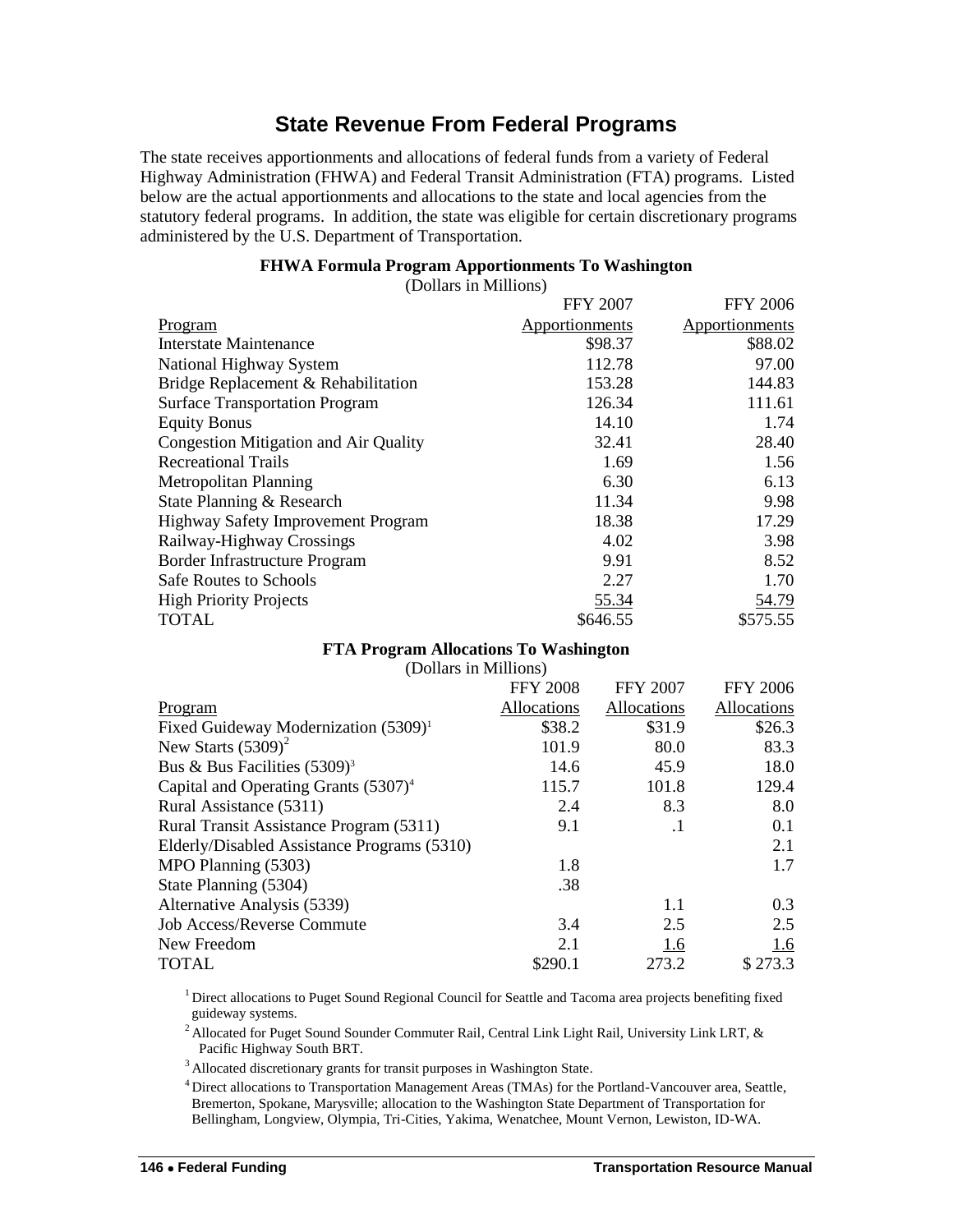# State Revenue From Federal Programs

The state receives apportionments and allocations of federal funds from a variety of Federal Highway Administration (FHWA) and Federal Transit Administration (FTA) programs. Listed below are the actual apportionments and allocations to the state and local agencies from the statutory federal programs. In addition, the state was eligible for certain discretionary programs administered by the U.S. Department of Transportation.

**FHWA Formula Program Apportionments To Washington**

(Dollars in Millions)

| Program | FFY 2007 Apportionments | FFY 2006 Apportionments |
|---|---|---|
| Interstate Maintenance | $98.37 | $88.02 |
| National Highway System | 112.78 | 97.00 |
| Bridge Replacement & Rehabilitation | 153.28 | 144.83 |
| Surface Transportation Program | 126.34 | 111.61 |
| Equity Bonus | 14.10 | 1.74 |
| Congestion Mitigation and Air Quality | 32.41 | 28.40 |
| Recreational Trails | 1.69 | 1.56 |
| Metropolitan Planning | 6.30 | 6.13 |
| State Planning & Research | 11.34 | 9.98 |
| Highway Safety Improvement Program | 18.38 | 17.29 |
| Railway-Highway Crossings | 4.02 | 3.98 |
| Border Infrastructure Program | 9.91 | 8.52 |
| Safe Routes to Schools | 2.27 | 1.70 |
| High Priority Projects | 55.34 | 54.79 |
| TOTAL | $646.55 | $575.55 |

**FTA Program Allocations To Washington**

(Dollars in Millions)

| Program | FFY 2008 Allocations | FFY 2007 Allocations | FFY 2006 Allocations |
|---|---|---|---|
| Fixed Guideway Modernization (5309)[1] | $38.2 | $31.9 | $26.3 |
| New Starts (5309)[2] | 101.9 | 80.0 | 83.3 |
| Bus & Bus Facilities (5309)[3] | 14.6 | 45.9 | 18.0 |
| Capital and Operating Grants (5307)[4] | 115.7 | 101.8 | 129.4 |
| Rural Assistance (5311) | 2.4 | 8.3 | 8.0 |
| Rural Transit Assistance Program (5311) | 9.1 | .1 | 0.1 |
| Elderly/Disabled Assistance Programs (5310) | | | 2.1 |
| MPO Planning (5303) | 1.8 | | 1.7 |
| State Planning (5304) | .38 | | |
| Alternative Analysis (5339) | | 1.1 | 0.3 |
| Job Access/Reverse Commute | 3.4 | 2.5 | 2.5 |
| New Freedom | 2.1 | 1.6 | 1.6 |
| TOTAL | $290.1 | 273.2 | $ 273.3 |

[1] Direct allocations to Puget Sound Regional Council for Seattle and Tacoma area projects benefiting fixed guideway systems.

[2] Allocated for Puget Sound Sounder Commuter Rail, Central Link Light Rail, University Link LRT, & Pacific Highway South BRT.

[3] Allocated discretionary grants for transit purposes in Washington State.

[4] Direct allocations to Transportation Management Areas (TMAs) for the Portland-Vancouver area, Seattle, Bremerton, Spokane, Marysville; allocation to the Washington State Department of Transportation for Bellingham, Longview, Olympia, Tri-Cities, Yakima, Wenatchee, Mount Vernon, Lewiston, ID-WA.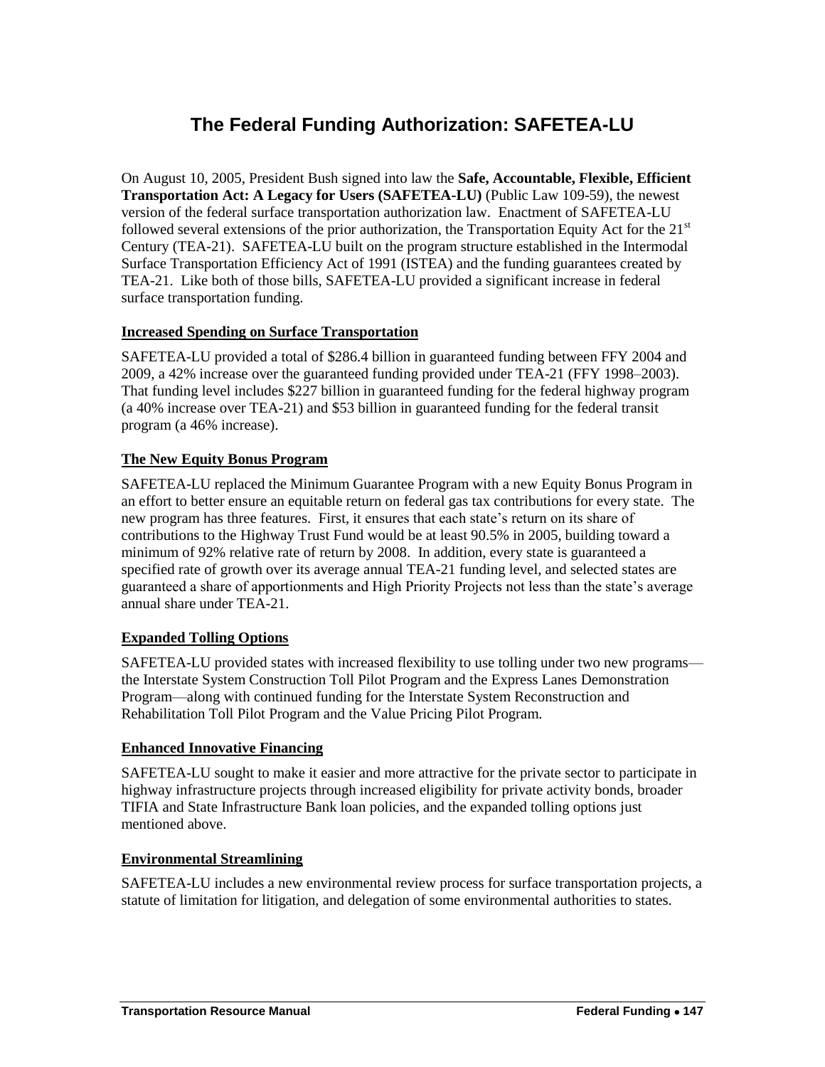# The Federal Funding Authorization: SAFETEA-LU

On August 10, 2005, President Bush signed into law the **Safe, Accountable, Flexible, Efficient Transportation Act: A Legacy for Users (SAFETEA-LU)** (Public Law 109-59), the newest version of the federal surface transportation authorization law. Enactment of SAFETEA-LU followed several extensions of the prior authorization, the Transportation Equity Act for the 21st Century (TEA-21). SAFETEA-LU built on the program structure established in the Intermodal Surface Transportation Efficiency Act of 1991 (ISTEA) and the funding guarantees created by TEA-21. Like both of those bills, SAFETEA-LU provided a significant increase in federal surface transportation funding.

## Increased Spending on Surface Transportation

SAFETEA-LU provided a total of $286.4 billion in guaranteed funding between FFY 2004 and 2009, a 42% increase over the guaranteed funding provided under TEA-21 (FFY 1998–2003). That funding level includes $227 billion in guaranteed funding for the federal highway program (a 40% increase over TEA-21) and $53 billion in guaranteed funding for the federal transit program (a 46% increase).

## The New Equity Bonus Program

SAFETEA-LU replaced the Minimum Guarantee Program with a new Equity Bonus Program in an effort to better ensure an equitable return on federal gas tax contributions for every state. The new program has three features. First, it ensures that each state's return on its share of contributions to the Highway Trust Fund would be at least 90.5% in 2005, building toward a minimum of 92% relative rate of return by 2008. In addition, every state is guaranteed a specified rate of growth over its average annual TEA-21 funding level, and selected states are guaranteed a share of apportionments and High Priority Projects not less than the state's average annual share under TEA-21.

## Expanded Tolling Options

SAFETEA-LU provided states with increased flexibility to use tolling under two new programs—the Interstate System Construction Toll Pilot Program and the Express Lanes Demonstration Program—along with continued funding for the Interstate System Reconstruction and Rehabilitation Toll Pilot Program and the Value Pricing Pilot Program.

## Enhanced Innovative Financing

SAFETEA-LU sought to make it easier and more attractive for the private sector to participate in highway infrastructure projects through increased eligibility for private activity bonds, broader TIFIA and State Infrastructure Bank loan policies, and the expanded tolling options just mentioned above.

## Environmental Streamlining

SAFETEA-LU includes a new environmental review process for surface transportation projects, a statute of limitation for litigation, and delegation of some environmental authorities to states.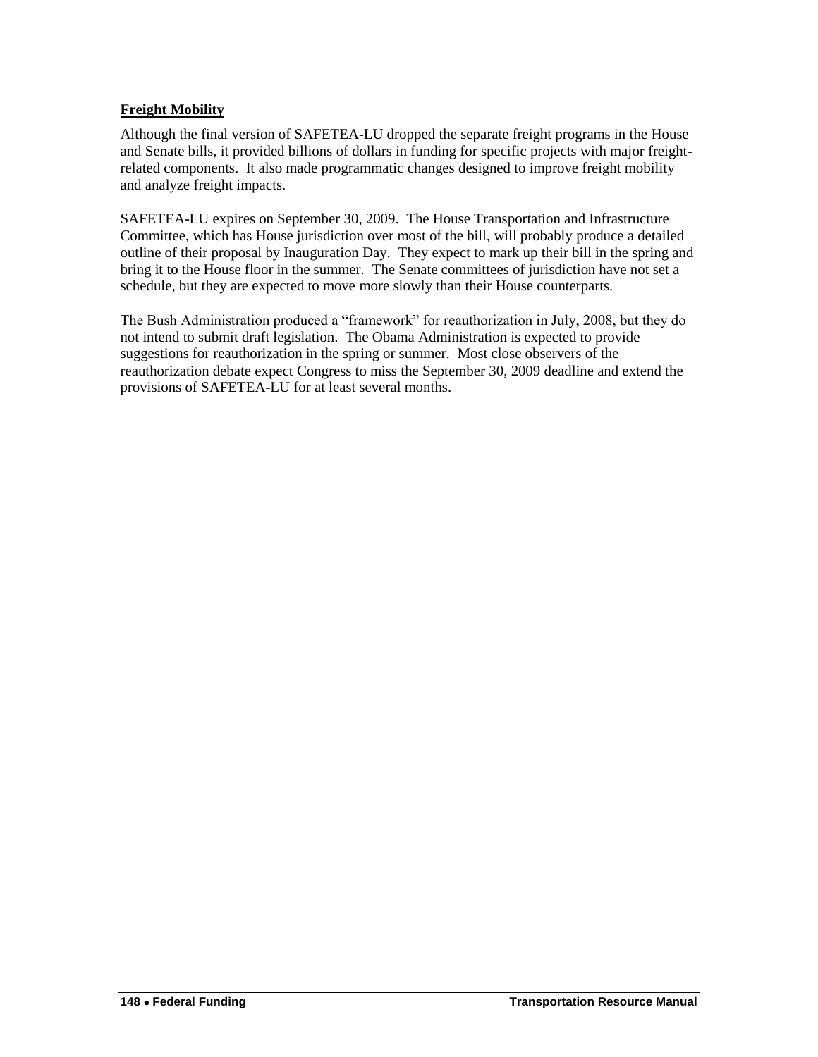**Freight Mobility**

Although the final version of SAFETEA-LU dropped the separate freight programs in the House and Senate bills, it provided billions of dollars in funding for specific projects with major freight-related components. It also made programmatic changes designed to improve freight mobility and analyze freight impacts.

SAFETEA-LU expires on September 30, 2009. The House Transportation and Infrastructure Committee, which has House jurisdiction over most of the bill, will probably produce a detailed outline of their proposal by Inauguration Day. They expect to mark up their bill in the spring and bring it to the House floor in the summer. The Senate committees of jurisdiction have not set a schedule, but they are expected to move more slowly than their House counterparts.

The Bush Administration produced a "framework" for reauthorization in July, 2008, but they do not intend to submit draft legislation. The Obama Administration is expected to provide suggestions for reauthorization in the spring or summer. Most close observers of the reauthorization debate expect Congress to miss the September 30, 2009 deadline and extend the provisions of SAFETEA-LU for at least several months.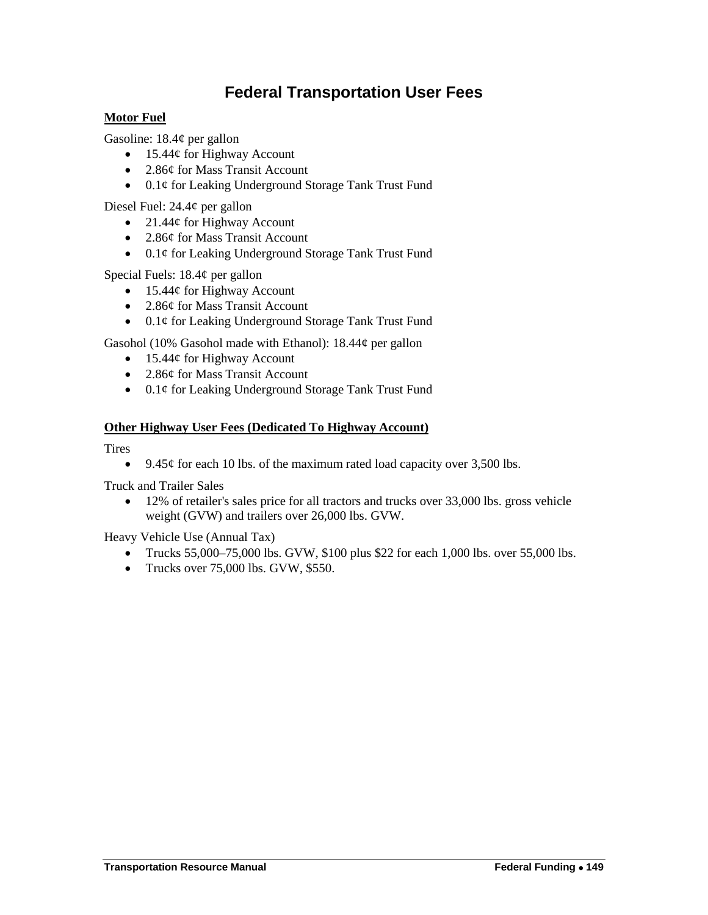# Federal Transportation User Fees

**Motor Fuel**

Gasoline: 18.4¢ per gallon

- 15.44¢ for Highway Account
- 2.86¢ for Mass Transit Account
- 0.1¢ for Leaking Underground Storage Tank Trust Fund

Diesel Fuel: 24.4¢ per gallon

- 21.44¢ for Highway Account
- 2.86¢ for Mass Transit Account
- 0.1¢ for Leaking Underground Storage Tank Trust Fund

Special Fuels: 18.4¢ per gallon

- 15.44¢ for Highway Account
- 2.86¢ for Mass Transit Account
- 0.1¢ for Leaking Underground Storage Tank Trust Fund

Gasohol (10% Gasohol made with Ethanol): 18.44¢ per gallon

- 15.44¢ for Highway Account
- 2.86¢ for Mass Transit Account
- 0.1¢ for Leaking Underground Storage Tank Trust Fund

**Other Highway User Fees (Dedicated To Highway Account)**

Tires

- 9.45¢ for each 10 lbs. of the maximum rated load capacity over 3,500 lbs.

Truck and Trailer Sales

- 12% of retailer's sales price for all tractors and trucks over 33,000 lbs. gross vehicle weight (GVW) and trailers over 26,000 lbs. GVW.

Heavy Vehicle Use (Annual Tax)

- Trucks 55,000–75,000 lbs. GVW, $100 plus $22 for each 1,000 lbs. over 55,000 lbs.
- Trucks over 75,000 lbs. GVW, $550.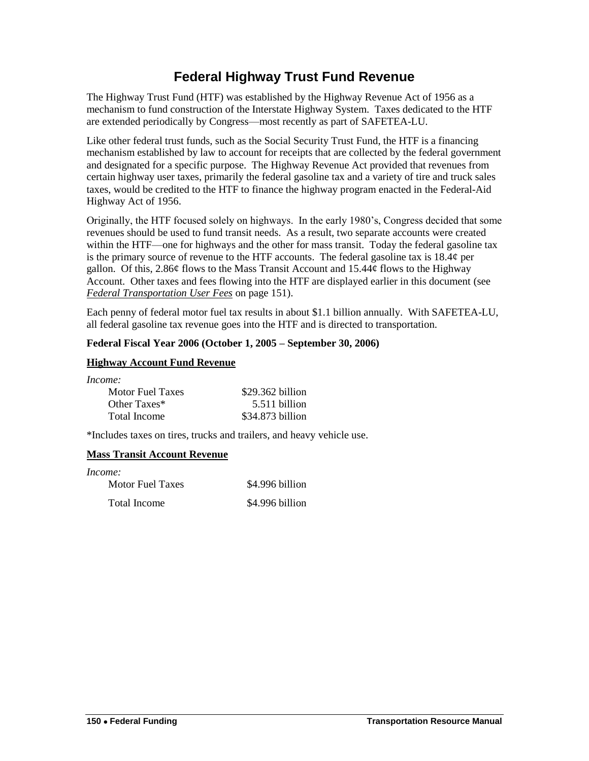# Federal Highway Trust Fund Revenue

The Highway Trust Fund (HTF) was established by the Highway Revenue Act of 1956 as a mechanism to fund construction of the Interstate Highway System. Taxes dedicated to the HTF are extended periodically by Congress—most recently as part of SAFETEA-LU.

Like other federal trust funds, such as the Social Security Trust Fund, the HTF is a financing mechanism established by law to account for receipts that are collected by the federal government and designated for a specific purpose. The Highway Revenue Act provided that revenues from certain highway user taxes, primarily the federal gasoline tax and a variety of tire and truck sales taxes, would be credited to the HTF to finance the highway program enacted in the Federal-Aid Highway Act of 1956.

Originally, the HTF focused solely on highways. In the early 1980's, Congress decided that some revenues should be used to fund transit needs. As a result, two separate accounts were created within the HTF—one for highways and the other for mass transit. Today the federal gasoline tax is the primary source of revenue to the HTF accounts. The federal gasoline tax is 18.4¢ per gallon. Of this, 2.86¢ flows to the Mass Transit Account and 15.44¢ flows to the Highway Account. Other taxes and fees flowing into the HTF are displayed earlier in this document (see *Federal Transportation User Fees* on page 151).

Each penny of federal motor fuel tax results in about $1.1 billion annually. With SAFETEA-LU, all federal gasoline tax revenue goes into the HTF and is directed to transportation.

**Federal Fiscal Year 2006 (October 1, 2005 – September 30, 2006)**

**Highway Account Fund Revenue**

*Income:*

| | |
|---|---|
| Motor Fuel Taxes | $29.362 billion |
| Other Taxes* | 5.511 billion |
| Total Income | $34.873 billion |

*Includes taxes on tires, trucks and trailers, and heavy vehicle use.

**Mass Transit Account Revenue**

*Income:*

| | |
|---|---|
| Motor Fuel Taxes | $4.996 billion |
| Total Income | $4.996 billion |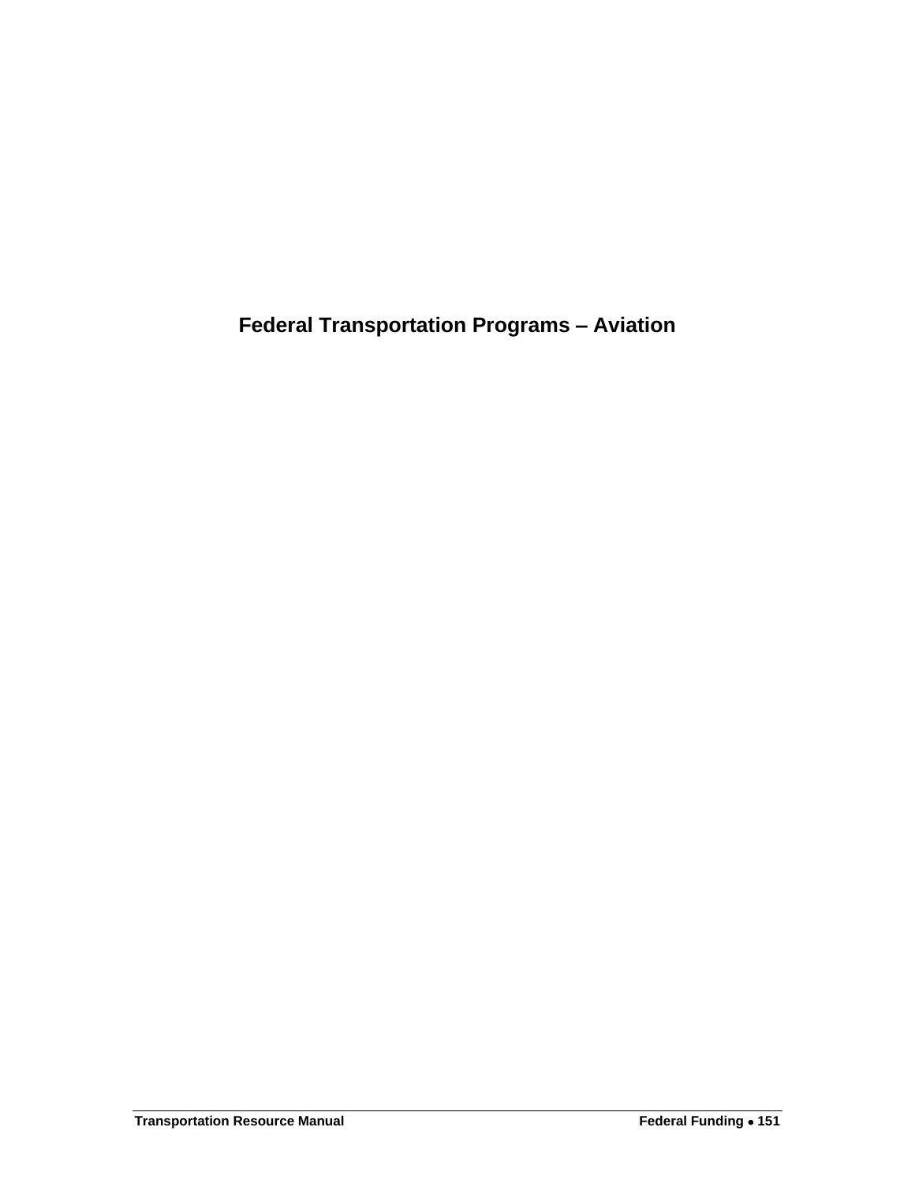# Federal Transportation Programs – Aviation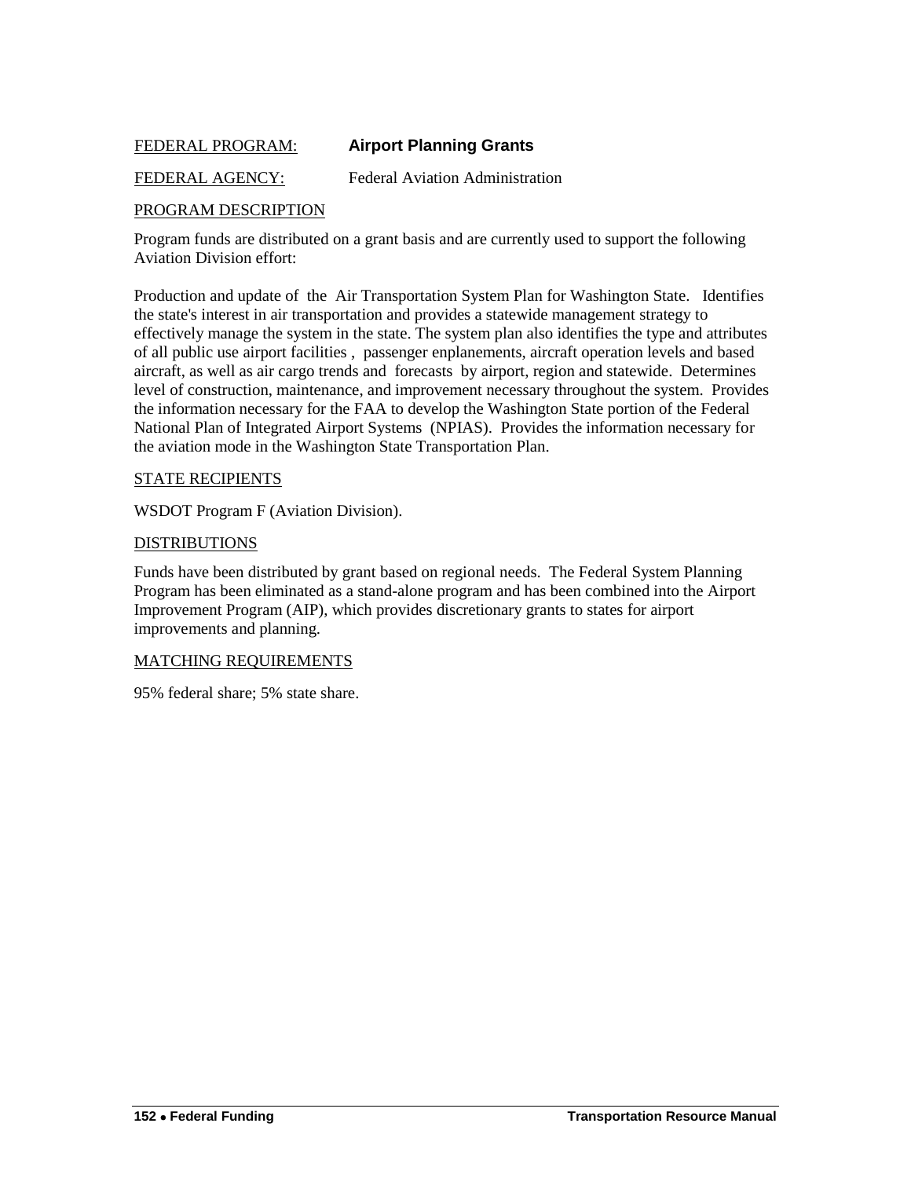FEDERAL PROGRAM: **Airport Planning Grants**

FEDERAL AGENCY: Federal Aviation Administration

PROGRAM DESCRIPTION

Program funds are distributed on a grant basis and are currently used to support the following Aviation Division effort:

Production and update of the Air Transportation System Plan for Washington State. Identifies the state's interest in air transportation and provides a statewide management strategy to effectively manage the system in the state. The system plan also identifies the type and attributes of all public use airport facilities , passenger enplanements, aircraft operation levels and based aircraft, as well as air cargo trends and forecasts by airport, region and statewide. Determines level of construction, maintenance, and improvement necessary throughout the system. Provides the information necessary for the FAA to develop the Washington State portion of the Federal National Plan of Integrated Airport Systems (NPIAS). Provides the information necessary for the aviation mode in the Washington State Transportation Plan.

STATE RECIPIENTS

WSDOT Program F (Aviation Division).

DISTRIBUTIONS

Funds have been distributed by grant based on regional needs. The Federal System Planning Program has been eliminated as a stand-alone program and has been combined into the Airport Improvement Program (AIP), which provides discretionary grants to states for airport improvements and planning.

MATCHING REQUIREMENTS

95% federal share; 5% state share.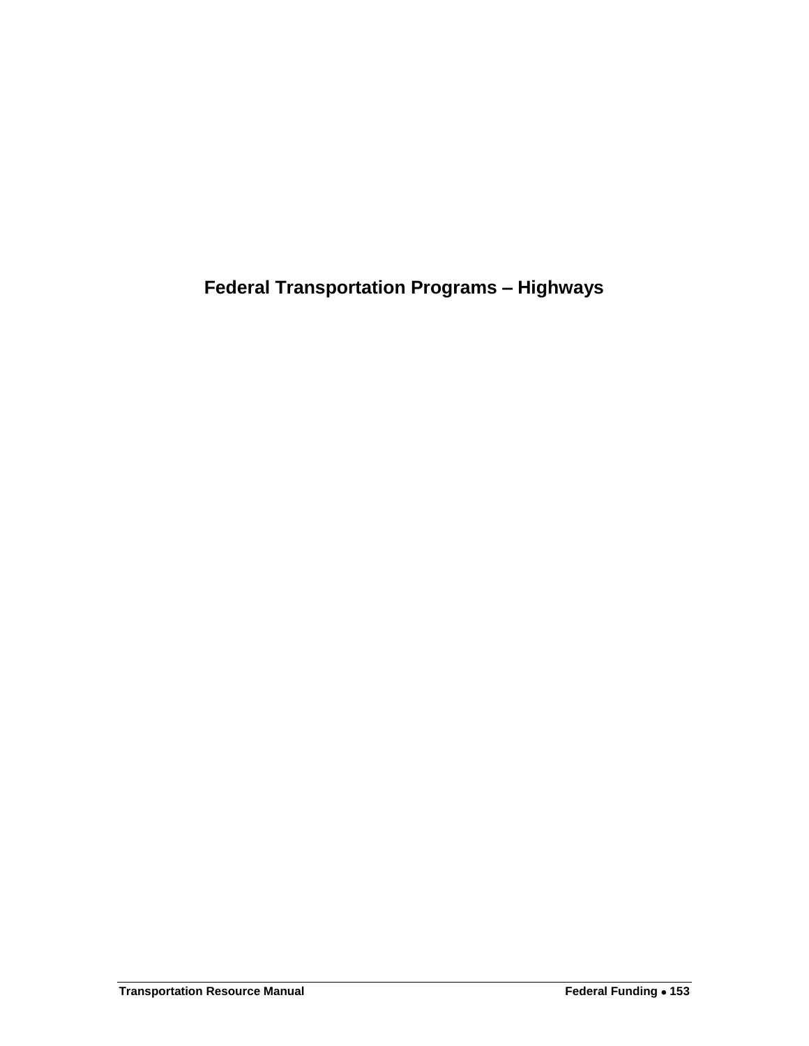# Federal Transportation Programs – Highways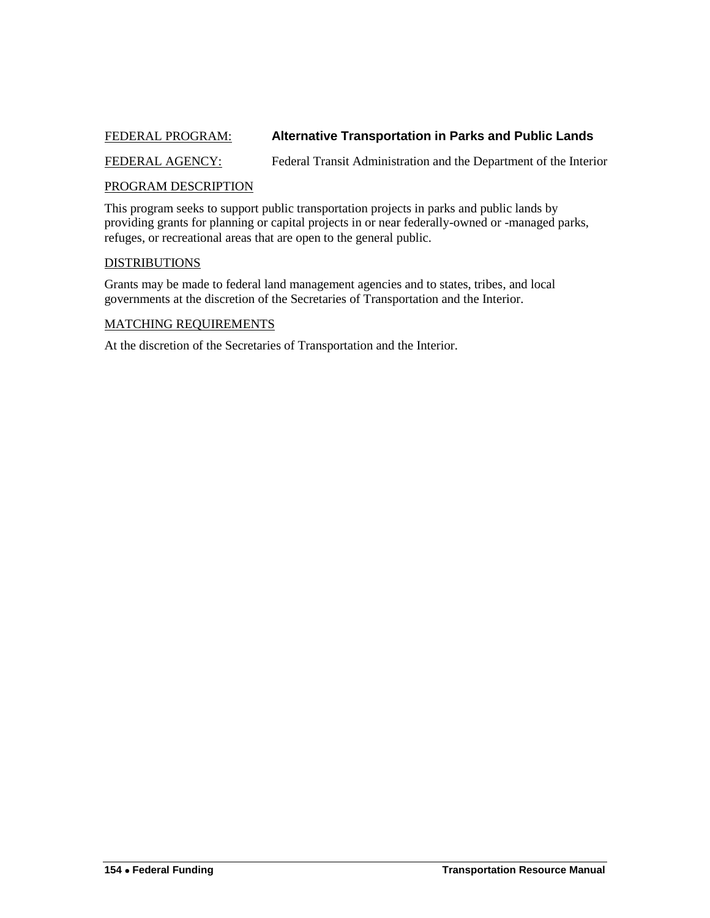FEDERAL PROGRAM: **Alternative Transportation in Parks and Public Lands**

FEDERAL AGENCY: Federal Transit Administration and the Department of the Interior

PROGRAM DESCRIPTION

This program seeks to support public transportation projects in parks and public lands by providing grants for planning or capital projects in or near federally-owned or -managed parks, refuges, or recreational areas that are open to the general public.

DISTRIBUTIONS

Grants may be made to federal land management agencies and to states, tribes, and local governments at the discretion of the Secretaries of Transportation and the Interior.

MATCHING REQUIREMENTS

At the discretion of the Secretaries of Transportation and the Interior.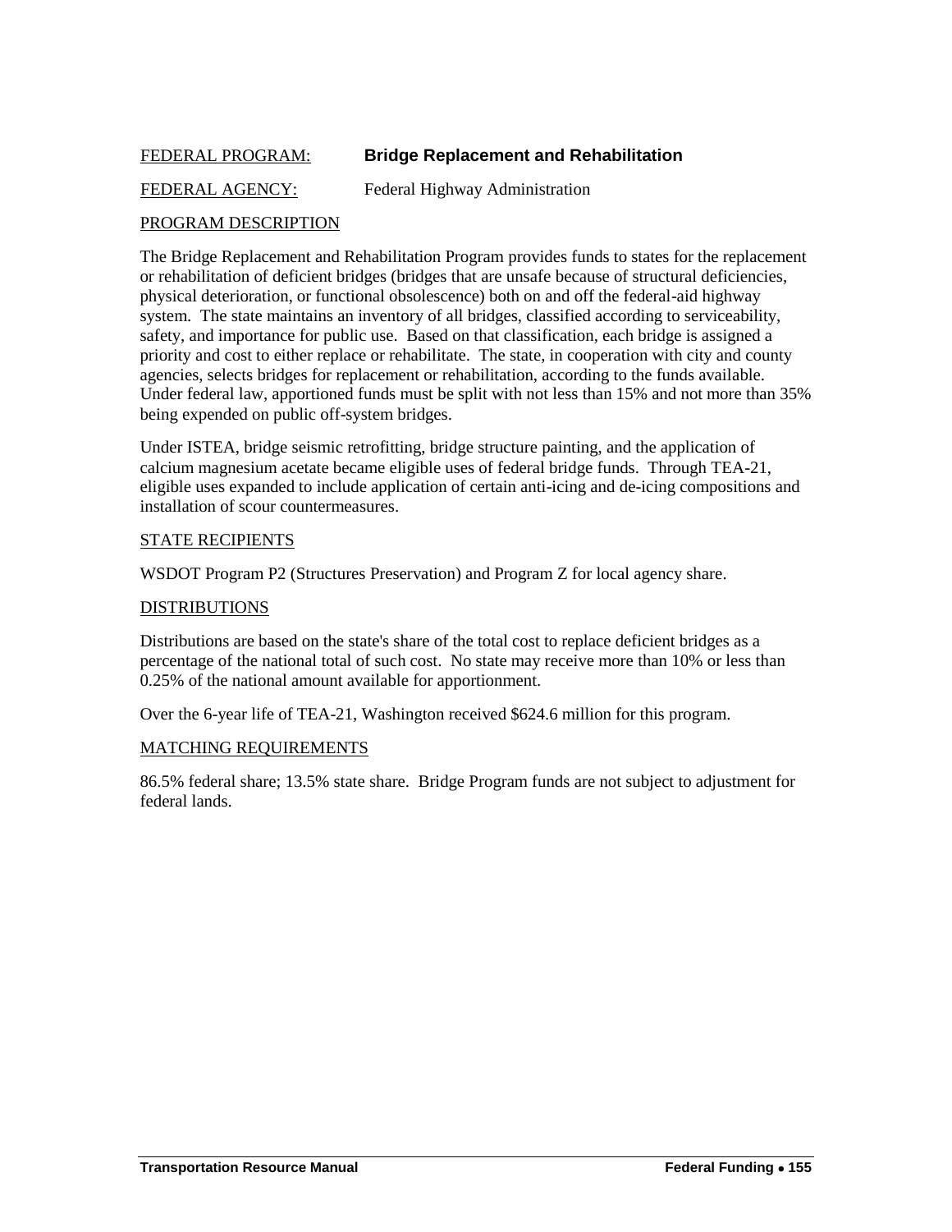FEDERAL PROGRAM: **Bridge Replacement and Rehabilitation**

FEDERAL AGENCY: Federal Highway Administration

PROGRAM DESCRIPTION

The Bridge Replacement and Rehabilitation Program provides funds to states for the replacement or rehabilitation of deficient bridges (bridges that are unsafe because of structural deficiencies, physical deterioration, or functional obsolescence) both on and off the federal-aid highway system. The state maintains an inventory of all bridges, classified according to serviceability, safety, and importance for public use. Based on that classification, each bridge is assigned a priority and cost to either replace or rehabilitate. The state, in cooperation with city and county agencies, selects bridges for replacement or rehabilitation, according to the funds available. Under federal law, apportioned funds must be split with not less than 15% and not more than 35% being expended on public off-system bridges.

Under ISTEA, bridge seismic retrofitting, bridge structure painting, and the application of calcium magnesium acetate became eligible uses of federal bridge funds. Through TEA-21, eligible uses expanded to include application of certain anti-icing and de-icing compositions and installation of scour countermeasures.

STATE RECIPIENTS

WSDOT Program P2 (Structures Preservation) and Program Z for local agency share.

DISTRIBUTIONS

Distributions are based on the state's share of the total cost to replace deficient bridges as a percentage of the national total of such cost. No state may receive more than 10% or less than 0.25% of the national amount available for apportionment.

Over the 6-year life of TEA-21, Washington received $624.6 million for this program.

MATCHING REQUIREMENTS

86.5% federal share; 13.5% state share. Bridge Program funds are not subject to adjustment for federal lands.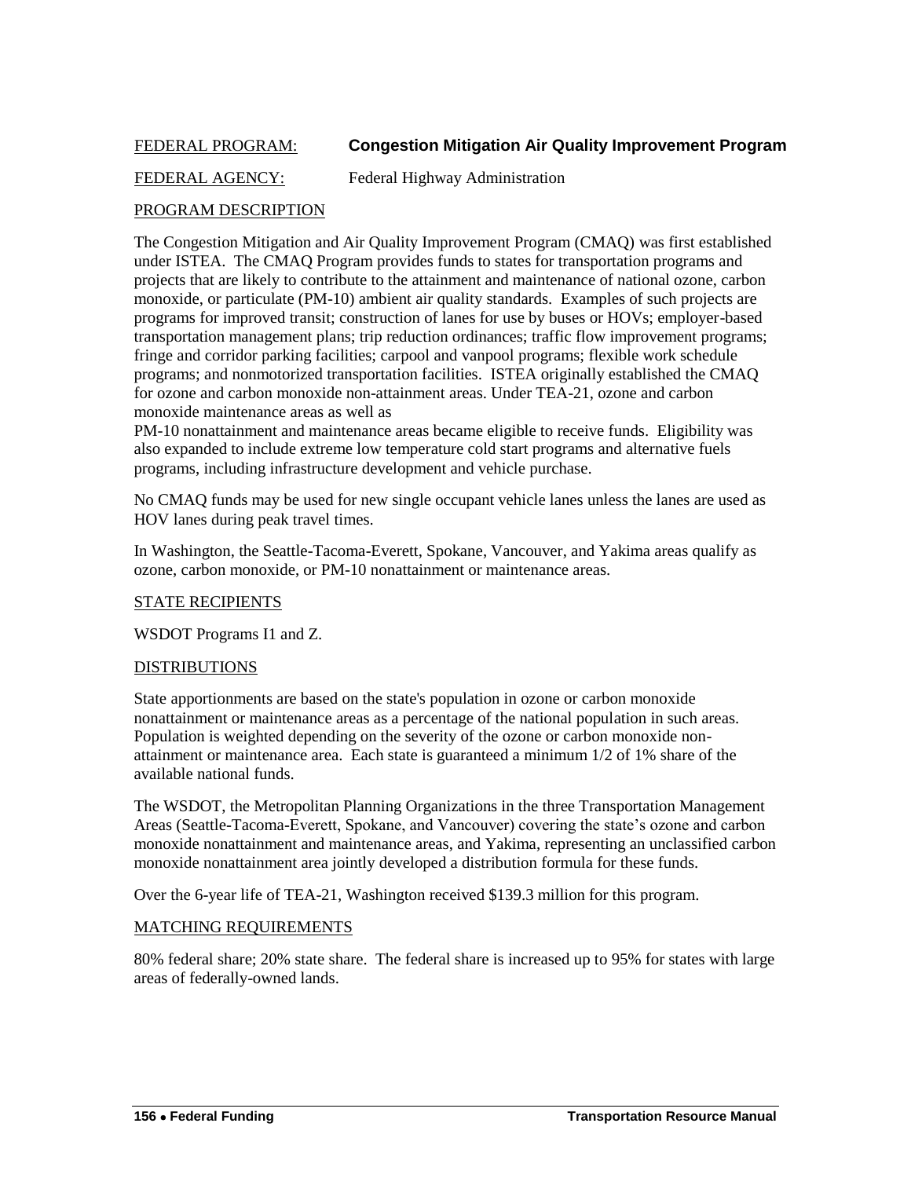FEDERAL PROGRAM: **Congestion Mitigation Air Quality Improvement Program**

FEDERAL AGENCY: Federal Highway Administration

PROGRAM DESCRIPTION

The Congestion Mitigation and Air Quality Improvement Program (CMAQ) was first established under ISTEA. The CMAQ Program provides funds to states for transportation programs and projects that are likely to contribute to the attainment and maintenance of national ozone, carbon monoxide, or particulate (PM-10) ambient air quality standards. Examples of such projects are programs for improved transit; construction of lanes for use by buses or HOVs; employer-based transportation management plans; trip reduction ordinances; traffic flow improvement programs; fringe and corridor parking facilities; carpool and vanpool programs; flexible work schedule programs; and nonmotorized transportation facilities. ISTEA originally established the CMAQ for ozone and carbon monoxide non-attainment areas. Under TEA-21, ozone and carbon monoxide maintenance areas as well as
PM-10 nonattainment and maintenance areas became eligible to receive funds. Eligibility was also expanded to include extreme low temperature cold start programs and alternative fuels programs, including infrastructure development and vehicle purchase.

No CMAQ funds may be used for new single occupant vehicle lanes unless the lanes are used as HOV lanes during peak travel times.

In Washington, the Seattle-Tacoma-Everett, Spokane, Vancouver, and Yakima areas qualify as ozone, carbon monoxide, or PM-10 nonattainment or maintenance areas.

STATE RECIPIENTS

WSDOT Programs I1 and Z.

DISTRIBUTIONS

State apportionments are based on the state's population in ozone or carbon monoxide nonattainment or maintenance areas as a percentage of the national population in such areas. Population is weighted depending on the severity of the ozone or carbon monoxide non-attainment or maintenance area. Each state is guaranteed a minimum 1/2 of 1% share of the available national funds.

The WSDOT, the Metropolitan Planning Organizations in the three Transportation Management Areas (Seattle-Tacoma-Everett, Spokane, and Vancouver) covering the state's ozone and carbon monoxide nonattainment and maintenance areas, and Yakima, representing an unclassified carbon monoxide nonattainment area jointly developed a distribution formula for these funds.

Over the 6-year life of TEA-21, Washington received $139.3 million for this program.

MATCHING REQUIREMENTS

80% federal share; 20% state share. The federal share is increased up to 95% for states with large areas of federally-owned lands.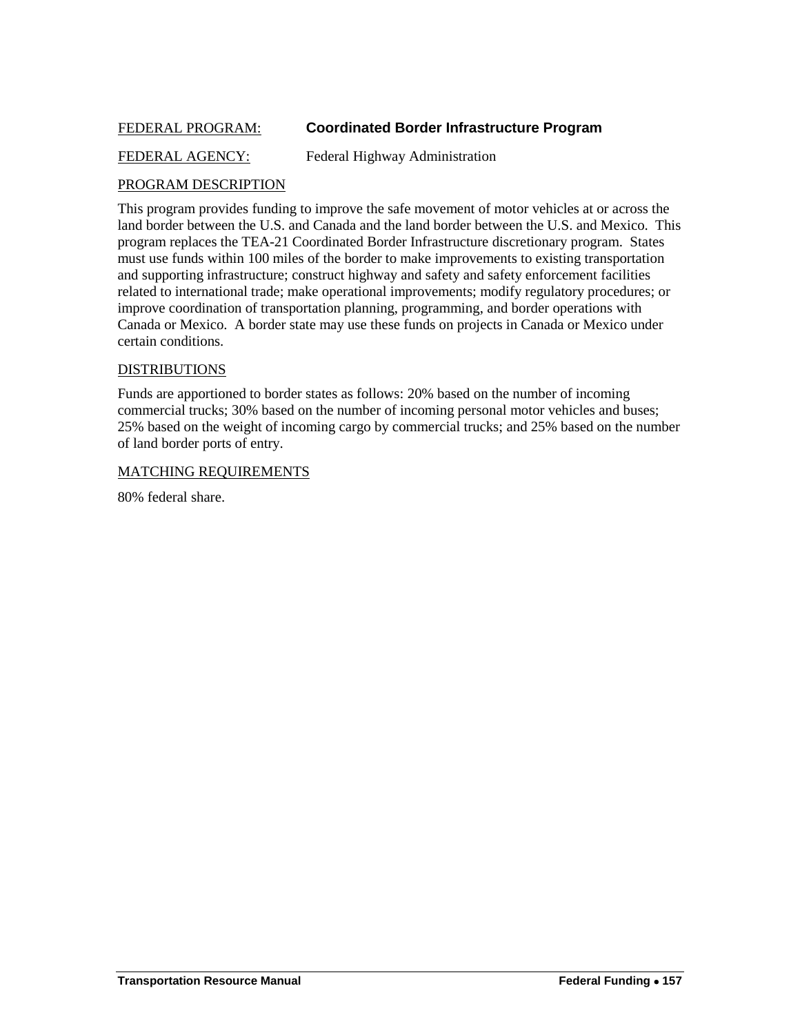FEDERAL PROGRAM: **Coordinated Border Infrastructure Program**

FEDERAL AGENCY: Federal Highway Administration

PROGRAM DESCRIPTION

This program provides funding to improve the safe movement of motor vehicles at or across the land border between the U.S. and Canada and the land border between the U.S. and Mexico. This program replaces the TEA-21 Coordinated Border Infrastructure discretionary program. States must use funds within 100 miles of the border to make improvements to existing transportation and supporting infrastructure; construct highway and safety and safety enforcement facilities related to international trade; make operational improvements; modify regulatory procedures; or improve coordination of transportation planning, programming, and border operations with Canada or Mexico. A border state may use these funds on projects in Canada or Mexico under certain conditions.

DISTRIBUTIONS

Funds are apportioned to border states as follows: 20% based on the number of incoming commercial trucks; 30% based on the number of incoming personal motor vehicles and buses; 25% based on the weight of incoming cargo by commercial trucks; and 25% based on the number of land border ports of entry.

MATCHING REQUIREMENTS

80% federal share.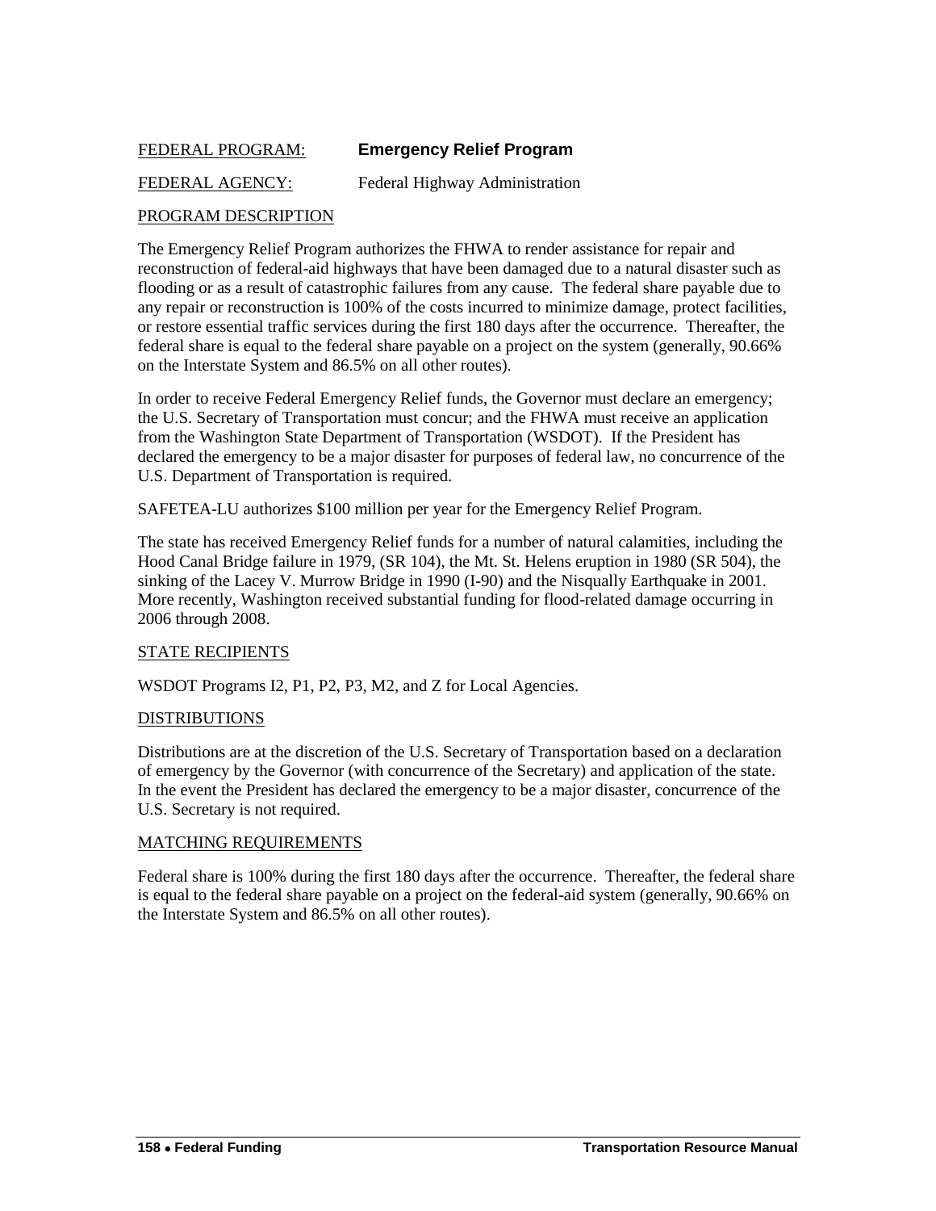FEDERAL PROGRAM: **Emergency Relief Program**

FEDERAL AGENCY: Federal Highway Administration

PROGRAM DESCRIPTION

The Emergency Relief Program authorizes the FHWA to render assistance for repair and reconstruction of federal-aid highways that have been damaged due to a natural disaster such as flooding or as a result of catastrophic failures from any cause. The federal share payable due to any repair or reconstruction is 100% of the costs incurred to minimize damage, protect facilities, or restore essential traffic services during the first 180 days after the occurrence. Thereafter, the federal share is equal to the federal share payable on a project on the system (generally, 90.66% on the Interstate System and 86.5% on all other routes).

In order to receive Federal Emergency Relief funds, the Governor must declare an emergency; the U.S. Secretary of Transportation must concur; and the FHWA must receive an application from the Washington State Department of Transportation (WSDOT). If the President has declared the emergency to be a major disaster for purposes of federal law, no concurrence of the U.S. Department of Transportation is required.

SAFETEA-LU authorizes $100 million per year for the Emergency Relief Program.

The state has received Emergency Relief funds for a number of natural calamities, including the Hood Canal Bridge failure in 1979, (SR 104), the Mt. St. Helens eruption in 1980 (SR 504), the sinking of the Lacey V. Murrow Bridge in 1990 (I-90) and the Nisqually Earthquake in 2001. More recently, Washington received substantial funding for flood-related damage occurring in 2006 through 2008.

STATE RECIPIENTS

WSDOT Programs I2, P1, P2, P3, M2, and Z for Local Agencies.

DISTRIBUTIONS

Distributions are at the discretion of the U.S. Secretary of Transportation based on a declaration of emergency by the Governor (with concurrence of the Secretary) and application of the state. In the event the President has declared the emergency to be a major disaster, concurrence of the U.S. Secretary is not required.

MATCHING REQUIREMENTS

Federal share is 100% during the first 180 days after the occurrence. Thereafter, the federal share is equal to the federal share payable on a project on the federal-aid system (generally, 90.66% on the Interstate System and 86.5% on all other routes).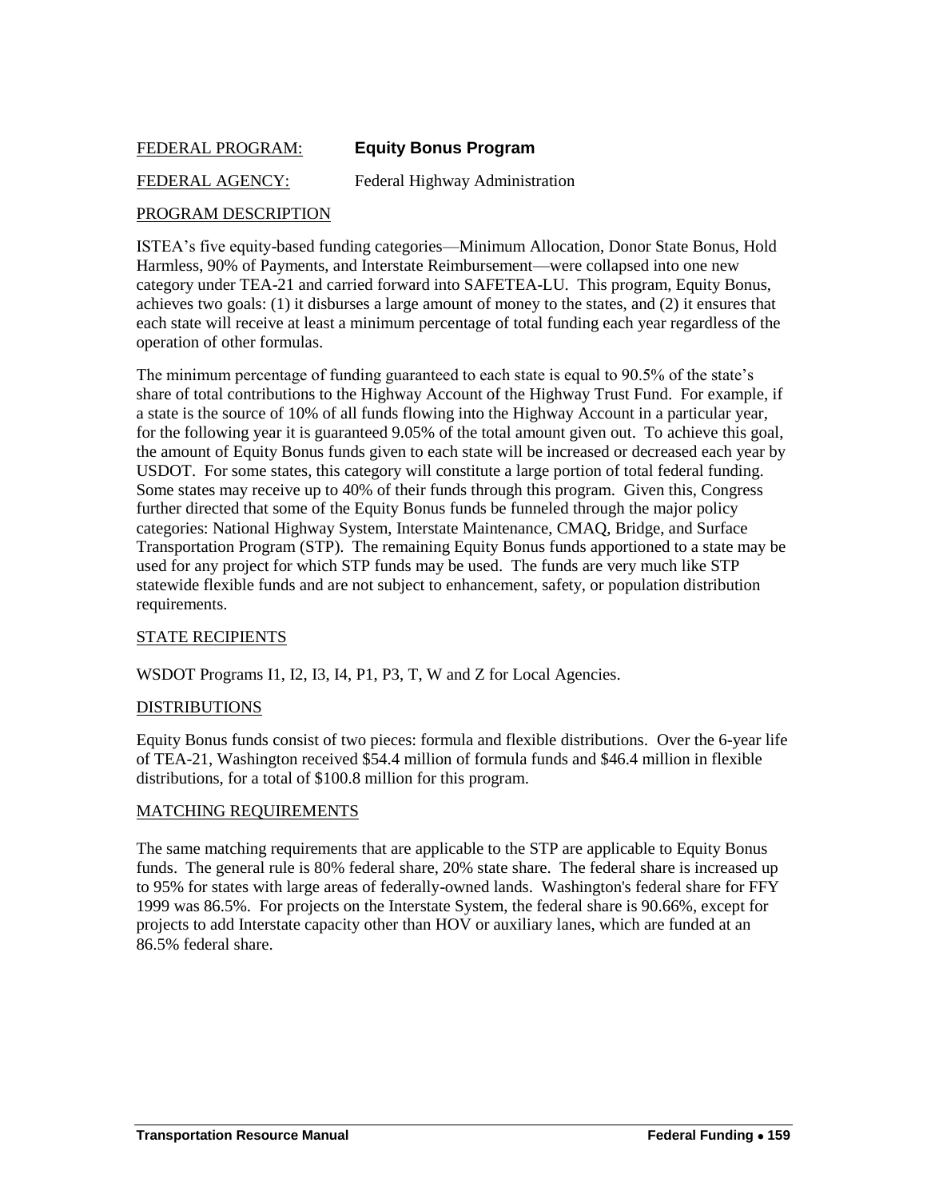FEDERAL PROGRAM: **Equity Bonus Program**

FEDERAL AGENCY: Federal Highway Administration

PROGRAM DESCRIPTION

ISTEA's five equity-based funding categories—Minimum Allocation, Donor State Bonus, Hold Harmless, 90% of Payments, and Interstate Reimbursement—were collapsed into one new category under TEA-21 and carried forward into SAFETEA-LU. This program, Equity Bonus, achieves two goals: (1) it disburses a large amount of money to the states, and (2) it ensures that each state will receive at least a minimum percentage of total funding each year regardless of the operation of other formulas.

The minimum percentage of funding guaranteed to each state is equal to 90.5% of the state's share of total contributions to the Highway Account of the Highway Trust Fund. For example, if a state is the source of 10% of all funds flowing into the Highway Account in a particular year, for the following year it is guaranteed 9.05% of the total amount given out. To achieve this goal, the amount of Equity Bonus funds given to each state will be increased or decreased each year by USDOT. For some states, this category will constitute a large portion of total federal funding. Some states may receive up to 40% of their funds through this program. Given this, Congress further directed that some of the Equity Bonus funds be funneled through the major policy categories: National Highway System, Interstate Maintenance, CMAQ, Bridge, and Surface Transportation Program (STP). The remaining Equity Bonus funds apportioned to a state may be used for any project for which STP funds may be used. The funds are very much like STP statewide flexible funds and are not subject to enhancement, safety, or population distribution requirements.

STATE RECIPIENTS

WSDOT Programs I1, I2, I3, I4, P1, P3, T, W and Z for Local Agencies.

DISTRIBUTIONS

Equity Bonus funds consist of two pieces: formula and flexible distributions. Over the 6-year life of TEA-21, Washington received $54.4 million of formula funds and $46.4 million in flexible distributions, for a total of $100.8 million for this program.

MATCHING REQUIREMENTS

The same matching requirements that are applicable to the STP are applicable to Equity Bonus funds. The general rule is 80% federal share, 20% state share. The federal share is increased up to 95% for states with large areas of federally-owned lands. Washington's federal share for FFY 1999 was 86.5%. For projects on the Interstate System, the federal share is 90.66%, except for projects to add Interstate capacity other than HOV or auxiliary lanes, which are funded at an 86.5% federal share.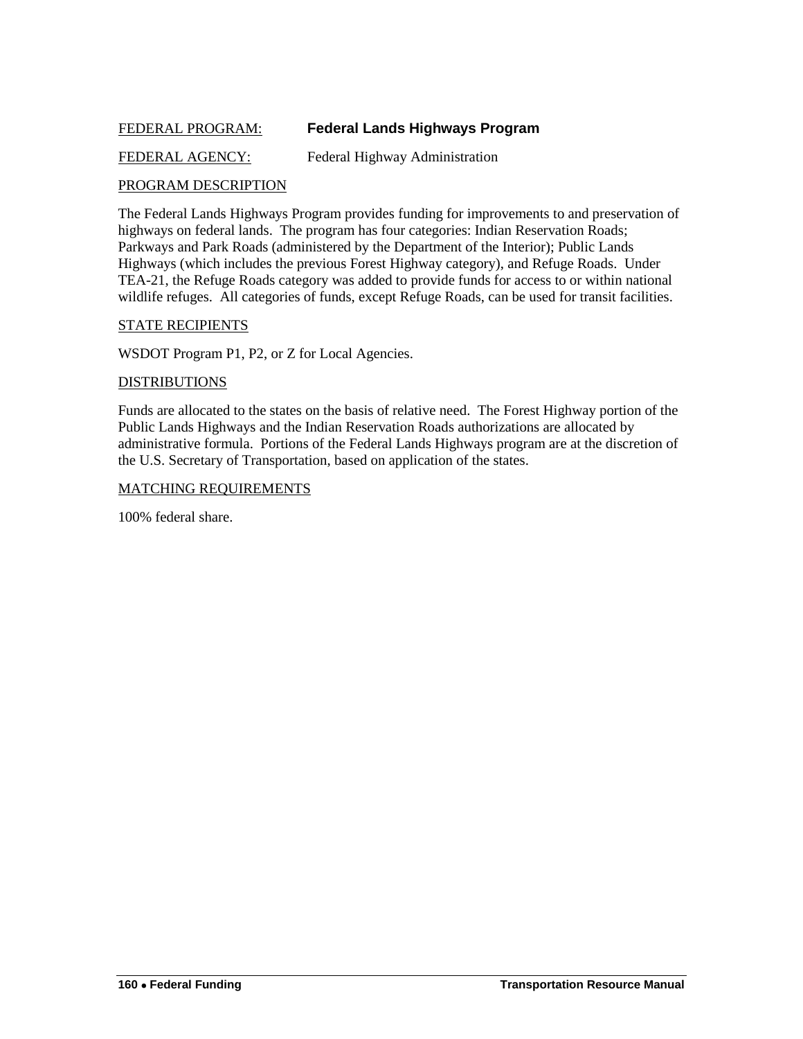FEDERAL PROGRAM: **Federal Lands Highways Program**

FEDERAL AGENCY: Federal Highway Administration

PROGRAM DESCRIPTION

The Federal Lands Highways Program provides funding for improvements to and preservation of highways on federal lands. The program has four categories: Indian Reservation Roads; Parkways and Park Roads (administered by the Department of the Interior); Public Lands Highways (which includes the previous Forest Highway category), and Refuge Roads. Under TEA-21, the Refuge Roads category was added to provide funds for access to or within national wildlife refuges. All categories of funds, except Refuge Roads, can be used for transit facilities.

STATE RECIPIENTS

WSDOT Program P1, P2, or Z for Local Agencies.

DISTRIBUTIONS

Funds are allocated to the states on the basis of relative need. The Forest Highway portion of the Public Lands Highways and the Indian Reservation Roads authorizations are allocated by administrative formula. Portions of the Federal Lands Highways program are at the discretion of the U.S. Secretary of Transportation, based on application of the states.

MATCHING REQUIREMENTS

100% federal share.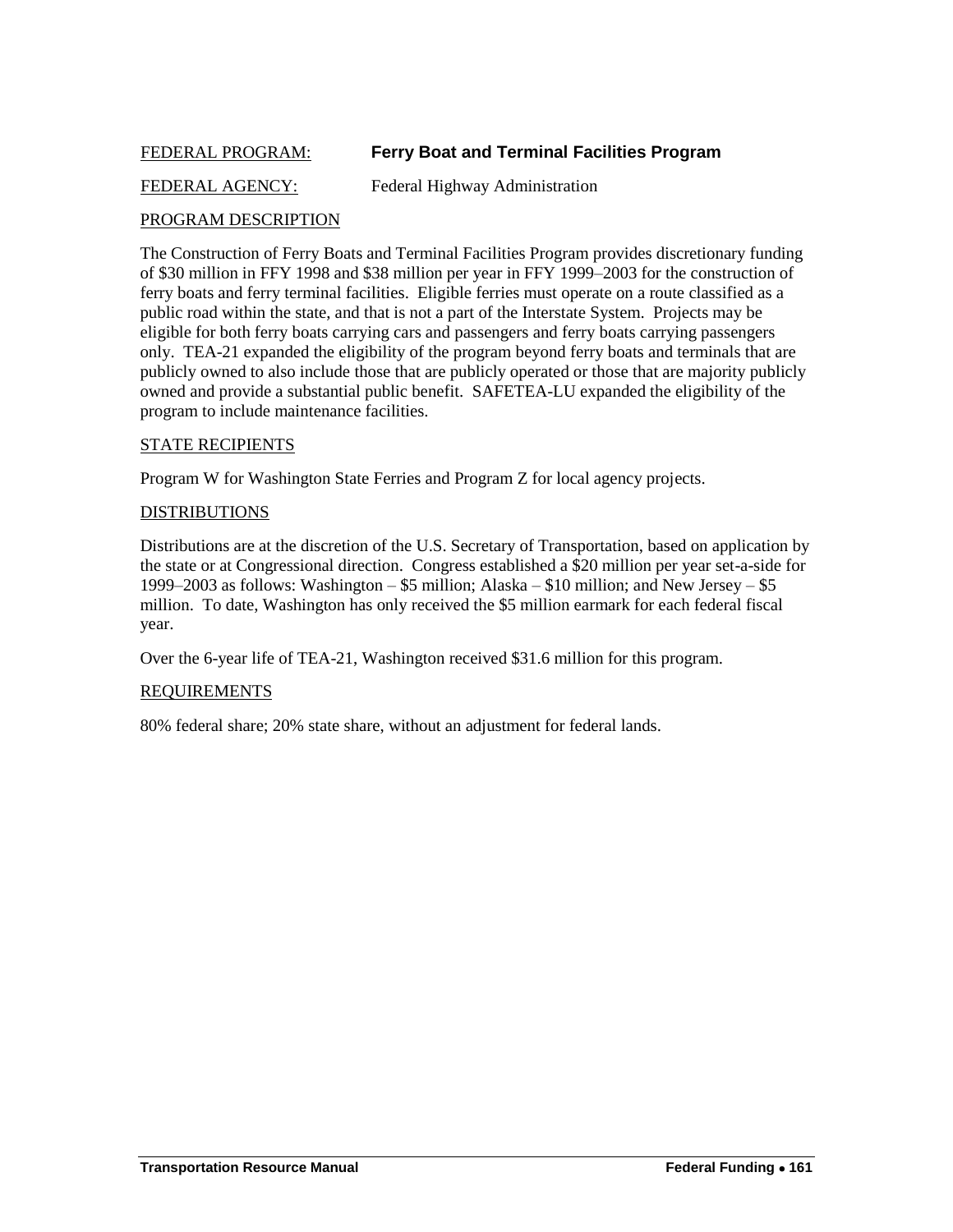FEDERAL PROGRAM: **Ferry Boat and Terminal Facilities Program**

FEDERAL AGENCY: Federal Highway Administration

## PROGRAM DESCRIPTION

The Construction of Ferry Boats and Terminal Facilities Program provides discretionary funding of $30 million in FFY 1998 and $38 million per year in FFY 1999–2003 for the construction of ferry boats and ferry terminal facilities. Eligible ferries must operate on a route classified as a public road within the state, and that is not a part of the Interstate System. Projects may be eligible for both ferry boats carrying cars and passengers and ferry boats carrying passengers only. TEA-21 expanded the eligibility of the program beyond ferry boats and terminals that are publicly owned to also include those that are publicly operated or those that are majority publicly owned and provide a substantial public benefit. SAFETEA-LU expanded the eligibility of the program to include maintenance facilities.

## STATE RECIPIENTS

Program W for Washington State Ferries and Program Z for local agency projects.

## DISTRIBUTIONS

Distributions are at the discretion of the U.S. Secretary of Transportation, based on application by the state or at Congressional direction. Congress established a $20 million per year set-a-side for 1999–2003 as follows: Washington – $5 million; Alaska – $10 million; and New Jersey – $5 million. To date, Washington has only received the $5 million earmark for each federal fiscal year.

Over the 6-year life of TEA-21, Washington received $31.6 million for this program.

## REQUIREMENTS

80% federal share; 20% state share, without an adjustment for federal lands.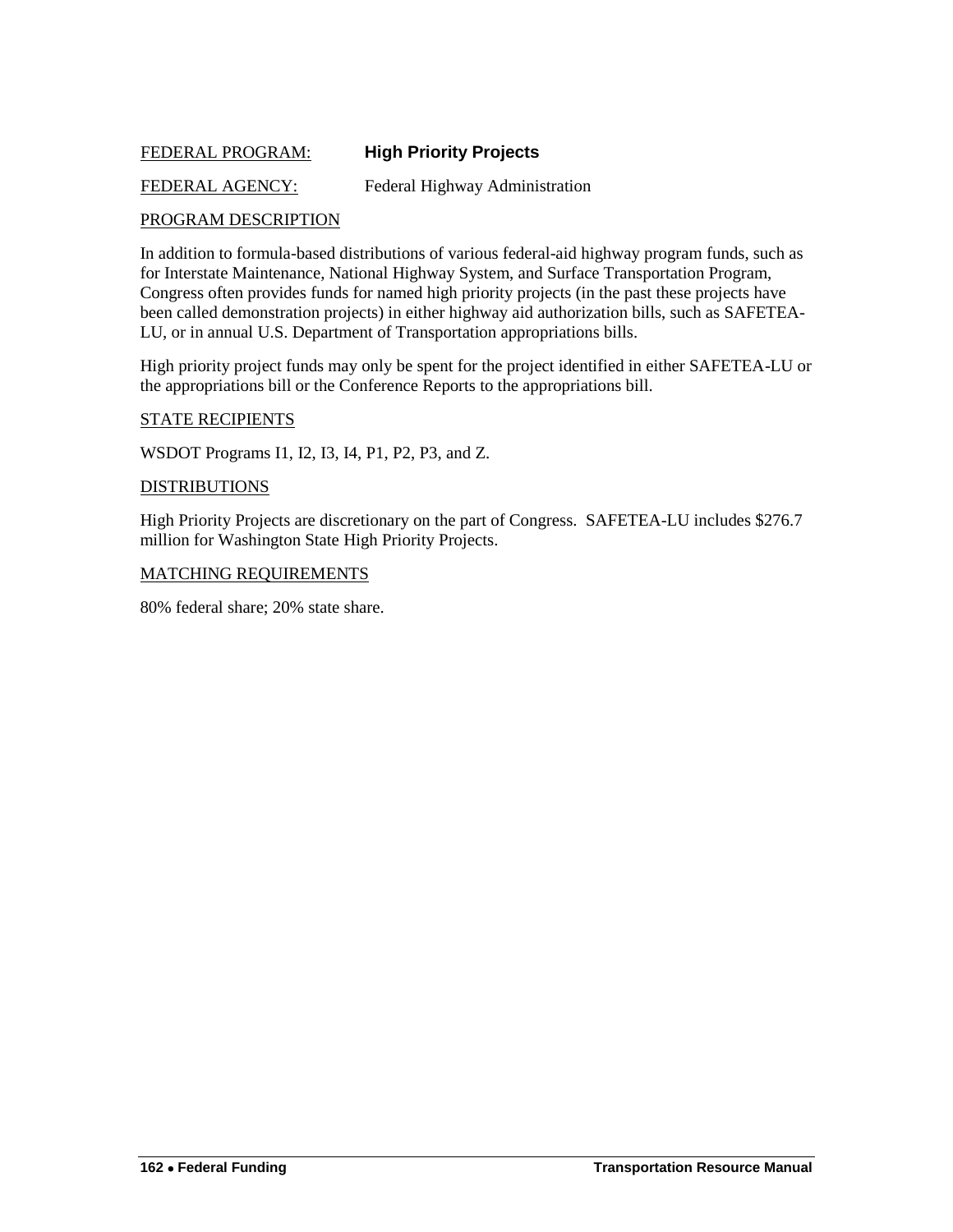FEDERAL PROGRAM: **High Priority Projects**

FEDERAL AGENCY: Federal Highway Administration

PROGRAM DESCRIPTION

In addition to formula-based distributions of various federal-aid highway program funds, such as for Interstate Maintenance, National Highway System, and Surface Transportation Program, Congress often provides funds for named high priority projects (in the past these projects have been called demonstration projects) in either highway aid authorization bills, such as SAFETEA-LU, or in annual U.S. Department of Transportation appropriations bills.

High priority project funds may only be spent for the project identified in either SAFETEA-LU or the appropriations bill or the Conference Reports to the appropriations bill.

STATE RECIPIENTS

WSDOT Programs I1, I2, I3, I4, P1, P2, P3, and Z.

DISTRIBUTIONS

High Priority Projects are discretionary on the part of Congress. SAFETEA-LU includes $276.7 million for Washington State High Priority Projects.

MATCHING REQUIREMENTS

80% federal share; 20% state share.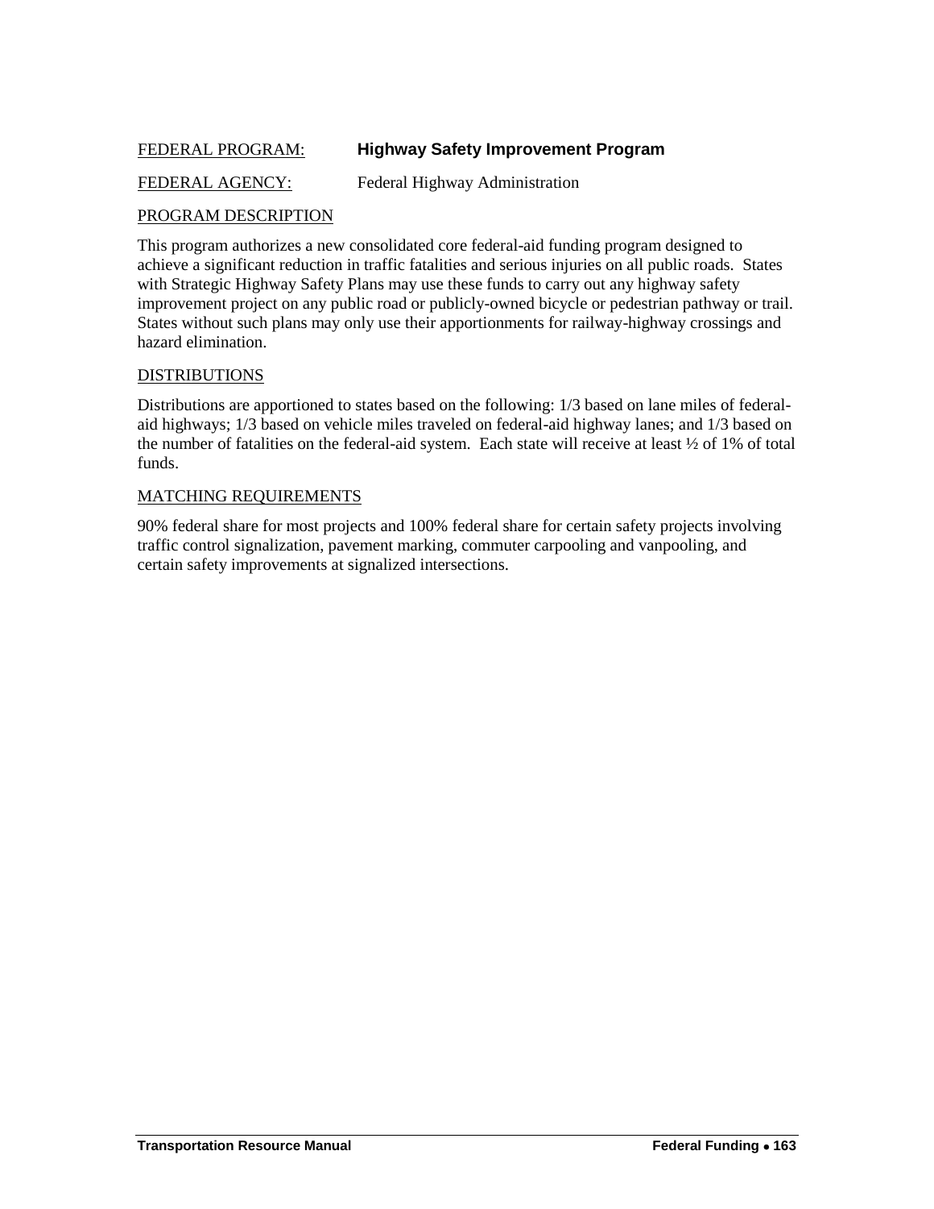FEDERAL PROGRAM: **Highway Safety Improvement Program**

FEDERAL AGENCY: Federal Highway Administration

PROGRAM DESCRIPTION

This program authorizes a new consolidated core federal-aid funding program designed to achieve a significant reduction in traffic fatalities and serious injuries on all public roads. States with Strategic Highway Safety Plans may use these funds to carry out any highway safety improvement project on any public road or publicly-owned bicycle or pedestrian pathway or trail. States without such plans may only use their apportionments for railway-highway crossings and hazard elimination.

DISTRIBUTIONS

Distributions are apportioned to states based on the following: 1/3 based on lane miles of federal-aid highways; 1/3 based on vehicle miles traveled on federal-aid highway lanes; and 1/3 based on the number of fatalities on the federal-aid system. Each state will receive at least ½ of 1% of total funds.

MATCHING REQUIREMENTS

90% federal share for most projects and 100% federal share for certain safety projects involving traffic control signalization, pavement marking, commuter carpooling and vanpooling, and certain safety improvements at signalized intersections.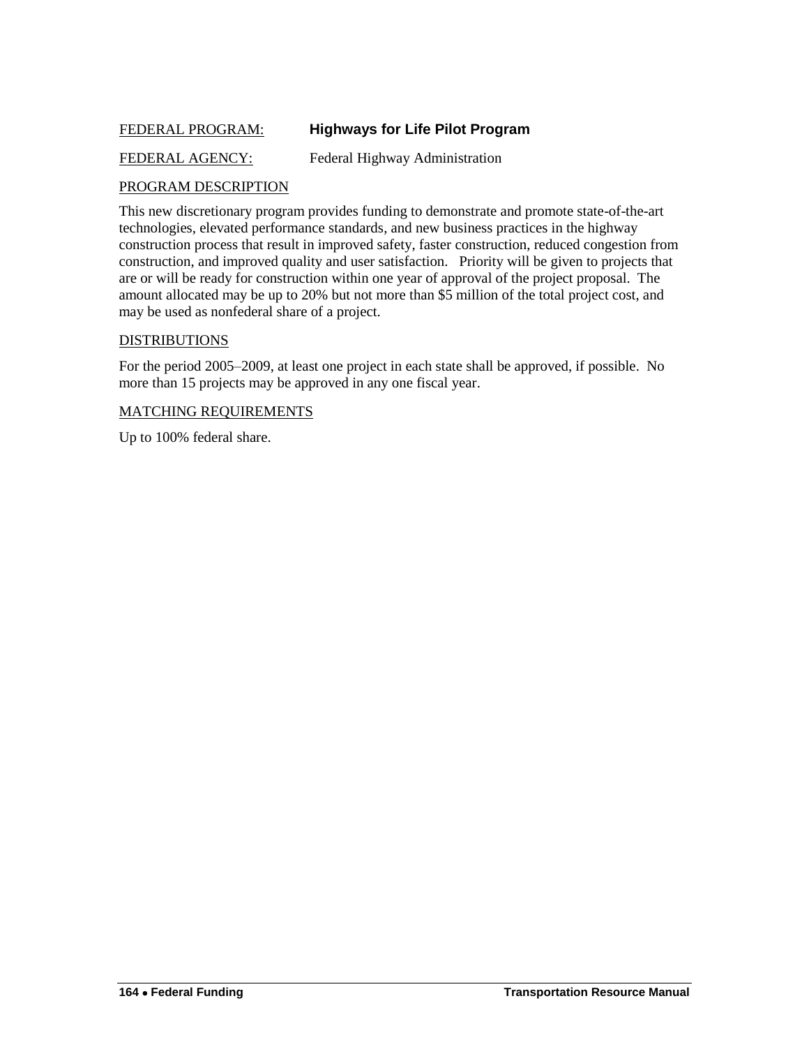FEDERAL PROGRAM: **Highways for Life Pilot Program**

FEDERAL AGENCY: Federal Highway Administration

PROGRAM DESCRIPTION

This new discretionary program provides funding to demonstrate and promote state-of-the-art technologies, elevated performance standards, and new business practices in the highway construction process that result in improved safety, faster construction, reduced congestion from construction, and improved quality and user satisfaction. Priority will be given to projects that are or will be ready for construction within one year of approval of the project proposal. The amount allocated may be up to 20% but not more than $5 million of the total project cost, and may be used as nonfederal share of a project.

DISTRIBUTIONS

For the period 2005–2009, at least one project in each state shall be approved, if possible. No more than 15 projects may be approved in any one fiscal year.

MATCHING REQUIREMENTS

Up to 100% federal share.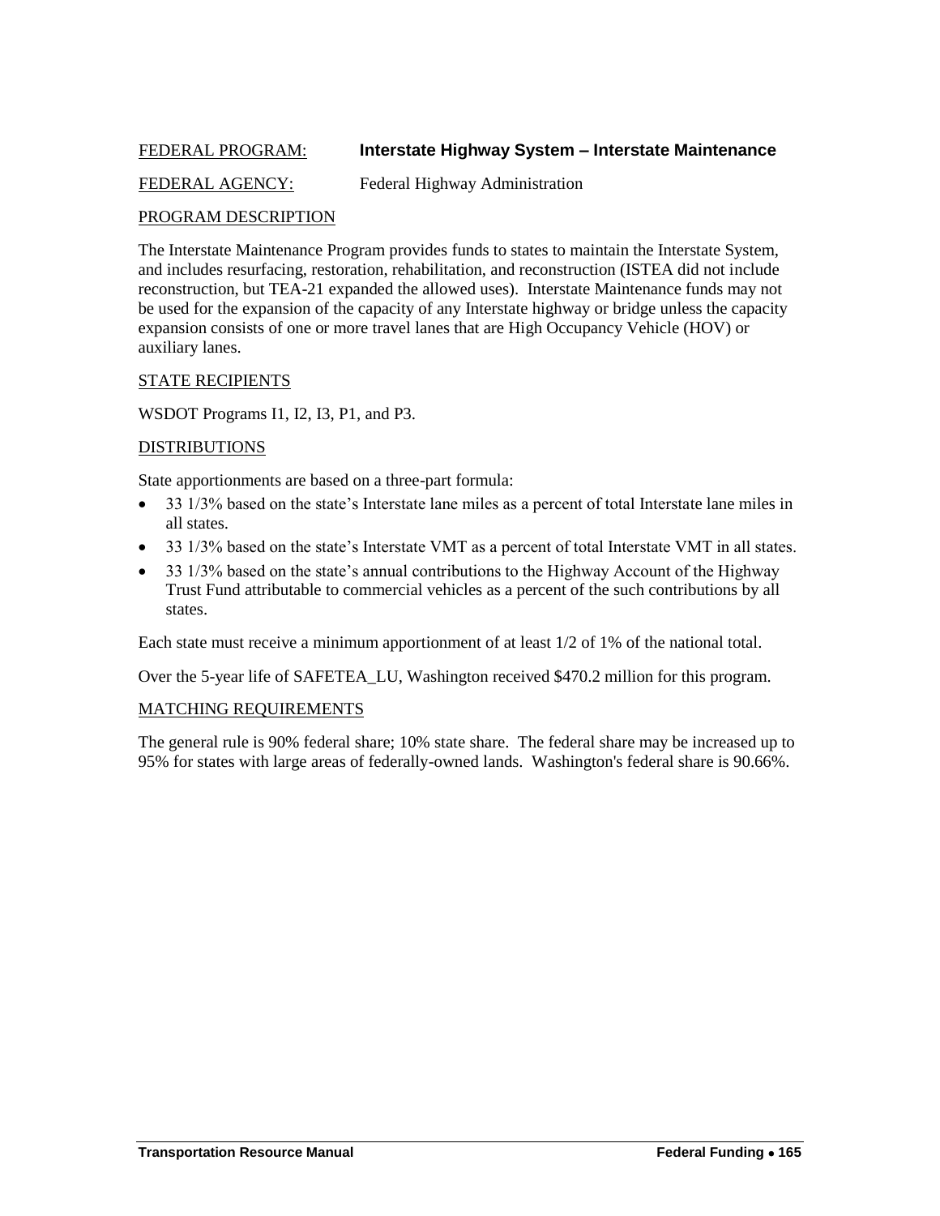FEDERAL PROGRAM: **Interstate Highway System – Interstate Maintenance**

FEDERAL AGENCY: Federal Highway Administration

PROGRAM DESCRIPTION

The Interstate Maintenance Program provides funds to states to maintain the Interstate System, and includes resurfacing, restoration, rehabilitation, and reconstruction (ISTEA did not include reconstruction, but TEA-21 expanded the allowed uses). Interstate Maintenance funds may not be used for the expansion of the capacity of any Interstate highway or bridge unless the capacity expansion consists of one or more travel lanes that are High Occupancy Vehicle (HOV) or auxiliary lanes.

STATE RECIPIENTS

WSDOT Programs I1, I2, I3, P1, and P3.

DISTRIBUTIONS

State apportionments are based on a three-part formula:

- 33 1/3% based on the state's Interstate lane miles as a percent of total Interstate lane miles in all states.
- 33 1/3% based on the state's Interstate VMT as a percent of total Interstate VMT in all states.
- 33 1/3% based on the state's annual contributions to the Highway Account of the Highway Trust Fund attributable to commercial vehicles as a percent of the such contributions by all states.

Each state must receive a minimum apportionment of at least 1/2 of 1% of the national total.

Over the 5-year life of SAFETEA_LU, Washington received $470.2 million for this program.

MATCHING REQUIREMENTS

The general rule is 90% federal share; 10% state share. The federal share may be increased up to 95% for states with large areas of federally-owned lands. Washington's federal share is 90.66%.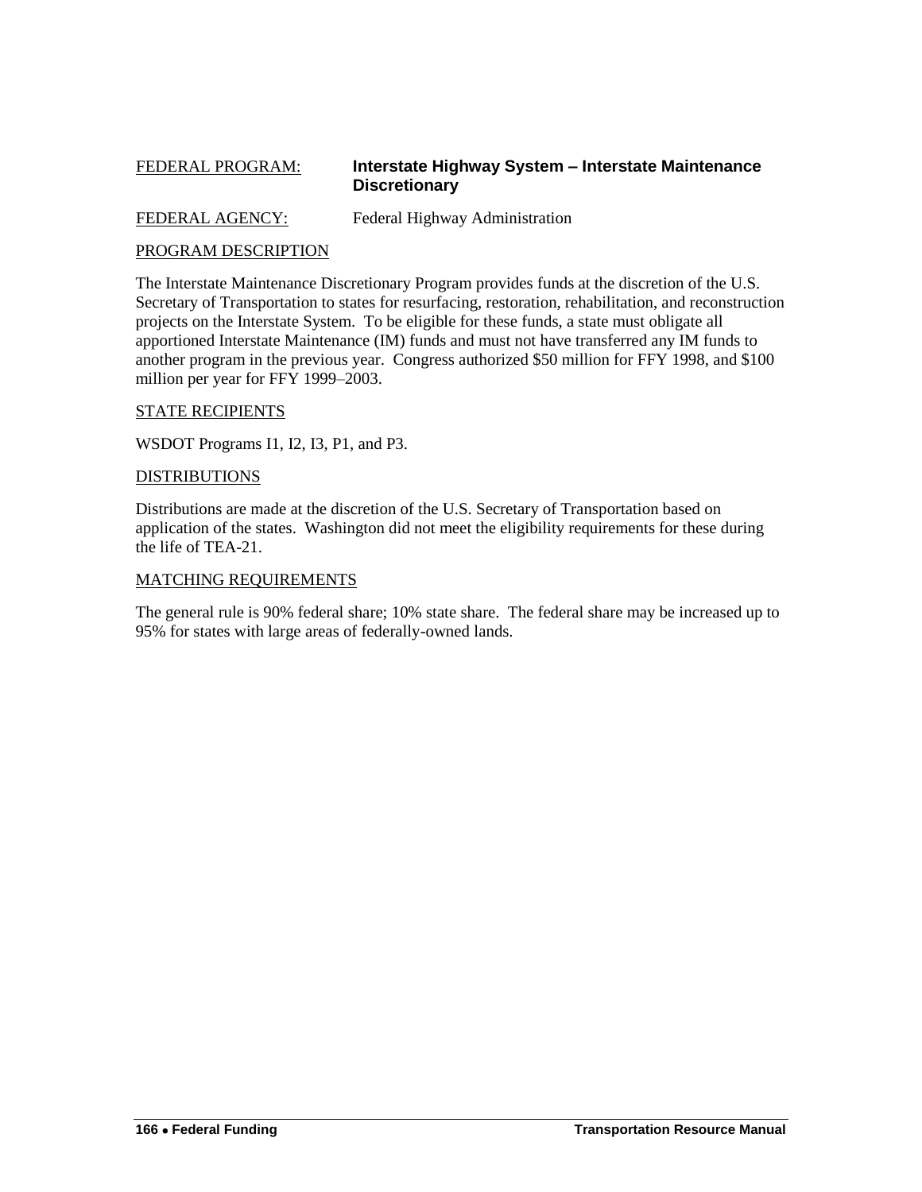FEDERAL PROGRAM: **Interstate Highway System – Interstate Maintenance Discretionary**

FEDERAL AGENCY: Federal Highway Administration

PROGRAM DESCRIPTION

The Interstate Maintenance Discretionary Program provides funds at the discretion of the U.S. Secretary of Transportation to states for resurfacing, restoration, rehabilitation, and reconstruction projects on the Interstate System. To be eligible for these funds, a state must obligate all apportioned Interstate Maintenance (IM) funds and must not have transferred any IM funds to another program in the previous year. Congress authorized $50 million for FFY 1998, and $100 million per year for FFY 1999–2003.

STATE RECIPIENTS

WSDOT Programs I1, I2, I3, P1, and P3.

DISTRIBUTIONS

Distributions are made at the discretion of the U.S. Secretary of Transportation based on application of the states. Washington did not meet the eligibility requirements for these during the life of TEA-21.

MATCHING REQUIREMENTS

The general rule is 90% federal share; 10% state share. The federal share may be increased up to 95% for states with large areas of federally-owned lands.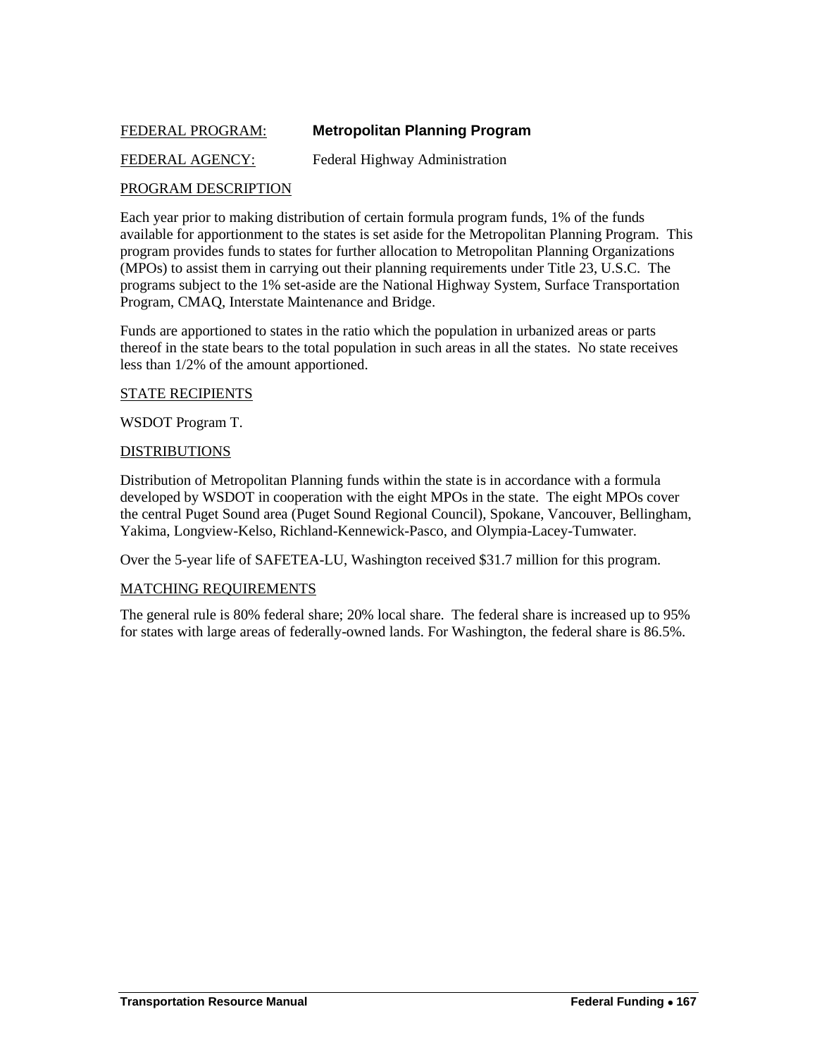FEDERAL PROGRAM: **Metropolitan Planning Program**

FEDERAL AGENCY: Federal Highway Administration

PROGRAM DESCRIPTION

Each year prior to making distribution of certain formula program funds, 1% of the funds available for apportionment to the states is set aside for the Metropolitan Planning Program. This program provides funds to states for further allocation to Metropolitan Planning Organizations (MPOs) to assist them in carrying out their planning requirements under Title 23, U.S.C. The programs subject to the 1% set-aside are the National Highway System, Surface Transportation Program, CMAQ, Interstate Maintenance and Bridge.

Funds are apportioned to states in the ratio which the population in urbanized areas or parts thereof in the state bears to the total population in such areas in all the states. No state receives less than 1/2% of the amount apportioned.

STATE RECIPIENTS

WSDOT Program T.

DISTRIBUTIONS

Distribution of Metropolitan Planning funds within the state is in accordance with a formula developed by WSDOT in cooperation with the eight MPOs in the state. The eight MPOs cover the central Puget Sound area (Puget Sound Regional Council), Spokane, Vancouver, Bellingham, Yakima, Longview-Kelso, Richland-Kennewick-Pasco, and Olympia-Lacey-Tumwater.

Over the 5-year life of SAFETEA-LU, Washington received $31.7 million for this program.

MATCHING REQUIREMENTS

The general rule is 80% federal share; 20% local share. The federal share is increased up to 95% for states with large areas of federally-owned lands. For Washington, the federal share is 86.5%.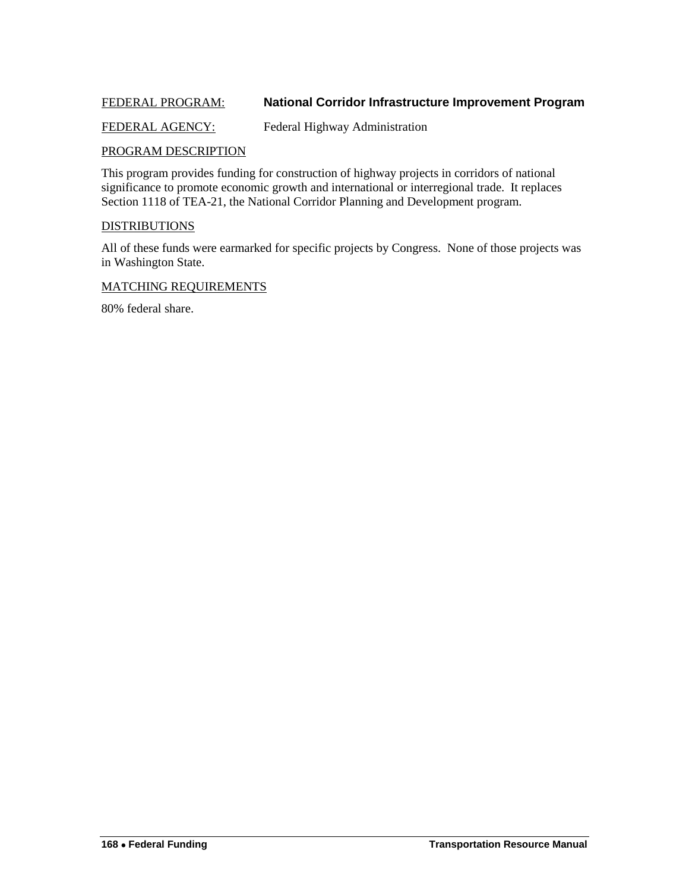FEDERAL PROGRAM: **National Corridor Infrastructure Improvement Program**

FEDERAL AGENCY: Federal Highway Administration

PROGRAM DESCRIPTION

This program provides funding for construction of highway projects in corridors of national significance to promote economic growth and international or interregional trade. It replaces Section 1118 of TEA-21, the National Corridor Planning and Development program.

DISTRIBUTIONS

All of these funds were earmarked for specific projects by Congress. None of those projects was in Washington State.

MATCHING REQUIREMENTS

80% federal share.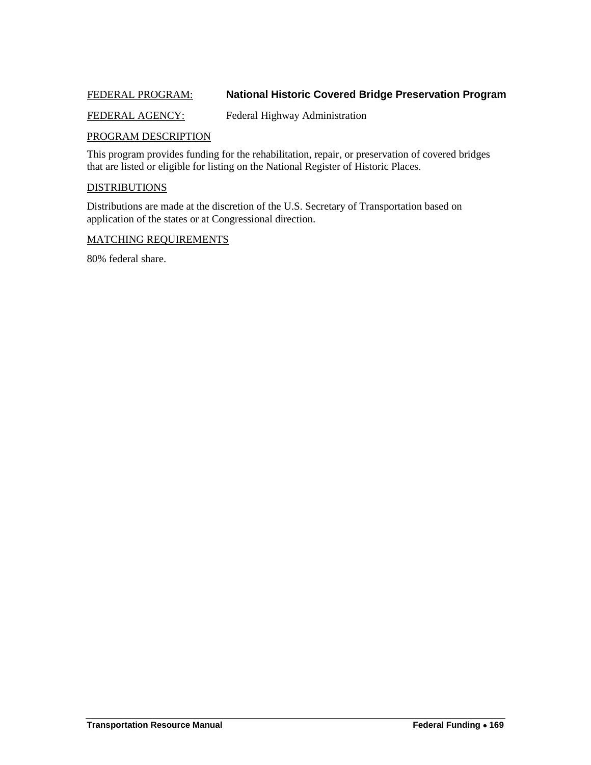FEDERAL PROGRAM: **National Historic Covered Bridge Preservation Program**

FEDERAL AGENCY: Federal Highway Administration

PROGRAM DESCRIPTION

This program provides funding for the rehabilitation, repair, or preservation of covered bridges that are listed or eligible for listing on the National Register of Historic Places.

DISTRIBUTIONS

Distributions are made at the discretion of the U.S. Secretary of Transportation based on application of the states or at Congressional direction.

MATCHING REQUIREMENTS

80% federal share.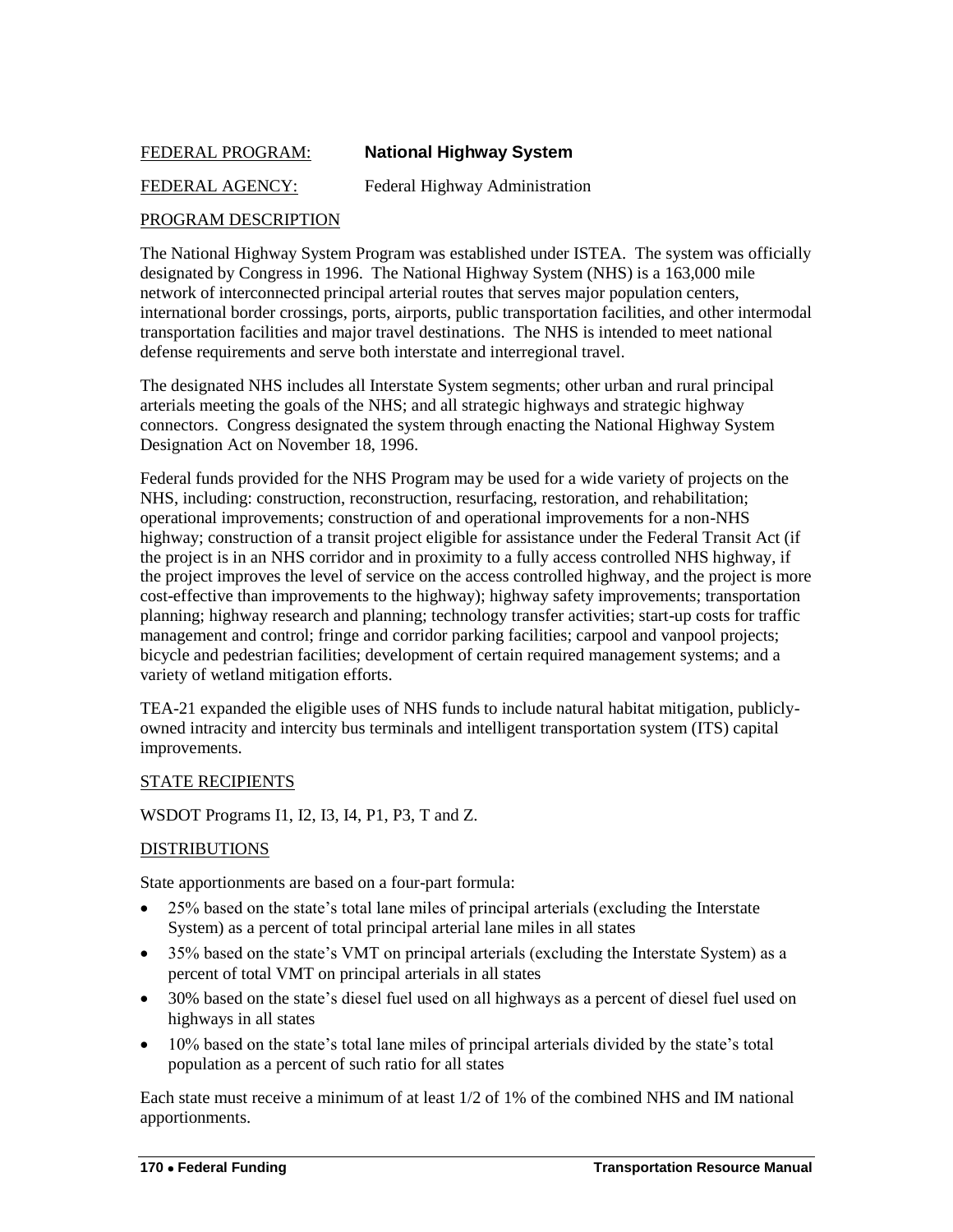FEDERAL PROGRAM: **National Highway System**

FEDERAL AGENCY: Federal Highway Administration

PROGRAM DESCRIPTION

The National Highway System Program was established under ISTEA. The system was officially designated by Congress in 1996. The National Highway System (NHS) is a 163,000 mile network of interconnected principal arterial routes that serves major population centers, international border crossings, ports, airports, public transportation facilities, and other intermodal transportation facilities and major travel destinations. The NHS is intended to meet national defense requirements and serve both interstate and interregional travel.

The designated NHS includes all Interstate System segments; other urban and rural principal arterials meeting the goals of the NHS; and all strategic highways and strategic highway connectors. Congress designated the system through enacting the National Highway System Designation Act on November 18, 1996.

Federal funds provided for the NHS Program may be used for a wide variety of projects on the NHS, including: construction, reconstruction, resurfacing, restoration, and rehabilitation; operational improvements; construction of and operational improvements for a non-NHS highway; construction of a transit project eligible for assistance under the Federal Transit Act (if the project is in an NHS corridor and in proximity to a fully access controlled NHS highway, if the project improves the level of service on the access controlled highway, and the project is more cost-effective than improvements to the highway); highway safety improvements; transportation planning; highway research and planning; technology transfer activities; start-up costs for traffic management and control; fringe and corridor parking facilities; carpool and vanpool projects; bicycle and pedestrian facilities; development of certain required management systems; and a variety of wetland mitigation efforts.

TEA-21 expanded the eligible uses of NHS funds to include natural habitat mitigation, publicly-owned intracity and intercity bus terminals and intelligent transportation system (ITS) capital improvements.

STATE RECIPIENTS

WSDOT Programs I1, I2, I3, I4, P1, P3, T and Z.

DISTRIBUTIONS

State apportionments are based on a four-part formula:

- 25% based on the state's total lane miles of principal arterials (excluding the Interstate System) as a percent of total principal arterial lane miles in all states
- 35% based on the state's VMT on principal arterials (excluding the Interstate System) as a percent of total VMT on principal arterials in all states
- 30% based on the state's diesel fuel used on all highways as a percent of diesel fuel used on highways in all states
- 10% based on the state's total lane miles of principal arterials divided by the state's total population as a percent of such ratio for all states

Each state must receive a minimum of at least 1/2 of 1% of the combined NHS and IM national apportionments.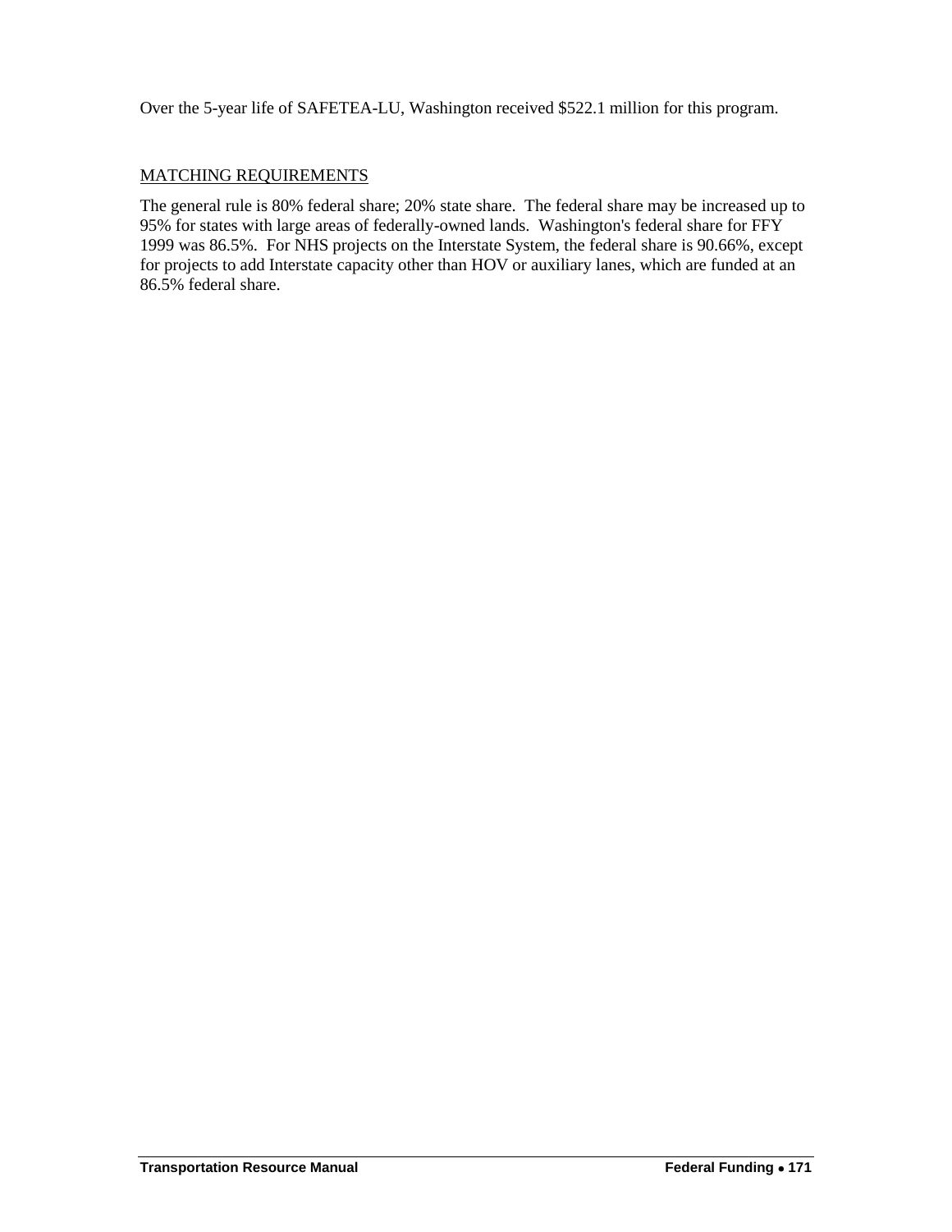Over the 5-year life of SAFETEA-LU, Washington received $522.1 million for this program.

## MATCHING REQUIREMENTS

The general rule is 80% federal share; 20% state share. The federal share may be increased up to 95% for states with large areas of federally-owned lands. Washington's federal share for FFY 1999 was 86.5%. For NHS projects on the Interstate System, the federal share is 90.66%, except for projects to add Interstate capacity other than HOV or auxiliary lanes, which are funded at an 86.5% federal share.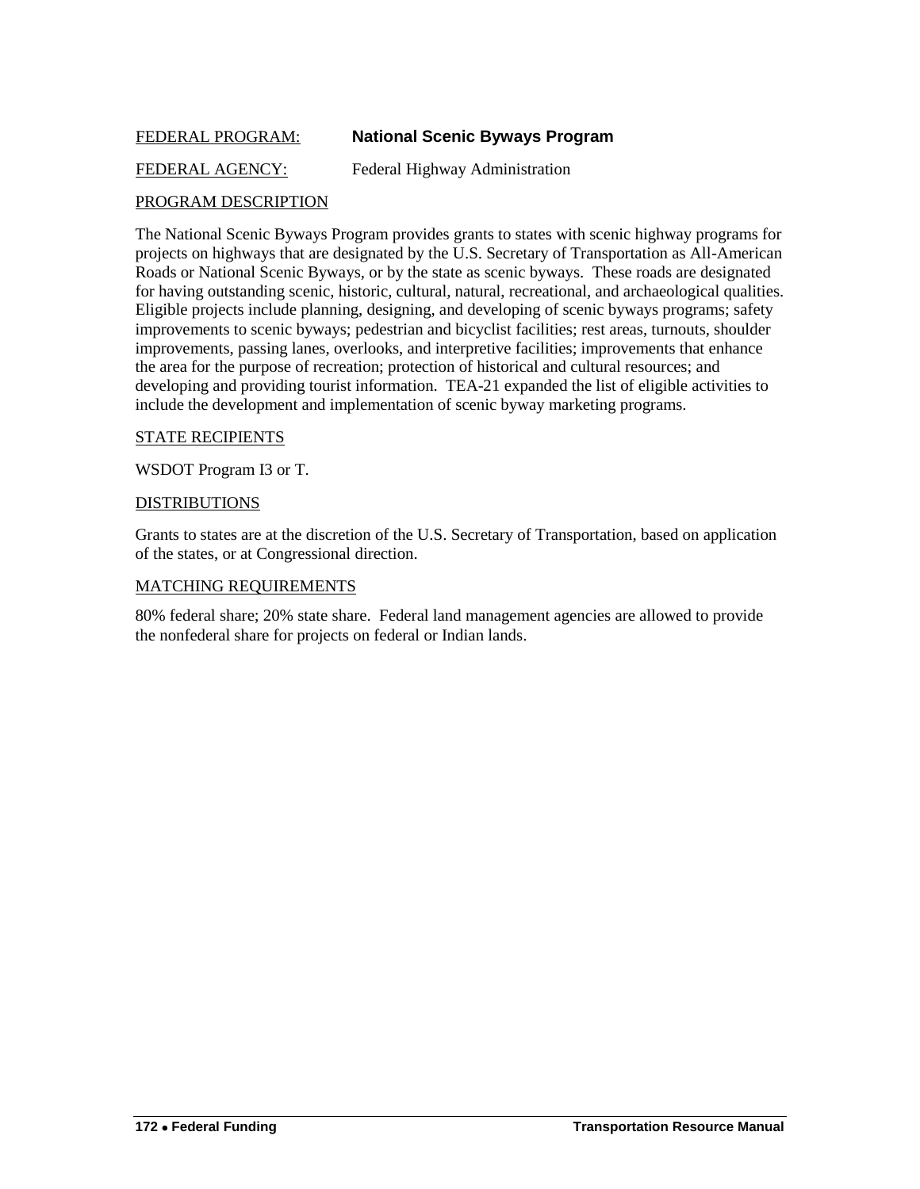FEDERAL PROGRAM: **National Scenic Byways Program**

FEDERAL AGENCY: Federal Highway Administration

PROGRAM DESCRIPTION

The National Scenic Byways Program provides grants to states with scenic highway programs for projects on highways that are designated by the U.S. Secretary of Transportation as All-American Roads or National Scenic Byways, or by the state as scenic byways. These roads are designated for having outstanding scenic, historic, cultural, natural, recreational, and archaeological qualities. Eligible projects include planning, designing, and developing of scenic byways programs; safety improvements to scenic byways; pedestrian and bicyclist facilities; rest areas, turnouts, shoulder improvements, passing lanes, overlooks, and interpretive facilities; improvements that enhance the area for the purpose of recreation; protection of historical and cultural resources; and developing and providing tourist information. TEA-21 expanded the list of eligible activities to include the development and implementation of scenic byway marketing programs.

STATE RECIPIENTS

WSDOT Program I3 or T.

DISTRIBUTIONS

Grants to states are at the discretion of the U.S. Secretary of Transportation, based on application of the states, or at Congressional direction.

MATCHING REQUIREMENTS

80% federal share; 20% state share. Federal land management agencies are allowed to provide the nonfederal share for projects on federal or Indian lands.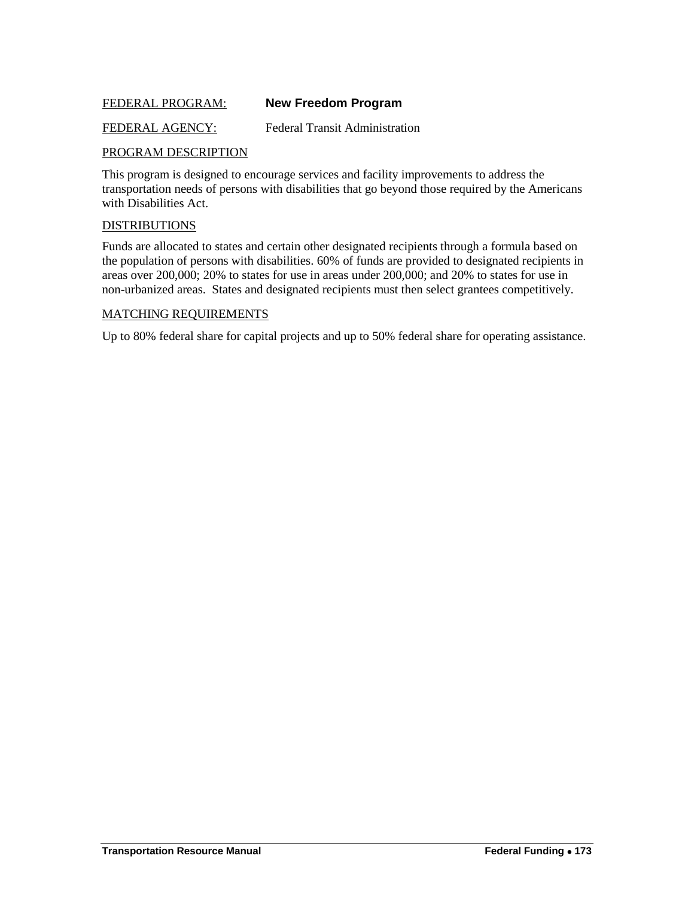FEDERAL PROGRAM: **New Freedom Program**

FEDERAL AGENCY: Federal Transit Administration

PROGRAM DESCRIPTION

This program is designed to encourage services and facility improvements to address the transportation needs of persons with disabilities that go beyond those required by the Americans with Disabilities Act.

DISTRIBUTIONS

Funds are allocated to states and certain other designated recipients through a formula based on the population of persons with disabilities. 60% of funds are provided to designated recipients in areas over 200,000; 20% to states for use in areas under 200,000; and 20% to states for use in non-urbanized areas. States and designated recipients must then select grantees competitively.

MATCHING REQUIREMENTS

Up to 80% federal share for capital projects and up to 50% federal share for operating assistance.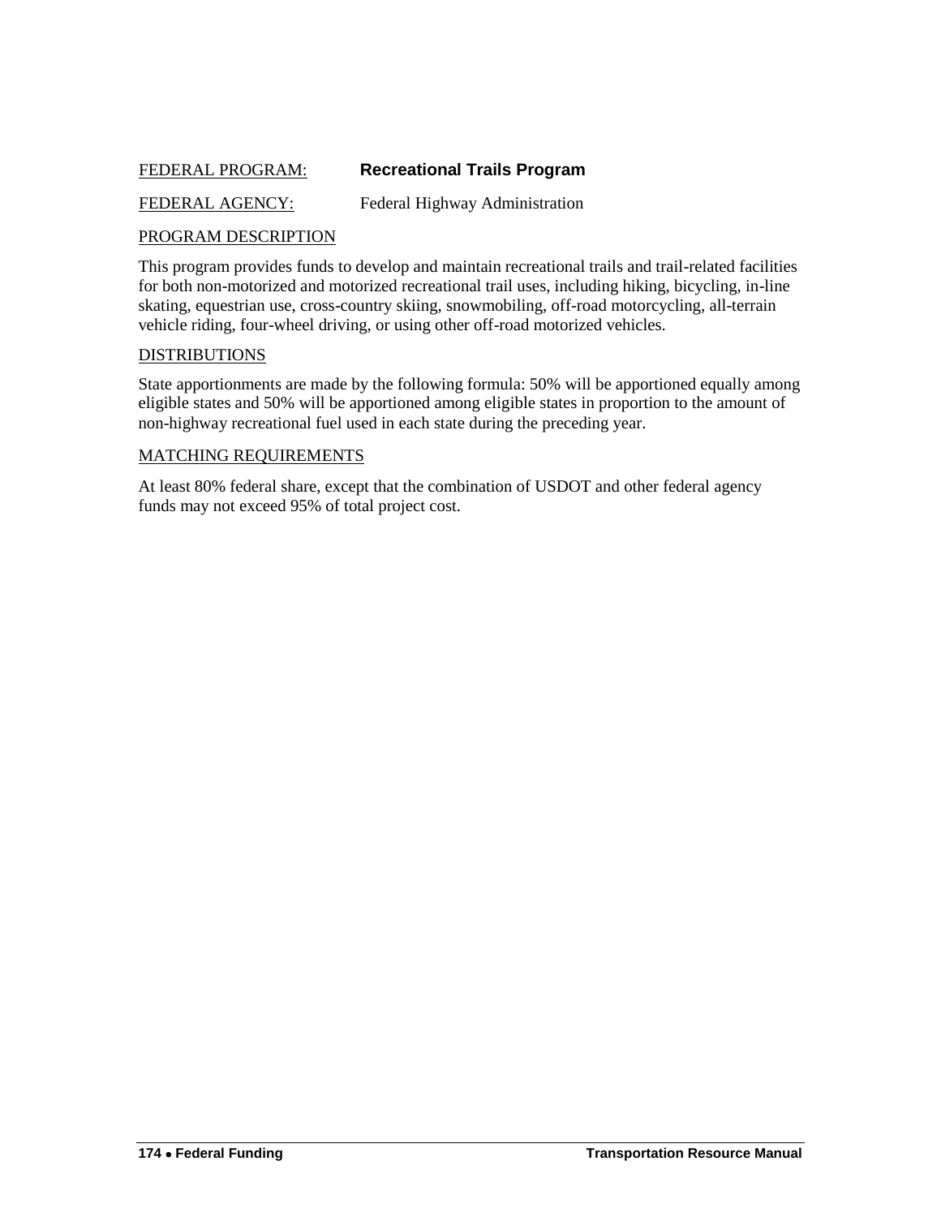FEDERAL PROGRAM: **Recreational Trails Program**

FEDERAL AGENCY: Federal Highway Administration

PROGRAM DESCRIPTION

This program provides funds to develop and maintain recreational trails and trail-related facilities for both non-motorized and motorized recreational trail uses, including hiking, bicycling, in-line skating, equestrian use, cross-country skiing, snowmobiling, off-road motorcycling, all-terrain vehicle riding, four-wheel driving, or using other off-road motorized vehicles.

DISTRIBUTIONS

State apportionments are made by the following formula: 50% will be apportioned equally among eligible states and 50% will be apportioned among eligible states in proportion to the amount of non-highway recreational fuel used in each state during the preceding year.

MATCHING REQUIREMENTS

At least 80% federal share, except that the combination of USDOT and other federal agency funds may not exceed 95% of total project cost.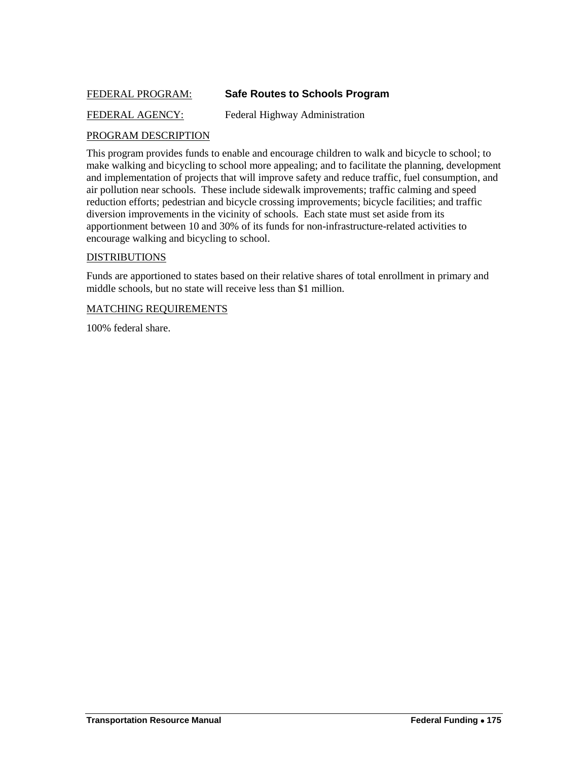FEDERAL PROGRAM: **Safe Routes to Schools Program**

FEDERAL AGENCY: Federal Highway Administration

PROGRAM DESCRIPTION

This program provides funds to enable and encourage children to walk and bicycle to school; to make walking and bicycling to school more appealing; and to facilitate the planning, development and implementation of projects that will improve safety and reduce traffic, fuel consumption, and air pollution near schools. These include sidewalk improvements; traffic calming and speed reduction efforts; pedestrian and bicycle crossing improvements; bicycle facilities; and traffic diversion improvements in the vicinity of schools. Each state must set aside from its apportionment between 10 and 30% of its funds for non-infrastructure-related activities to encourage walking and bicycling to school.

DISTRIBUTIONS

Funds are apportioned to states based on their relative shares of total enrollment in primary and middle schools, but no state will receive less than $1 million.

MATCHING REQUIREMENTS

100% federal share.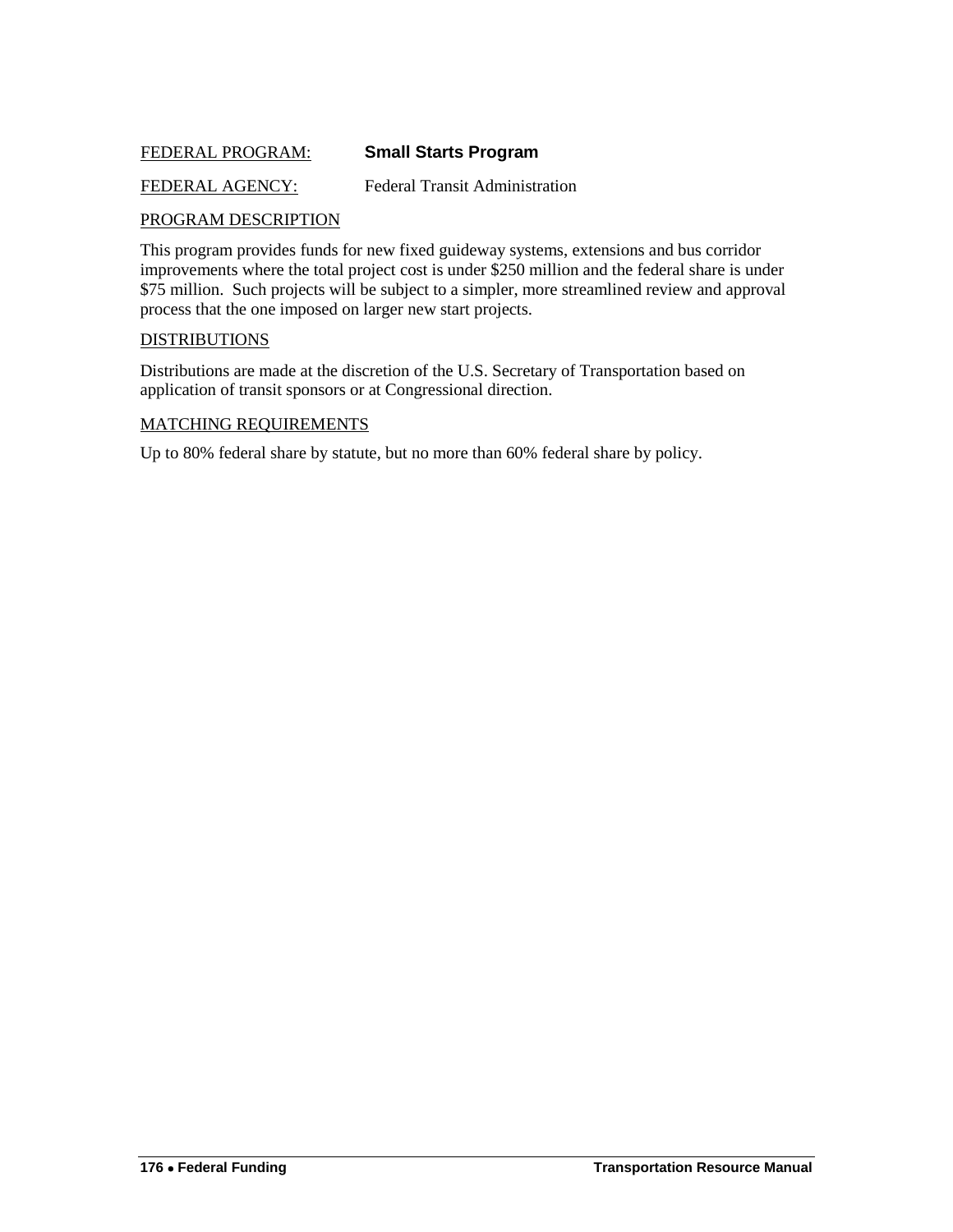FEDERAL PROGRAM: **Small Starts Program**

FEDERAL AGENCY: Federal Transit Administration

PROGRAM DESCRIPTION

This program provides funds for new fixed guideway systems, extensions and bus corridor improvements where the total project cost is under $250 million and the federal share is under $75 million. Such projects will be subject to a simpler, more streamlined review and approval process that the one imposed on larger new start projects.

DISTRIBUTIONS

Distributions are made at the discretion of the U.S. Secretary of Transportation based on application of transit sponsors or at Congressional direction.

MATCHING REQUIREMENTS

Up to 80% federal share by statute, but no more than 60% federal share by policy.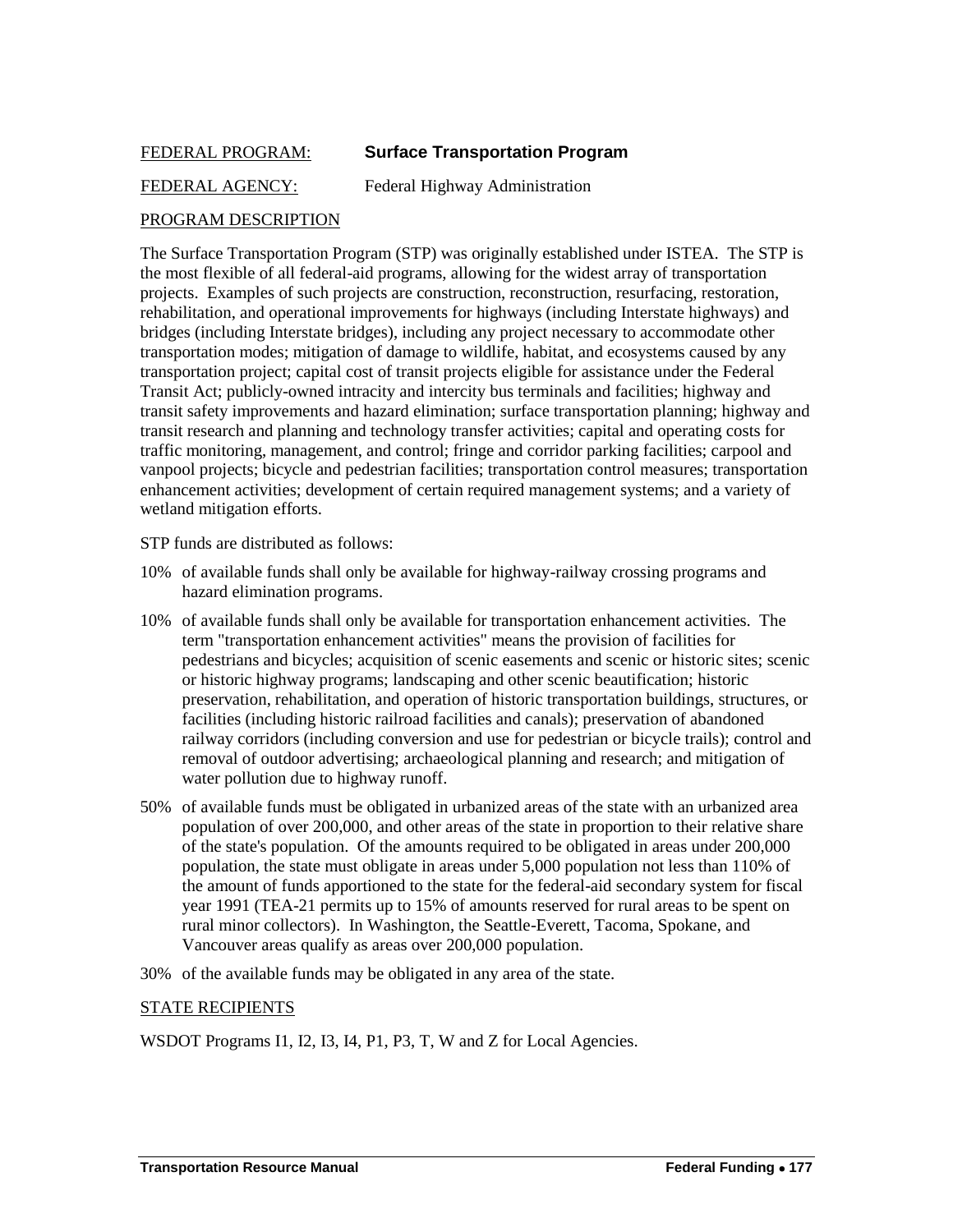FEDERAL PROGRAM: **Surface Transportation Program**

FEDERAL AGENCY: Federal Highway Administration

PROGRAM DESCRIPTION

The Surface Transportation Program (STP) was originally established under ISTEA. The STP is the most flexible of all federal-aid programs, allowing for the widest array of transportation projects. Examples of such projects are construction, reconstruction, resurfacing, restoration, rehabilitation, and operational improvements for highways (including Interstate highways) and bridges (including Interstate bridges), including any project necessary to accommodate other transportation modes; mitigation of damage to wildlife, habitat, and ecosystems caused by any transportation project; capital cost of transit projects eligible for assistance under the Federal Transit Act; publicly-owned intracity and intercity bus terminals and facilities; highway and transit safety improvements and hazard elimination; surface transportation planning; highway and transit research and planning and technology transfer activities; capital and operating costs for traffic monitoring, management, and control; fringe and corridor parking facilities; carpool and vanpool projects; bicycle and pedestrian facilities; transportation control measures; transportation enhancement activities; development of certain required management systems; and a variety of wetland mitigation efforts.

STP funds are distributed as follows:

10% of available funds shall only be available for highway-railway crossing programs and hazard elimination programs.

10% of available funds shall only be available for transportation enhancement activities. The term "transportation enhancement activities" means the provision of facilities for pedestrians and bicycles; acquisition of scenic easements and scenic or historic sites; scenic or historic highway programs; landscaping and other scenic beautification; historic preservation, rehabilitation, and operation of historic transportation buildings, structures, or facilities (including historic railroad facilities and canals); preservation of abandoned railway corridors (including conversion and use for pedestrian or bicycle trails); control and removal of outdoor advertising; archaeological planning and research; and mitigation of water pollution due to highway runoff.

50% of available funds must be obligated in urbanized areas of the state with an urbanized area population of over 200,000, and other areas of the state in proportion to their relative share of the state's population. Of the amounts required to be obligated in areas under 200,000 population, the state must obligate in areas under 5,000 population not less than 110% of the amount of funds apportioned to the state for the federal-aid secondary system for fiscal year 1991 (TEA-21 permits up to 15% of amounts reserved for rural areas to be spent on rural minor collectors). In Washington, the Seattle-Everett, Tacoma, Spokane, and Vancouver areas qualify as areas over 200,000 population.

30% of the available funds may be obligated in any area of the state.

STATE RECIPIENTS

WSDOT Programs I1, I2, I3, I4, P1, P3, T, W and Z for Local Agencies.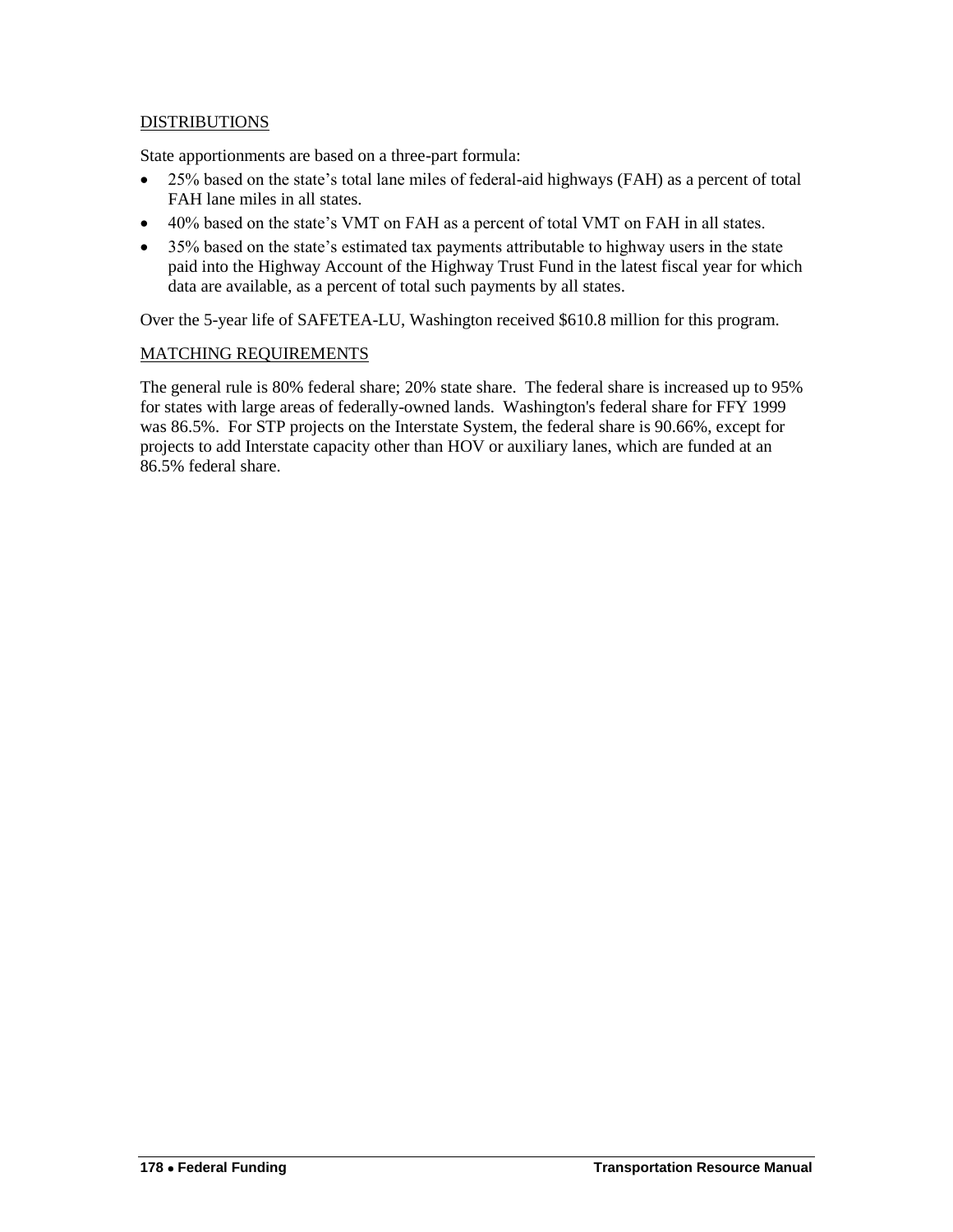## DISTRIBUTIONS

State apportionments are based on a three-part formula:

- 25% based on the state's total lane miles of federal-aid highways (FAH) as a percent of total FAH lane miles in all states.
- 40% based on the state's VMT on FAH as a percent of total VMT on FAH in all states.
- 35% based on the state's estimated tax payments attributable to highway users in the state paid into the Highway Account of the Highway Trust Fund in the latest fiscal year for which data are available, as a percent of total such payments by all states.

Over the 5-year life of SAFETEA-LU, Washington received $610.8 million for this program.

## MATCHING REQUIREMENTS

The general rule is 80% federal share; 20% state share. The federal share is increased up to 95% for states with large areas of federally-owned lands. Washington's federal share for FFY 1999 was 86.5%. For STP projects on the Interstate System, the federal share is 90.66%, except for projects to add Interstate capacity other than HOV or auxiliary lanes, which are funded at an 86.5% federal share.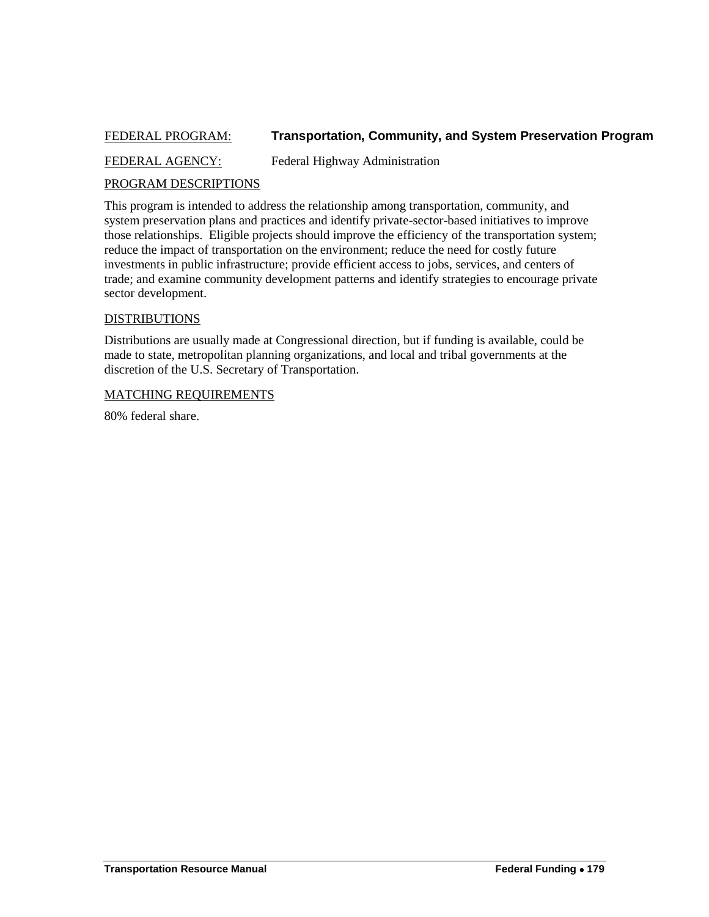FEDERAL PROGRAM: **Transportation, Community, and System Preservation Program**

FEDERAL AGENCY: Federal Highway Administration

PROGRAM DESCRIPTIONS

This program is intended to address the relationship among transportation, community, and system preservation plans and practices and identify private-sector-based initiatives to improve those relationships. Eligible projects should improve the efficiency of the transportation system; reduce the impact of transportation on the environment; reduce the need for costly future investments in public infrastructure; provide efficient access to jobs, services, and centers of trade; and examine community development patterns and identify strategies to encourage private sector development.

DISTRIBUTIONS

Distributions are usually made at Congressional direction, but if funding is available, could be made to state, metropolitan planning organizations, and local and tribal governments at the discretion of the U.S. Secretary of Transportation.

MATCHING REQUIREMENTS

80% federal share.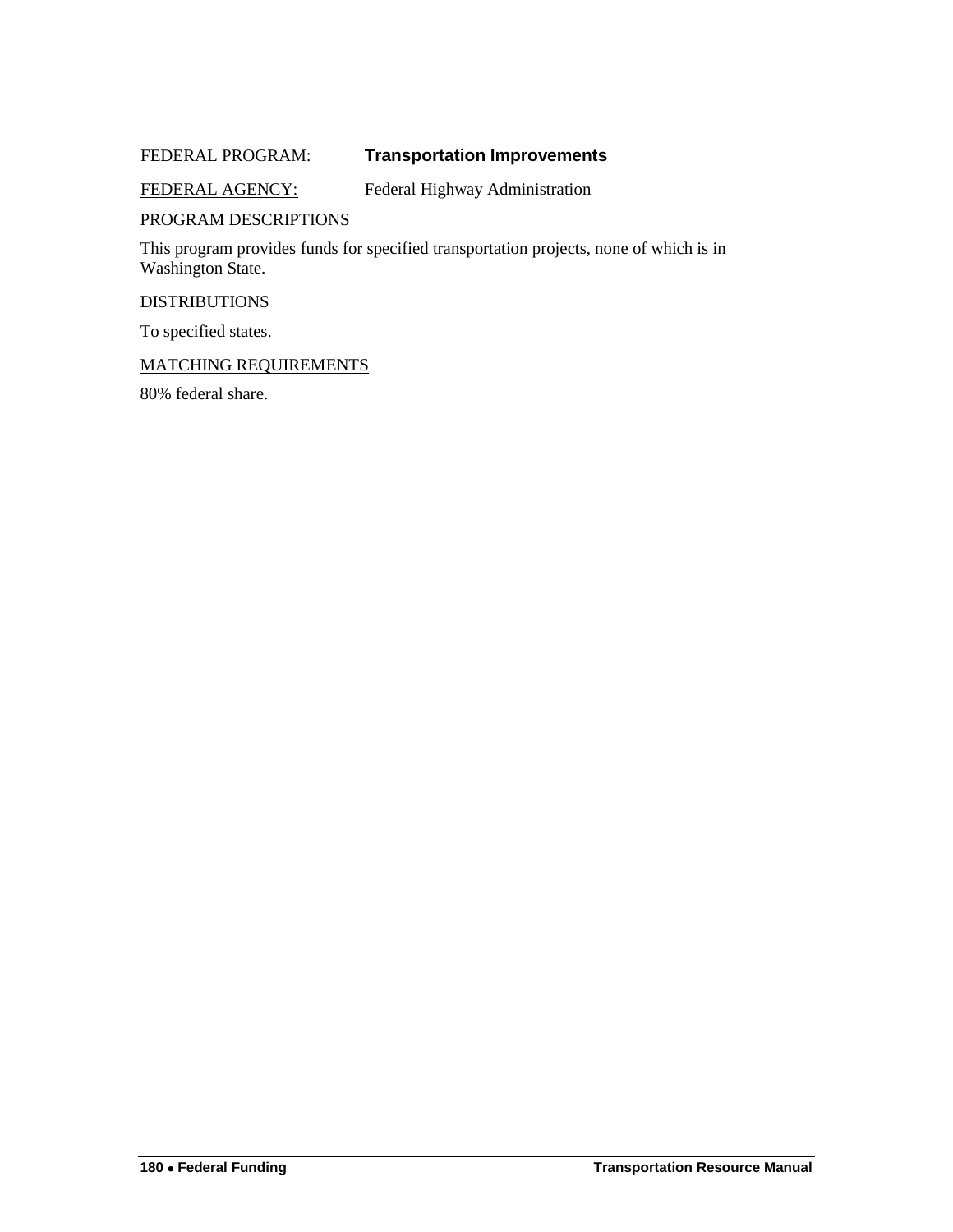FEDERAL PROGRAM: **Transportation Improvements**

FEDERAL AGENCY: Federal Highway Administration

PROGRAM DESCRIPTIONS

This program provides funds for specified transportation projects, none of which is in Washington State.

DISTRIBUTIONS

To specified states.

MATCHING REQUIREMENTS

80% federal share.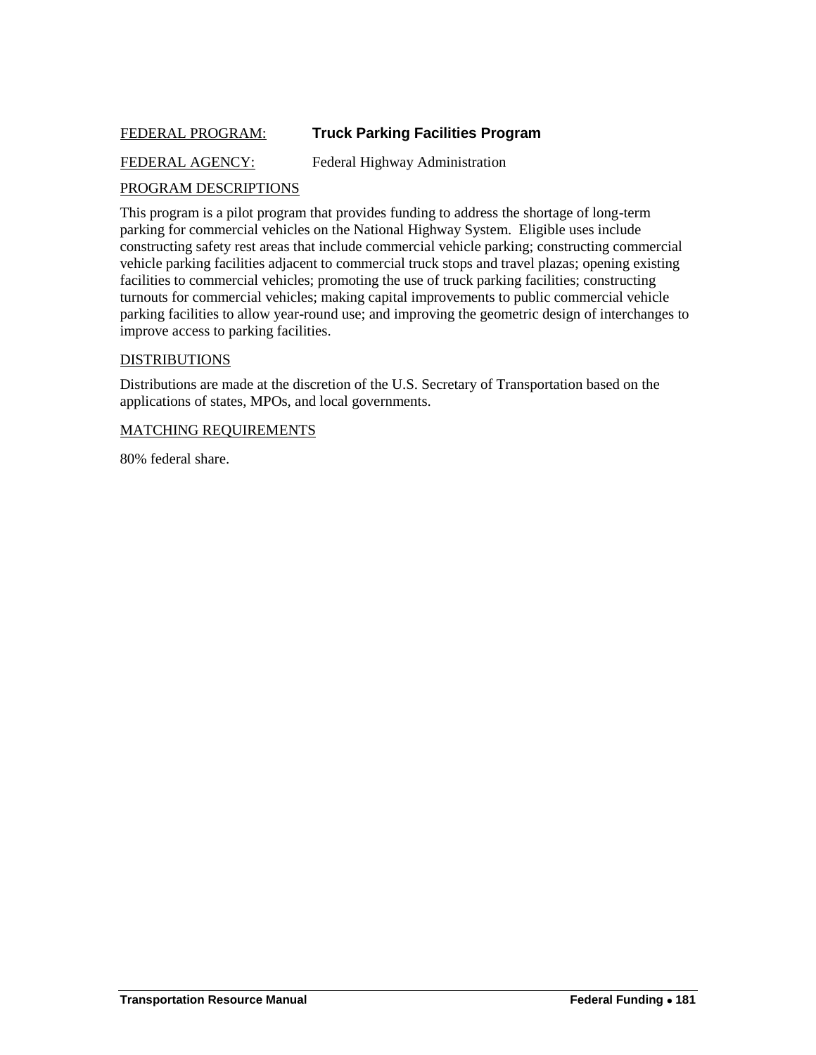FEDERAL PROGRAM: **Truck Parking Facilities Program**

FEDERAL AGENCY: Federal Highway Administration

PROGRAM DESCRIPTIONS

This program is a pilot program that provides funding to address the shortage of long-term parking for commercial vehicles on the National Highway System. Eligible uses include constructing safety rest areas that include commercial vehicle parking; constructing commercial vehicle parking facilities adjacent to commercial truck stops and travel plazas; opening existing facilities to commercial vehicles; promoting the use of truck parking facilities; constructing turnouts for commercial vehicles; making capital improvements to public commercial vehicle parking facilities to allow year-round use; and improving the geometric design of interchanges to improve access to parking facilities.

DISTRIBUTIONS

Distributions are made at the discretion of the U.S. Secretary of Transportation based on the applications of states, MPOs, and local governments.

MATCHING REQUIREMENTS

80% federal share.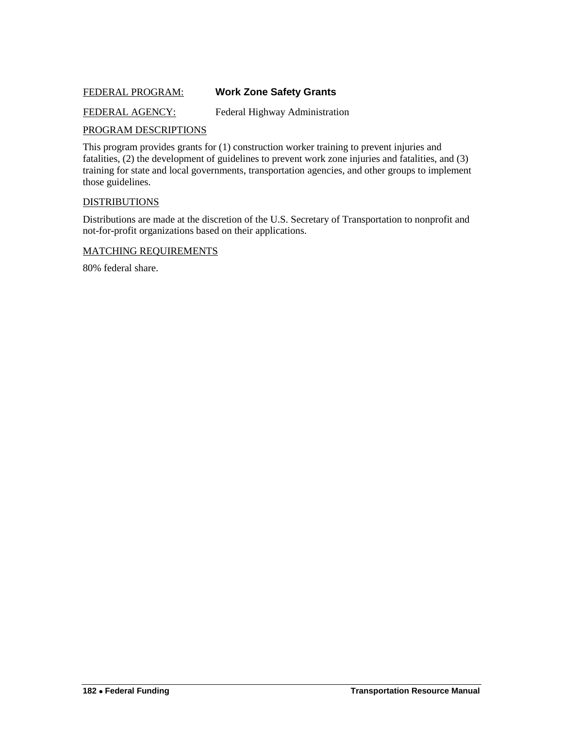FEDERAL PROGRAM: **Work Zone Safety Grants**

FEDERAL AGENCY: Federal Highway Administration

PROGRAM DESCRIPTIONS

This program provides grants for (1) construction worker training to prevent injuries and fatalities, (2) the development of guidelines to prevent work zone injuries and fatalities, and (3) training for state and local governments, transportation agencies, and other groups to implement those guidelines.

DISTRIBUTIONS

Distributions are made at the discretion of the U.S. Secretary of Transportation to nonprofit and not-for-profit organizations based on their applications.

MATCHING REQUIREMENTS

80% federal share.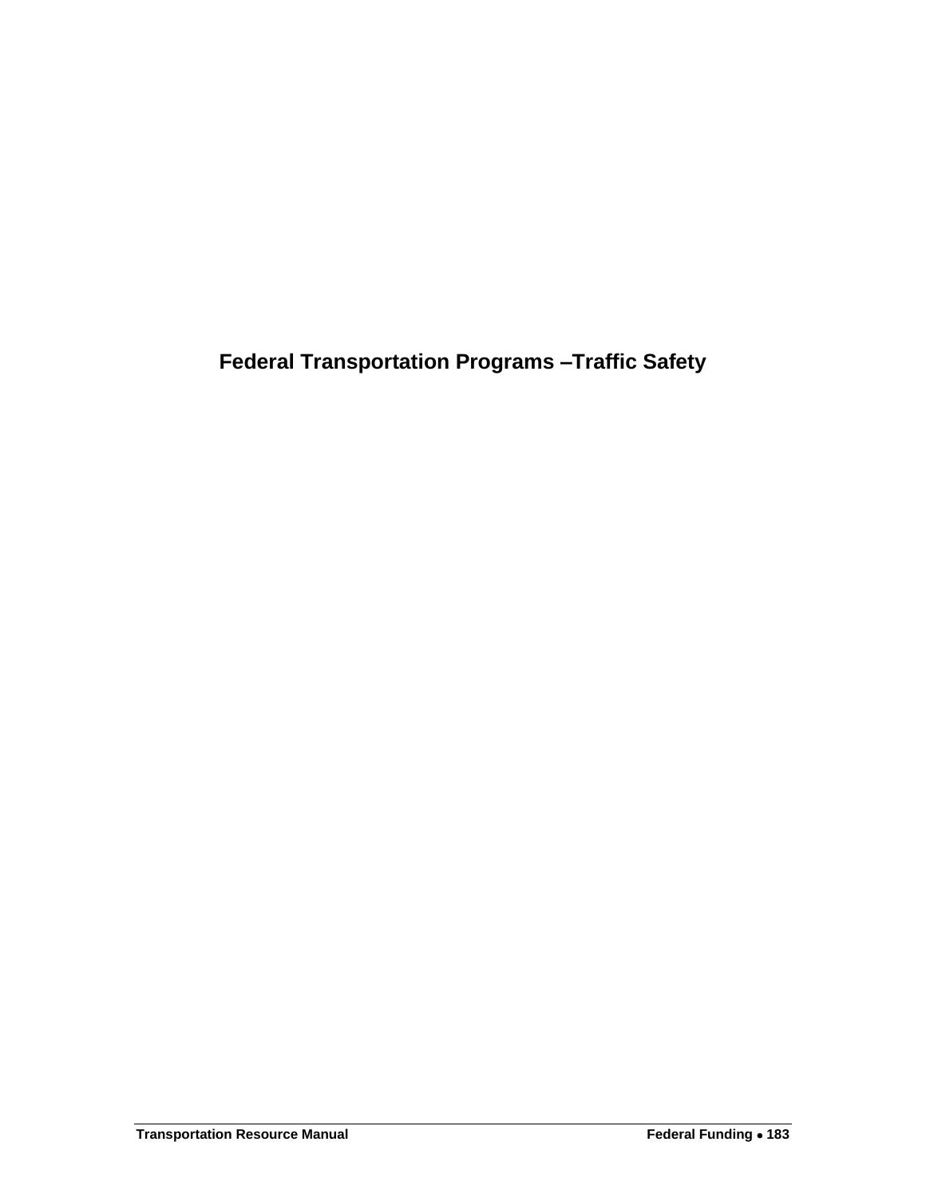# Federal Transportation Programs –Traffic Safety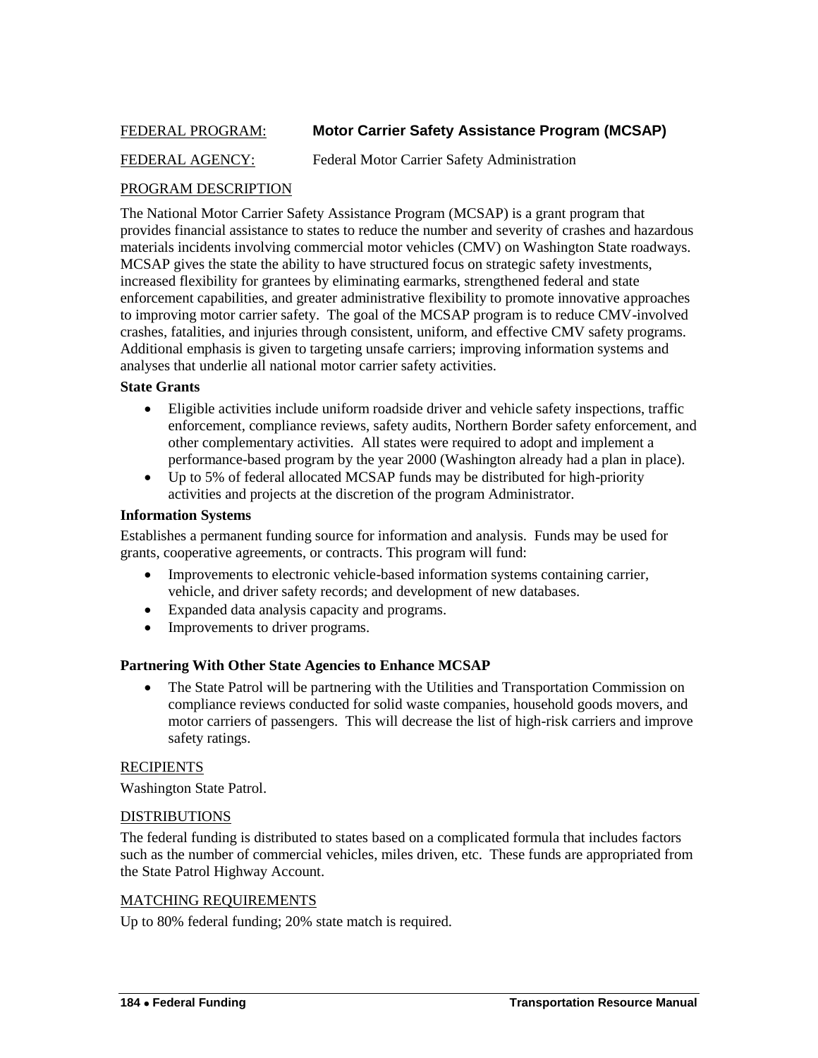FEDERAL PROGRAM: **Motor Carrier Safety Assistance Program (MCSAP)**

FEDERAL AGENCY: Federal Motor Carrier Safety Administration

PROGRAM DESCRIPTION

The National Motor Carrier Safety Assistance Program (MCSAP) is a grant program that provides financial assistance to states to reduce the number and severity of crashes and hazardous materials incidents involving commercial motor vehicles (CMV) on Washington State roadways. MCSAP gives the state the ability to have structured focus on strategic safety investments, increased flexibility for grantees by eliminating earmarks, strengthened federal and state enforcement capabilities, and greater administrative flexibility to promote innovative approaches to improving motor carrier safety. The goal of the MCSAP program is to reduce CMV-involved crashes, fatalities, and injuries through consistent, uniform, and effective CMV safety programs. Additional emphasis is given to targeting unsafe carriers; improving information systems and analyses that underlie all national motor carrier safety activities.

**State Grants**

- Eligible activities include uniform roadside driver and vehicle safety inspections, traffic enforcement, compliance reviews, safety audits, Northern Border safety enforcement, and other complementary activities. All states were required to adopt and implement a performance-based program by the year 2000 (Washington already had a plan in place).
- Up to 5% of federal allocated MCSAP funds may be distributed for high-priority activities and projects at the discretion of the program Administrator.

**Information Systems**

Establishes a permanent funding source for information and analysis. Funds may be used for grants, cooperative agreements, or contracts. This program will fund:

- Improvements to electronic vehicle-based information systems containing carrier, vehicle, and driver safety records; and development of new databases.
- Expanded data analysis capacity and programs.
- Improvements to driver programs.

**Partnering With Other State Agencies to Enhance MCSAP**

- The State Patrol will be partnering with the Utilities and Transportation Commission on compliance reviews conducted for solid waste companies, household goods movers, and motor carriers of passengers. This will decrease the list of high-risk carriers and improve safety ratings.

RECIPIENTS

Washington State Patrol.

DISTRIBUTIONS

The federal funding is distributed to states based on a complicated formula that includes factors such as the number of commercial vehicles, miles driven, etc. These funds are appropriated from the State Patrol Highway Account.

MATCHING REQUIREMENTS

Up to 80% federal funding; 20% state match is required.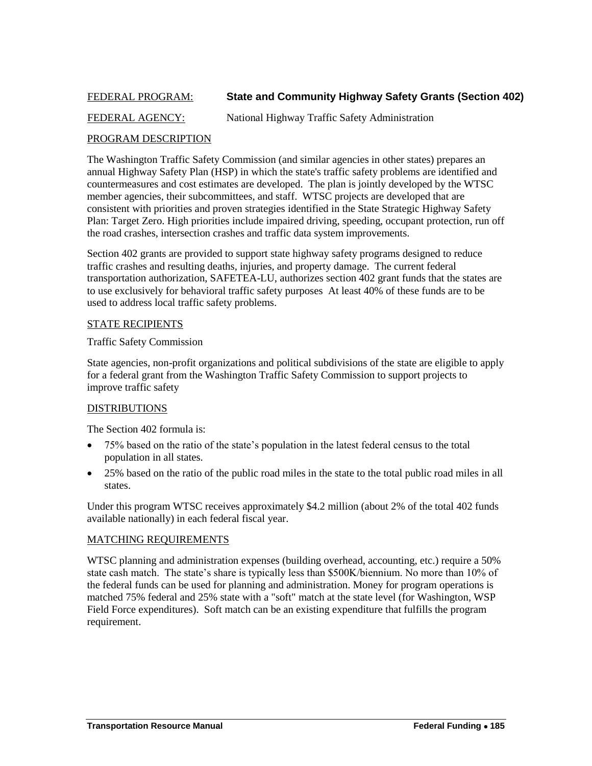FEDERAL PROGRAM: **State and Community Highway Safety Grants (Section 402)**

FEDERAL AGENCY: National Highway Traffic Safety Administration

## PROGRAM DESCRIPTION

The Washington Traffic Safety Commission (and similar agencies in other states) prepares an annual Highway Safety Plan (HSP) in which the state's traffic safety problems are identified and countermeasures and cost estimates are developed. The plan is jointly developed by the WTSC member agencies, their subcommittees, and staff. WTSC projects are developed that are consistent with priorities and proven strategies identified in the State Strategic Highway Safety Plan: Target Zero. High priorities include impaired driving, speeding, occupant protection, run off the road crashes, intersection crashes and traffic data system improvements.

Section 402 grants are provided to support state highway safety programs designed to reduce traffic crashes and resulting deaths, injuries, and property damage. The current federal transportation authorization, SAFETEA-LU, authorizes section 402 grant funds that the states are to use exclusively for behavioral traffic safety purposes At least 40% of these funds are to be used to address local traffic safety problems.

## STATE RECIPIENTS

Traffic Safety Commission

State agencies, non-profit organizations and political subdivisions of the state are eligible to apply for a federal grant from the Washington Traffic Safety Commission to support projects to improve traffic safety

## DISTRIBUTIONS

The Section 402 formula is:

- 75% based on the ratio of the state's population in the latest federal census to the total population in all states.
- 25% based on the ratio of the public road miles in the state to the total public road miles in all states.

Under this program WTSC receives approximately $4.2 million (about 2% of the total 402 funds available nationally) in each federal fiscal year.

## MATCHING REQUIREMENTS

WTSC planning and administration expenses (building overhead, accounting, etc.) require a 50% state cash match. The state's share is typically less than $500K/biennium. No more than 10% of the federal funds can be used for planning and administration. Money for program operations is matched 75% federal and 25% state with a "soft" match at the state level (for Washington, WSP Field Force expenditures). Soft match can be an existing expenditure that fulfills the program requirement.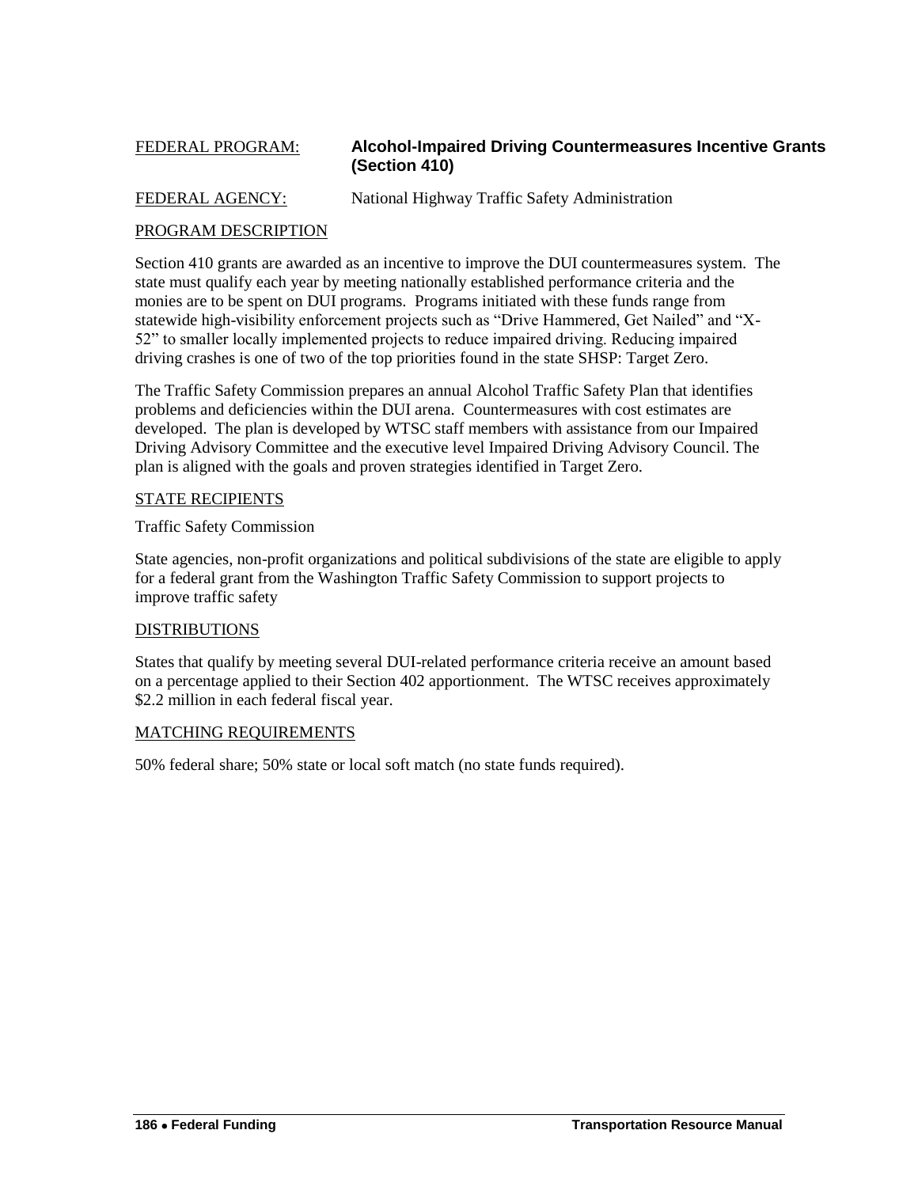FEDERAL PROGRAM: **Alcohol-Impaired Driving Countermeasures Incentive Grants (Section 410)**

FEDERAL AGENCY: National Highway Traffic Safety Administration

PROGRAM DESCRIPTION

Section 410 grants are awarded as an incentive to improve the DUI countermeasures system. The state must qualify each year by meeting nationally established performance criteria and the monies are to be spent on DUI programs. Programs initiated with these funds range from statewide high-visibility enforcement projects such as "Drive Hammered, Get Nailed" and "X-52" to smaller locally implemented projects to reduce impaired driving. Reducing impaired driving crashes is one of two of the top priorities found in the state SHSP: Target Zero.

The Traffic Safety Commission prepares an annual Alcohol Traffic Safety Plan that identifies problems and deficiencies within the DUI arena. Countermeasures with cost estimates are developed. The plan is developed by WTSC staff members with assistance from our Impaired Driving Advisory Committee and the executive level Impaired Driving Advisory Council. The plan is aligned with the goals and proven strategies identified in Target Zero.

STATE RECIPIENTS

Traffic Safety Commission

State agencies, non-profit organizations and political subdivisions of the state are eligible to apply for a federal grant from the Washington Traffic Safety Commission to support projects to improve traffic safety

DISTRIBUTIONS

States that qualify by meeting several DUI-related performance criteria receive an amount based on a percentage applied to their Section 402 apportionment. The WTSC receives approximately $2.2 million in each federal fiscal year.

MATCHING REQUIREMENTS

50% federal share; 50% state or local soft match (no state funds required).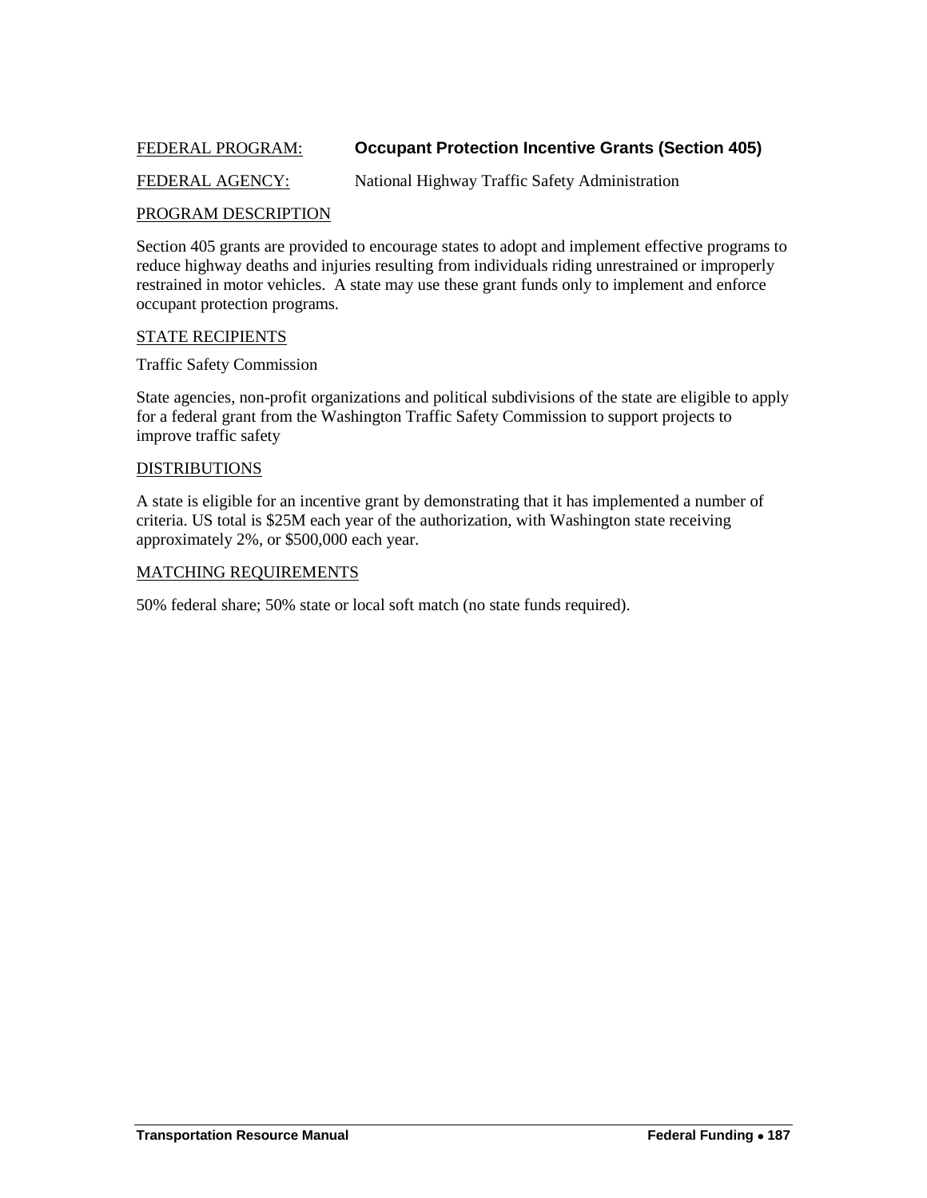FEDERAL PROGRAM: **Occupant Protection Incentive Grants (Section 405)**

FEDERAL AGENCY: National Highway Traffic Safety Administration

PROGRAM DESCRIPTION

Section 405 grants are provided to encourage states to adopt and implement effective programs to reduce highway deaths and injuries resulting from individuals riding unrestrained or improperly restrained in motor vehicles. A state may use these grant funds only to implement and enforce occupant protection programs.

STATE RECIPIENTS

Traffic Safety Commission

State agencies, non-profit organizations and political subdivisions of the state are eligible to apply for a federal grant from the Washington Traffic Safety Commission to support projects to improve traffic safety

DISTRIBUTIONS

A state is eligible for an incentive grant by demonstrating that it has implemented a number of criteria. US total is $25M each year of the authorization, with Washington state receiving approximately 2%, or $500,000 each year.

MATCHING REQUIREMENTS

50% federal share; 50% state or local soft match (no state funds required).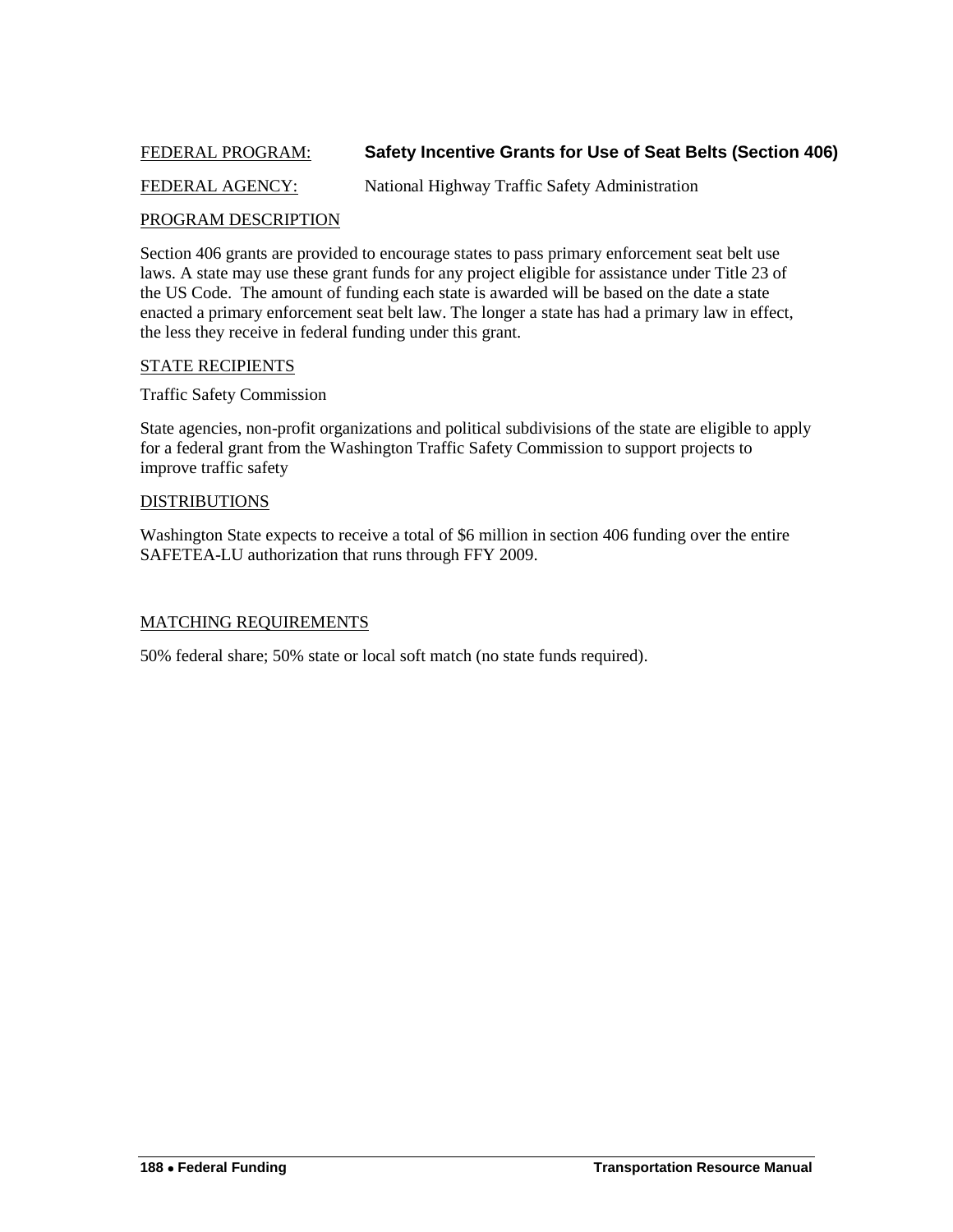FEDERAL PROGRAM: **Safety Incentive Grants for Use of Seat Belts (Section 406)**

FEDERAL AGENCY: National Highway Traffic Safety Administration

PROGRAM DESCRIPTION

Section 406 grants are provided to encourage states to pass primary enforcement seat belt use laws. A state may use these grant funds for any project eligible for assistance under Title 23 of the US Code. The amount of funding each state is awarded will be based on the date a state enacted a primary enforcement seat belt law. The longer a state has had a primary law in effect, the less they receive in federal funding under this grant.

STATE RECIPIENTS

Traffic Safety Commission

State agencies, non-profit organizations and political subdivisions of the state are eligible to apply for a federal grant from the Washington Traffic Safety Commission to support projects to improve traffic safety

DISTRIBUTIONS

Washington State expects to receive a total of $6 million in section 406 funding over the entire SAFETEA-LU authorization that runs through FFY 2009.

MATCHING REQUIREMENTS

50% federal share; 50% state or local soft match (no state funds required).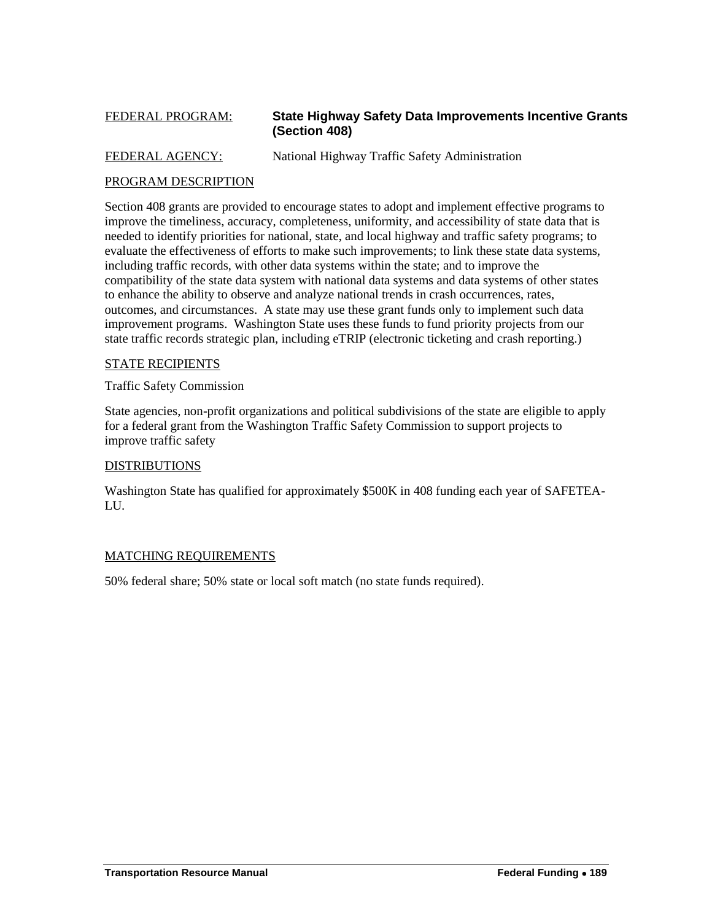FEDERAL PROGRAM: **State Highway Safety Data Improvements Incentive Grants (Section 408)**

FEDERAL AGENCY: National Highway Traffic Safety Administration

PROGRAM DESCRIPTION

Section 408 grants are provided to encourage states to adopt and implement effective programs to improve the timeliness, accuracy, completeness, uniformity, and accessibility of state data that is needed to identify priorities for national, state, and local highway and traffic safety programs; to evaluate the effectiveness of efforts to make such improvements; to link these state data systems, including traffic records, with other data systems within the state; and to improve the compatibility of the state data system with national data systems and data systems of other states to enhance the ability to observe and analyze national trends in crash occurrences, rates, outcomes, and circumstances. A state may use these grant funds only to implement such data improvement programs. Washington State uses these funds to fund priority projects from our state traffic records strategic plan, including eTRIP (electronic ticketing and crash reporting.)

STATE RECIPIENTS

Traffic Safety Commission

State agencies, non-profit organizations and political subdivisions of the state are eligible to apply for a federal grant from the Washington Traffic Safety Commission to support projects to improve traffic safety

DISTRIBUTIONS

Washington State has qualified for approximately $500K in 408 funding each year of SAFETEA-LU.

MATCHING REQUIREMENTS

50% federal share; 50% state or local soft match (no state funds required).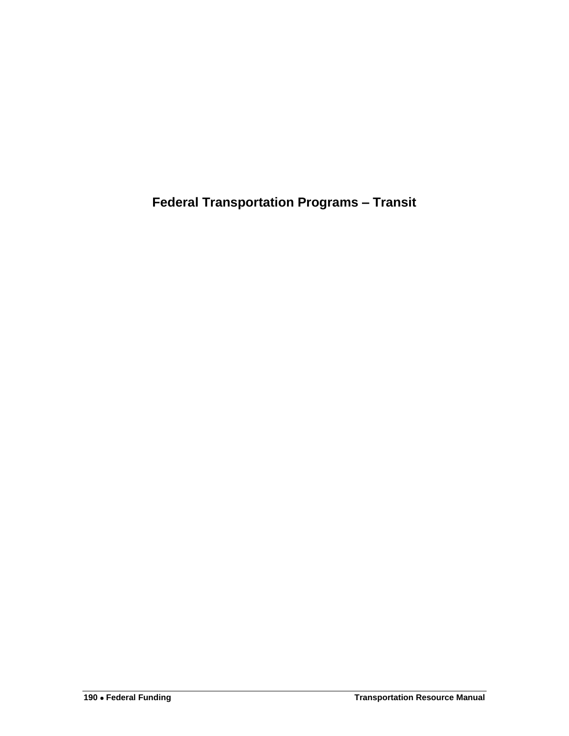# Federal Transportation Programs – Transit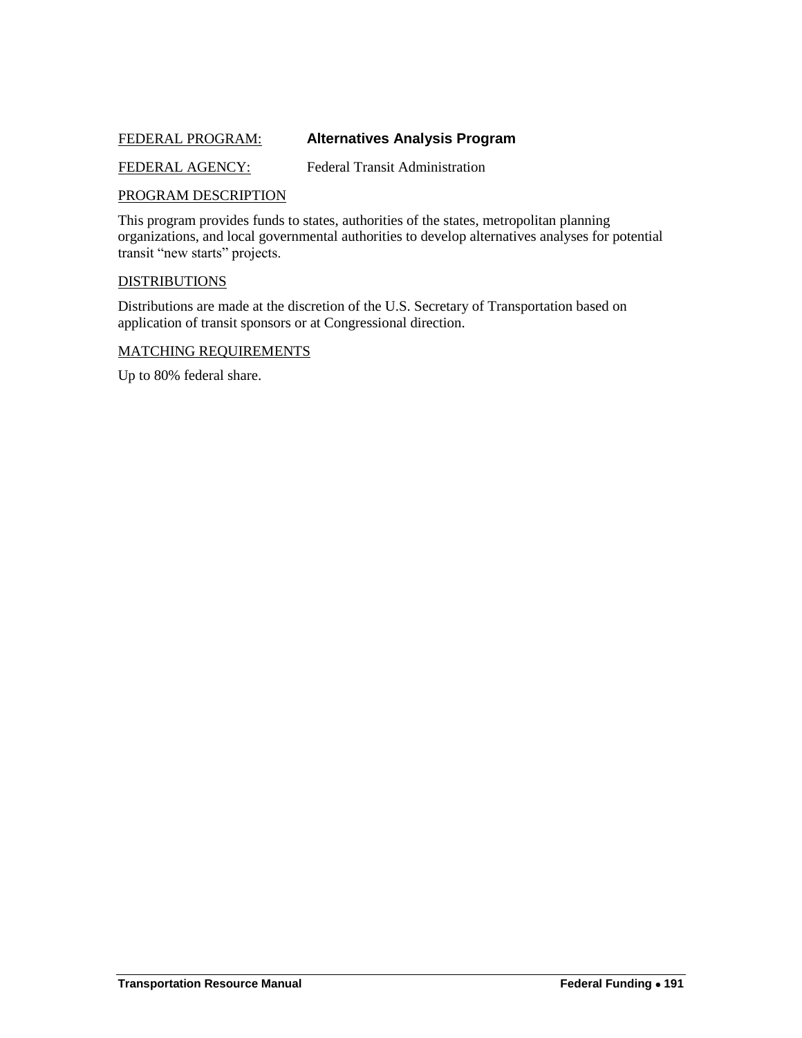FEDERAL PROGRAM: **Alternatives Analysis Program**

FEDERAL AGENCY: Federal Transit Administration

PROGRAM DESCRIPTION

This program provides funds to states, authorities of the states, metropolitan planning organizations, and local governmental authorities to develop alternatives analyses for potential transit "new starts" projects.

DISTRIBUTIONS

Distributions are made at the discretion of the U.S. Secretary of Transportation based on application of transit sponsors or at Congressional direction.

MATCHING REQUIREMENTS

Up to 80% federal share.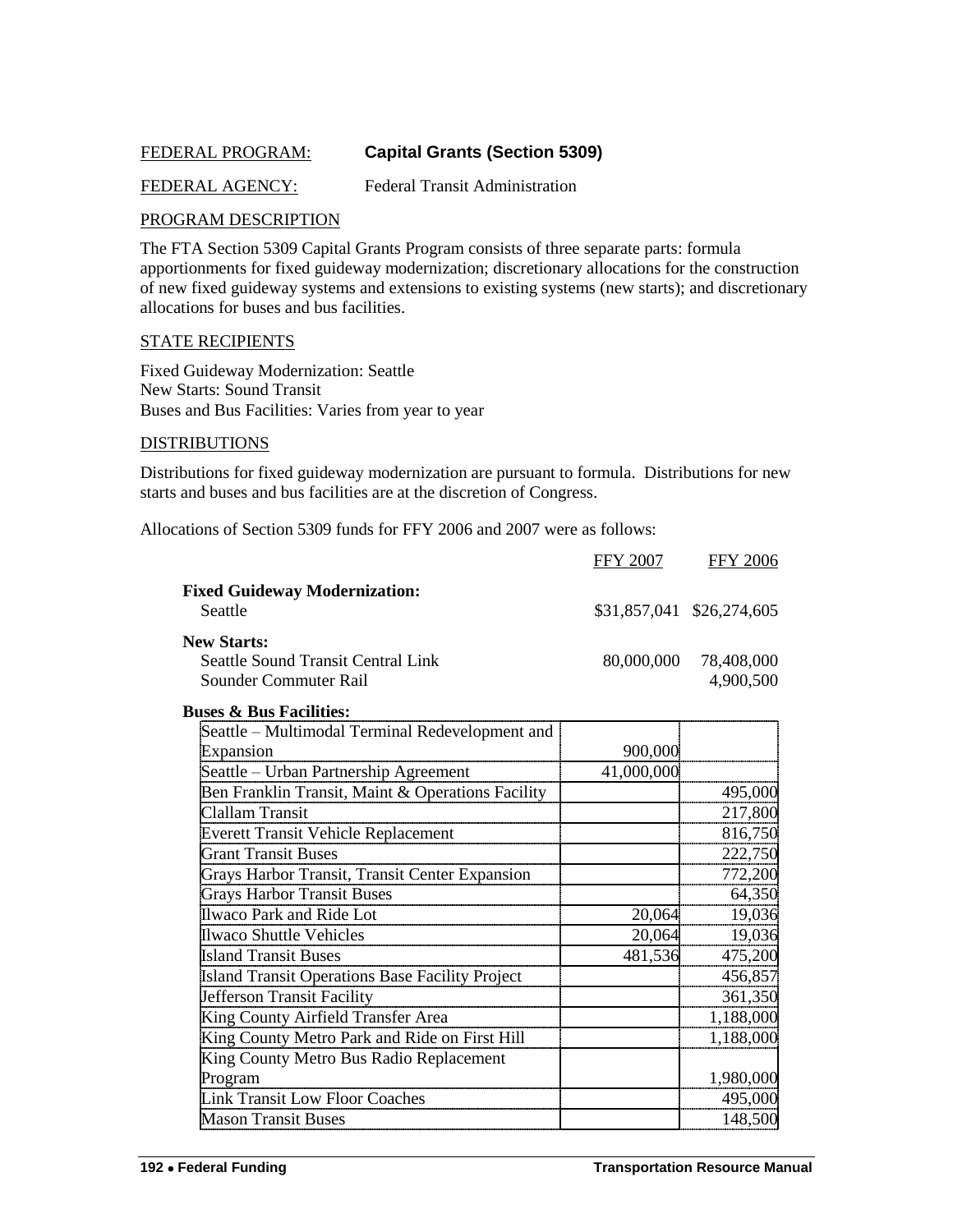FEDERAL PROGRAM: **Capital Grants (Section 5309)**

FEDERAL AGENCY: Federal Transit Administration

PROGRAM DESCRIPTION

The FTA Section 5309 Capital Grants Program consists of three separate parts: formula apportionments for fixed guideway modernization; discretionary allocations for the construction of new fixed guideway systems and extensions to existing systems (new starts); and discretionary allocations for buses and bus facilities.

STATE RECIPIENTS

Fixed Guideway Modernization: Seattle
New Starts: Sound Transit
Buses and Bus Facilities: Varies from year to year

DISTRIBUTIONS

Distributions for fixed guideway modernization are pursuant to formula. Distributions for new starts and buses and bus facilities are at the discretion of Congress.

Allocations of Section 5309 funds for FFY 2006 and 2007 were as follows:

| | FFY 2007 | FFY 2006 |
|---|---|---|
| **Fixed Guideway Modernization:** | | |
| Seattle | $31,857,041 | $26,274,605 |
| **New Starts:** | | |
| Seattle Sound Transit Central Link | 80,000,000 | 78,408,000 |
| Sounder Commuter Rail | | 4,900,500 |
| **Buses & Bus Facilities:** | | |
| Seattle – Multimodal Terminal Redevelopment and Expansion | 900,000 | |
| Seattle – Urban Partnership Agreement | 41,000,000 | |
| Ben Franklin Transit, Maint & Operations Facility | | 495,000 |
| Clallam Transit | | 217,800 |
| Everett Transit Vehicle Replacement | | 816,750 |
| Grant Transit Buses | | 222,750 |
| Grays Harbor Transit, Transit Center Expansion | | 772,200 |
| Grays Harbor Transit Buses | | 64,350 |
| Ilwaco Park and Ride Lot | 20,064 | 19,036 |
| Ilwaco Shuttle Vehicles | 20,064 | 19,036 |
| Island Transit Buses | 481,536 | 475,200 |
| Island Transit Operations Base Facility Project | | 456,857 |
| Jefferson Transit Facility | | 361,350 |
| King County Airfield Transfer Area | | 1,188,000 |
| King County Metro Park and Ride on First Hill | | 1,188,000 |
| King County Metro Bus Radio Replacement Program | | 1,980,000 |
| Link Transit Low Floor Coaches | | 495,000 |
| Mason Transit Buses | | 148,500 |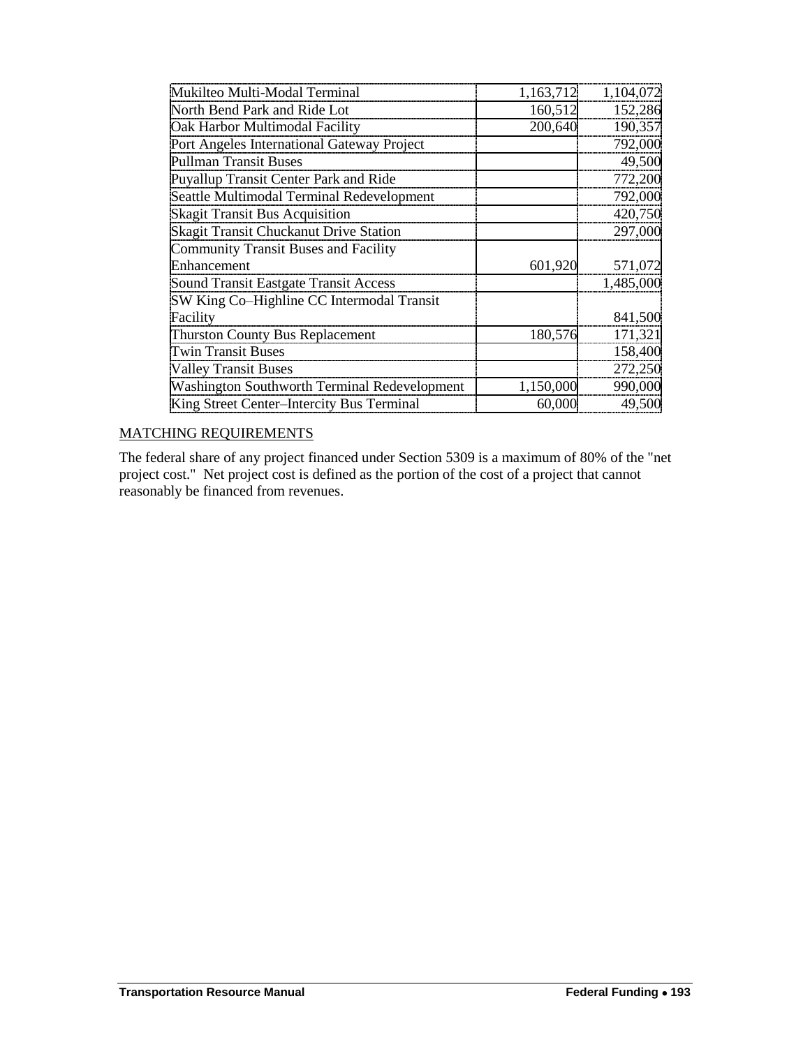| | | |
|---|---|---|
| Mukilteo Multi-Modal Terminal | 1,163,712 | 1,104,072 |
| North Bend Park and Ride Lot | 160,512 | 152,286 |
| Oak Harbor Multimodal Facility | 200,640 | 190,357 |
| Port Angeles International Gateway Project | | 792,000 |
| Pullman Transit Buses | | 49,500 |
| Puyallup Transit Center Park and Ride | | 772,200 |
| Seattle Multimodal Terminal Redevelopment | | 792,000 |
| Skagit Transit Bus Acquisition | | 420,750 |
| Skagit Transit Chuckanut Drive Station | | 297,000 |
| Community Transit Buses and Facility Enhancement | 601,920 | 571,072 |
| Sound Transit Eastgate Transit Access | | 1,485,000 |
| SW King Co–Highline CC Intermodal Transit Facility | | 841,500 |
| Thurston County Bus Replacement | 180,576 | 171,321 |
| Twin Transit Buses | | 158,400 |
| Valley Transit Buses | | 272,250 |
| Washington Southworth Terminal Redevelopment | 1,150,000 | 990,000 |
| King Street Center–Intercity Bus Terminal | 60,000 | 49,500 |

MATCHING REQUIREMENTS

The federal share of any project financed under Section 5309 is a maximum of 80% of the "net project cost." Net project cost is defined as the portion of the cost of a project that cannot reasonably be financed from revenues.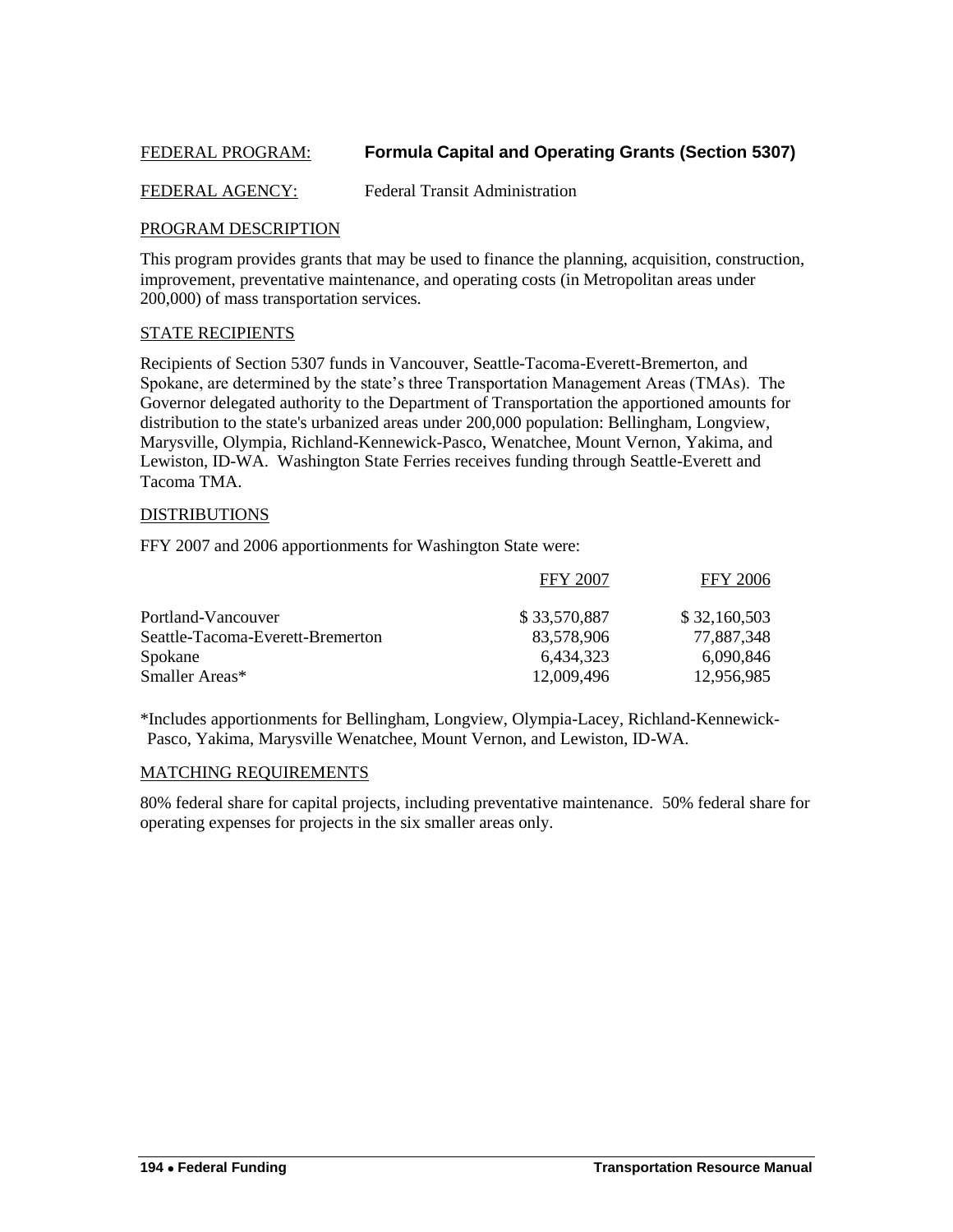FEDERAL PROGRAM: **Formula Capital and Operating Grants (Section 5307)**

FEDERAL AGENCY: Federal Transit Administration

PROGRAM DESCRIPTION

This program provides grants that may be used to finance the planning, acquisition, construction, improvement, preventative maintenance, and operating costs (in Metropolitan areas under 200,000) of mass transportation services.

STATE RECIPIENTS

Recipients of Section 5307 funds in Vancouver, Seattle-Tacoma-Everett-Bremerton, and Spokane, are determined by the state's three Transportation Management Areas (TMAs). The Governor delegated authority to the Department of Transportation the apportioned amounts for distribution to the state's urbanized areas under 200,000 population: Bellingham, Longview, Marysville, Olympia, Richland-Kennewick-Pasco, Wenatchee, Mount Vernon, Yakima, and Lewiston, ID-WA. Washington State Ferries receives funding through Seattle-Everett and Tacoma TMA.

DISTRIBUTIONS

FFY 2007 and 2006 apportionments for Washington State were:

| | FFY 2007 | FFY 2006 |
|---|---|---|
| Portland-Vancouver | $ 33,570,887 | $ 32,160,503 |
| Seattle-Tacoma-Everett-Bremerton | 83,578,906 | 77,887,348 |
| Spokane | 6,434,323 | 6,090,846 |
| Smaller Areas* | 12,009,496 | 12,956,985 |

*Includes apportionments for Bellingham, Longview, Olympia-Lacey, Richland-Kennewick-Pasco, Yakima, Marysville Wenatchee, Mount Vernon, and Lewiston, ID-WA.

MATCHING REQUIREMENTS

80% federal share for capital projects, including preventative maintenance. 50% federal share for operating expenses for projects in the six smaller areas only.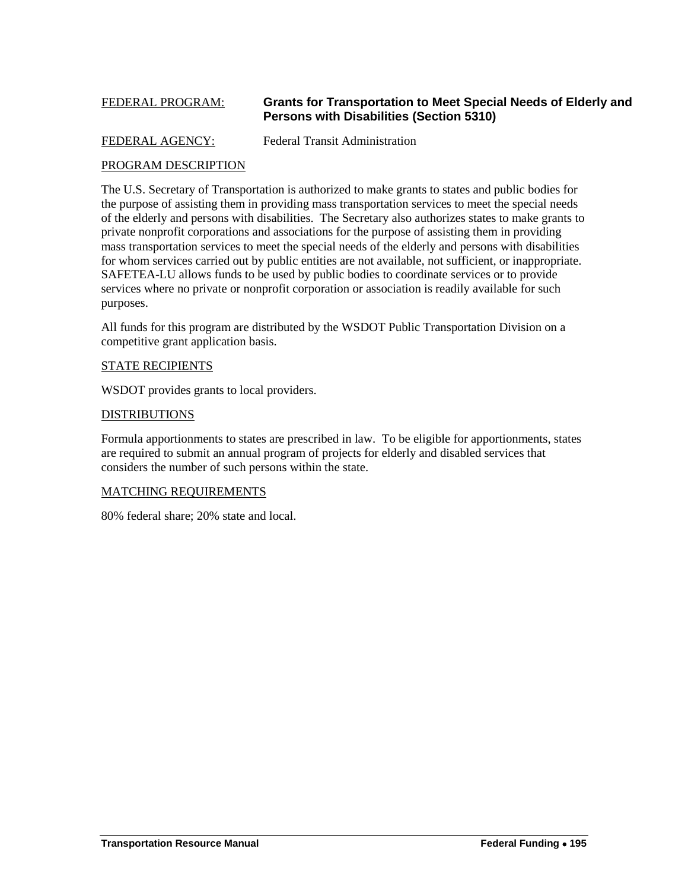FEDERAL PROGRAM: **Grants for Transportation to Meet Special Needs of Elderly and Persons with Disabilities (Section 5310)**

FEDERAL AGENCY: Federal Transit Administration

PROGRAM DESCRIPTION

The U.S. Secretary of Transportation is authorized to make grants to states and public bodies for the purpose of assisting them in providing mass transportation services to meet the special needs of the elderly and persons with disabilities. The Secretary also authorizes states to make grants to private nonprofit corporations and associations for the purpose of assisting them in providing mass transportation services to meet the special needs of the elderly and persons with disabilities for whom services carried out by public entities are not available, not sufficient, or inappropriate. SAFETEA-LU allows funds to be used by public bodies to coordinate services or to provide services where no private or nonprofit corporation or association is readily available for such purposes.

All funds for this program are distributed by the WSDOT Public Transportation Division on a competitive grant application basis.

STATE RECIPIENTS

WSDOT provides grants to local providers.

DISTRIBUTIONS

Formula apportionments to states are prescribed in law. To be eligible for apportionments, states are required to submit an annual program of projects for elderly and disabled services that considers the number of such persons within the state.

MATCHING REQUIREMENTS

80% federal share; 20% state and local.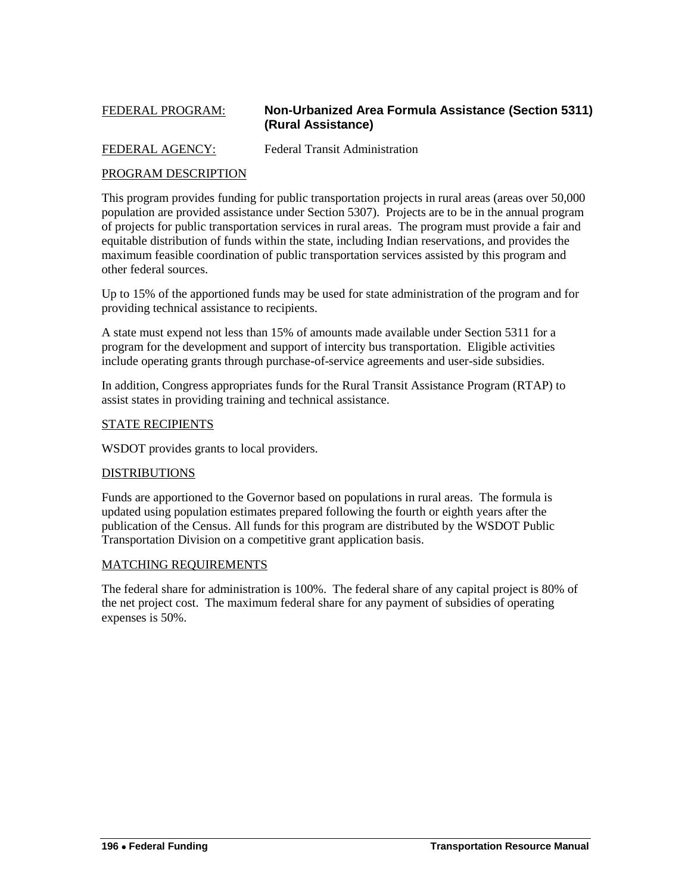FEDERAL PROGRAM: **Non-Urbanized Area Formula Assistance (Section 5311) (Rural Assistance)**

FEDERAL AGENCY: Federal Transit Administration

PROGRAM DESCRIPTION

This program provides funding for public transportation projects in rural areas (areas over 50,000 population are provided assistance under Section 5307). Projects are to be in the annual program of projects for public transportation services in rural areas. The program must provide a fair and equitable distribution of funds within the state, including Indian reservations, and provides the maximum feasible coordination of public transportation services assisted by this program and other federal sources.

Up to 15% of the apportioned funds may be used for state administration of the program and for providing technical assistance to recipients.

A state must expend not less than 15% of amounts made available under Section 5311 for a program for the development and support of intercity bus transportation. Eligible activities include operating grants through purchase-of-service agreements and user-side subsidies.

In addition, Congress appropriates funds for the Rural Transit Assistance Program (RTAP) to assist states in providing training and technical assistance.

STATE RECIPIENTS

WSDOT provides grants to local providers.

DISTRIBUTIONS

Funds are apportioned to the Governor based on populations in rural areas. The formula is updated using population estimates prepared following the fourth or eighth years after the publication of the Census. All funds for this program are distributed by the WSDOT Public Transportation Division on a competitive grant application basis.

MATCHING REQUIREMENTS

The federal share for administration is 100%. The federal share of any capital project is 80% of the net project cost. The maximum federal share for any payment of subsidies of operating expenses is 50%.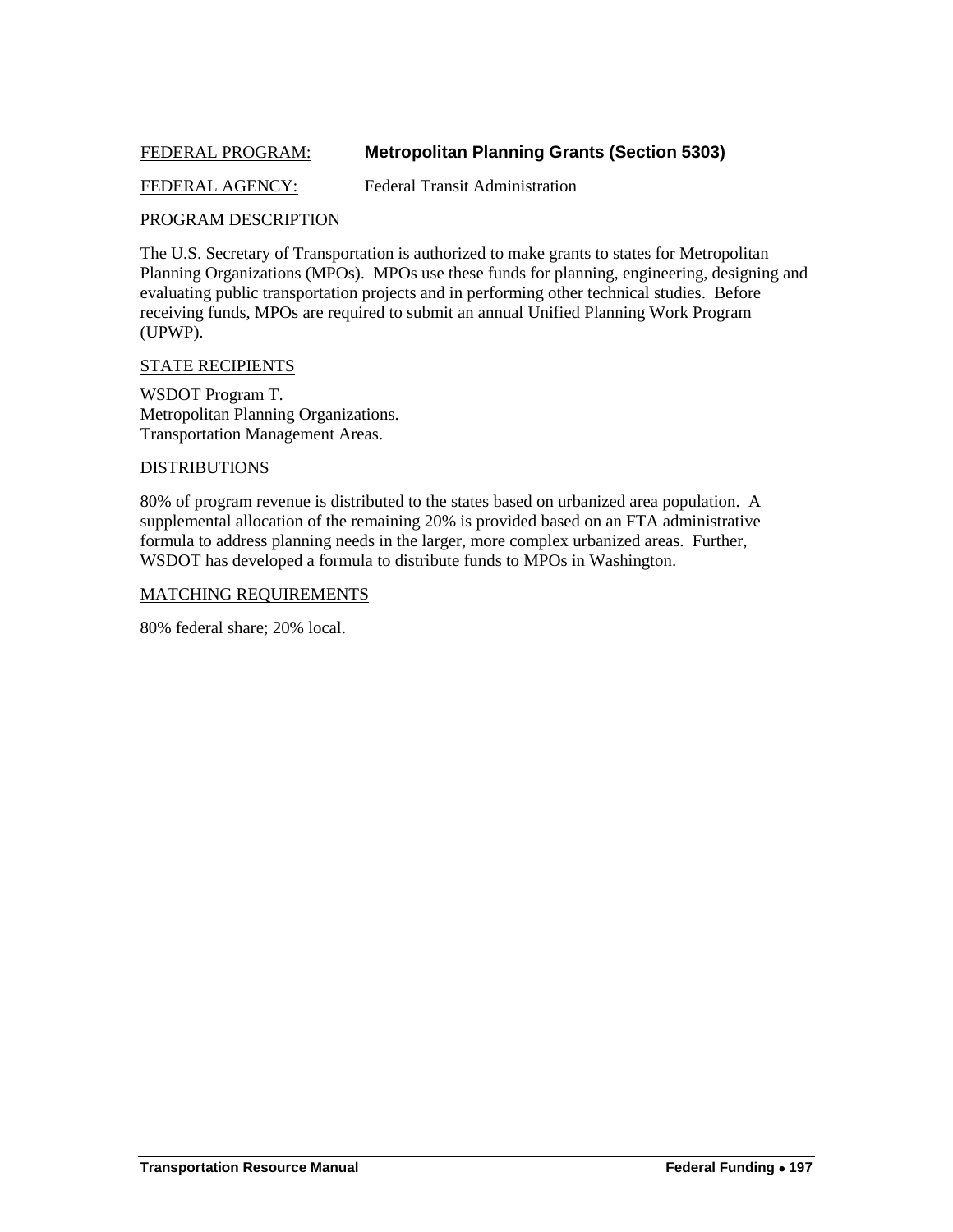FEDERAL PROGRAM: **Metropolitan Planning Grants (Section 5303)**

FEDERAL AGENCY: Federal Transit Administration

PROGRAM DESCRIPTION

The U.S. Secretary of Transportation is authorized to make grants to states for Metropolitan Planning Organizations (MPOs). MPOs use these funds for planning, engineering, designing and evaluating public transportation projects and in performing other technical studies. Before receiving funds, MPOs are required to submit an annual Unified Planning Work Program (UPWP).

STATE RECIPIENTS

WSDOT Program T.
Metropolitan Planning Organizations.
Transportation Management Areas.

DISTRIBUTIONS

80% of program revenue is distributed to the states based on urbanized area population. A supplemental allocation of the remaining 20% is provided based on an FTA administrative formula to address planning needs in the larger, more complex urbanized areas. Further, WSDOT has developed a formula to distribute funds to MPOs in Washington.

MATCHING REQUIREMENTS

80% federal share; 20% local.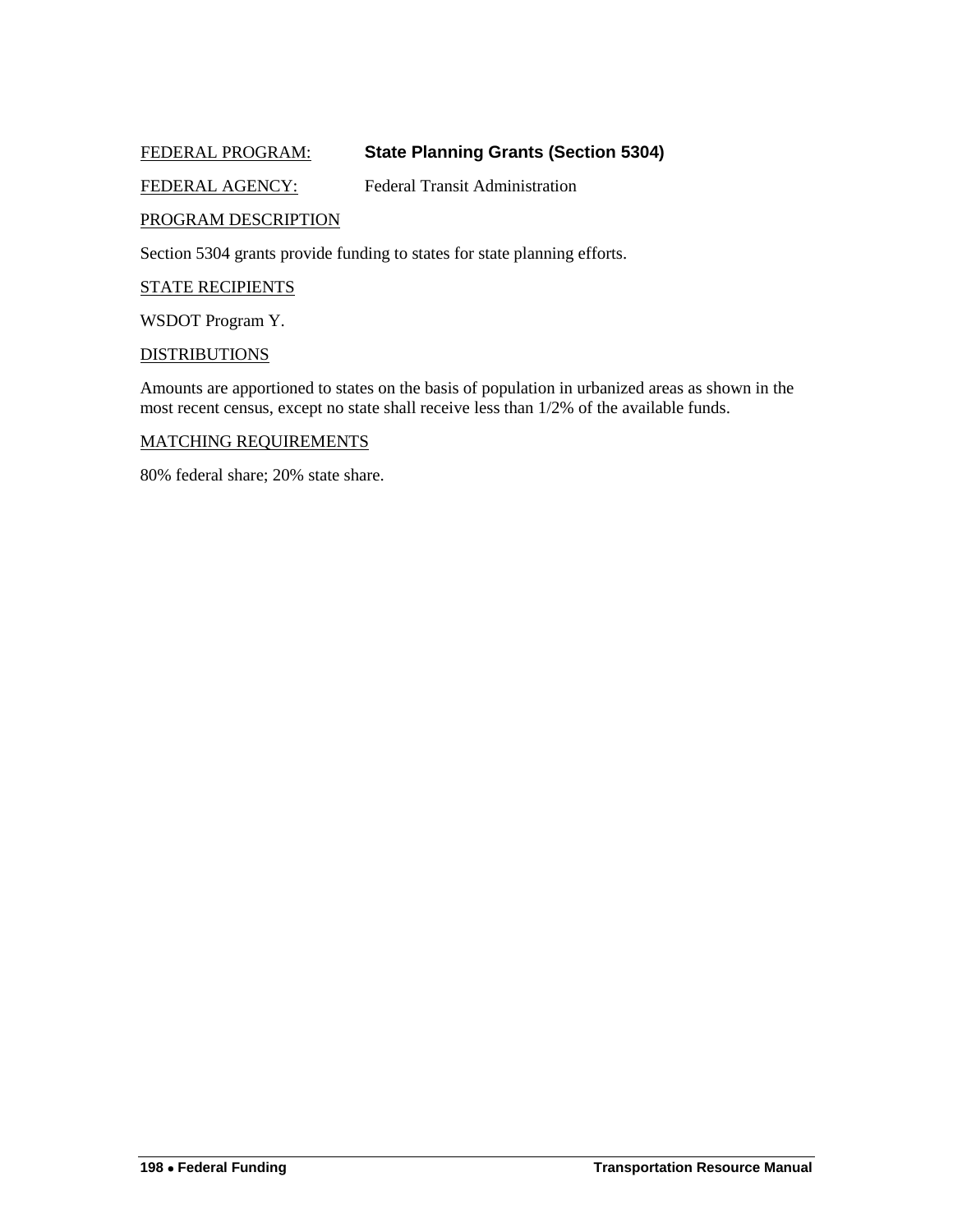FEDERAL PROGRAM: **State Planning Grants (Section 5304)**

FEDERAL AGENCY: Federal Transit Administration

PROGRAM DESCRIPTION

Section 5304 grants provide funding to states for state planning efforts.

STATE RECIPIENTS

WSDOT Program Y.

DISTRIBUTIONS

Amounts are apportioned to states on the basis of population in urbanized areas as shown in the most recent census, except no state shall receive less than 1/2% of the available funds.

MATCHING REQUIREMENTS

80% federal share; 20% state share.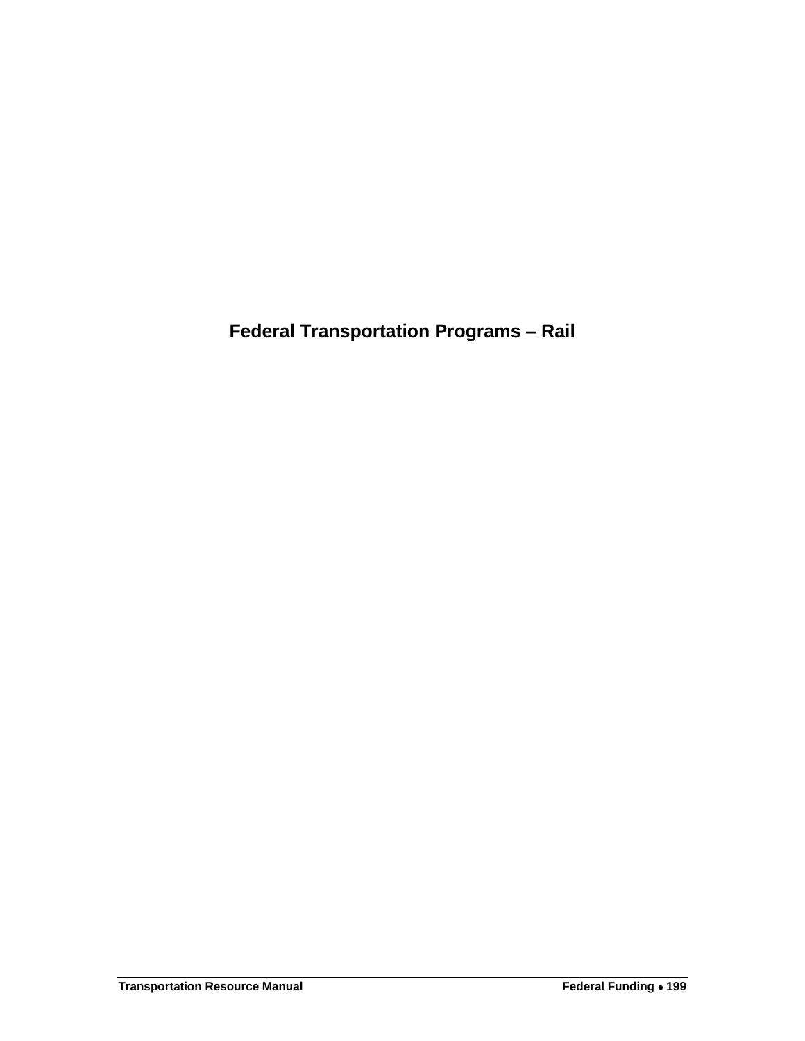# Federal Transportation Programs – Rail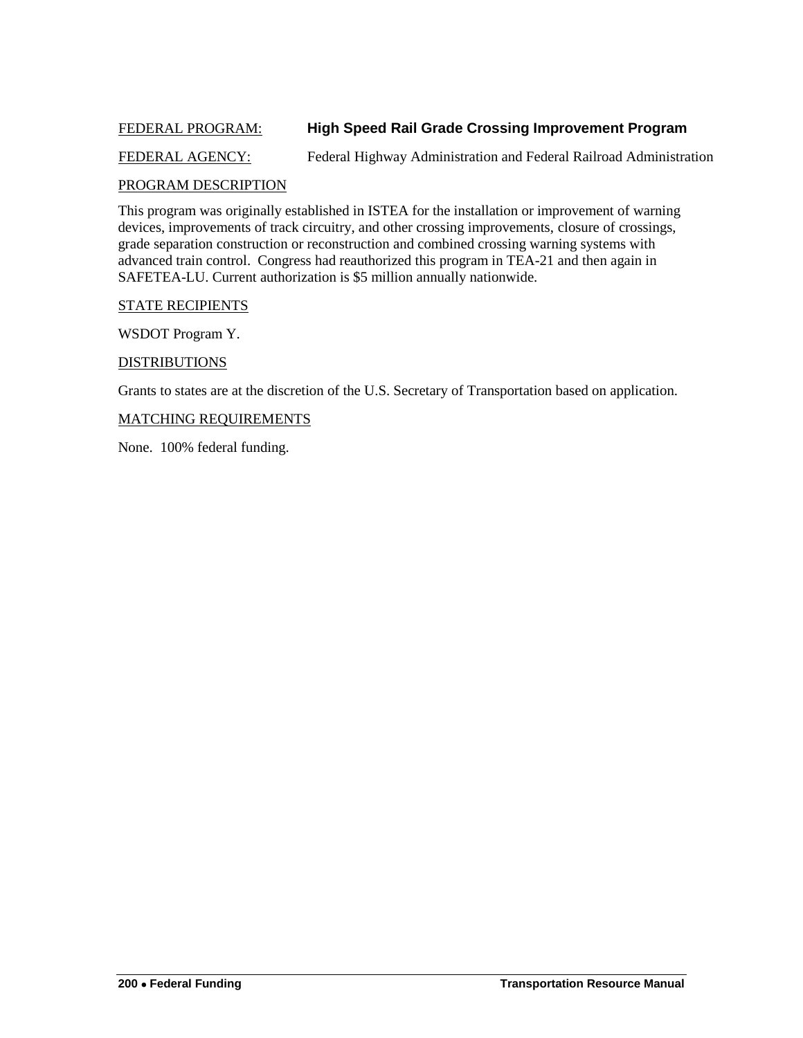FEDERAL PROGRAM: **High Speed Rail Grade Crossing Improvement Program**

FEDERAL AGENCY: Federal Highway Administration and Federal Railroad Administration

PROGRAM DESCRIPTION

This program was originally established in ISTEA for the installation or improvement of warning devices, improvements of track circuitry, and other crossing improvements, closure of crossings, grade separation construction or reconstruction and combined crossing warning systems with advanced train control. Congress had reauthorized this program in TEA-21 and then again in SAFETEA-LU. Current authorization is $5 million annually nationwide.

STATE RECIPIENTS

WSDOT Program Y.

DISTRIBUTIONS

Grants to states are at the discretion of the U.S. Secretary of Transportation based on application.

MATCHING REQUIREMENTS

None. 100% federal funding.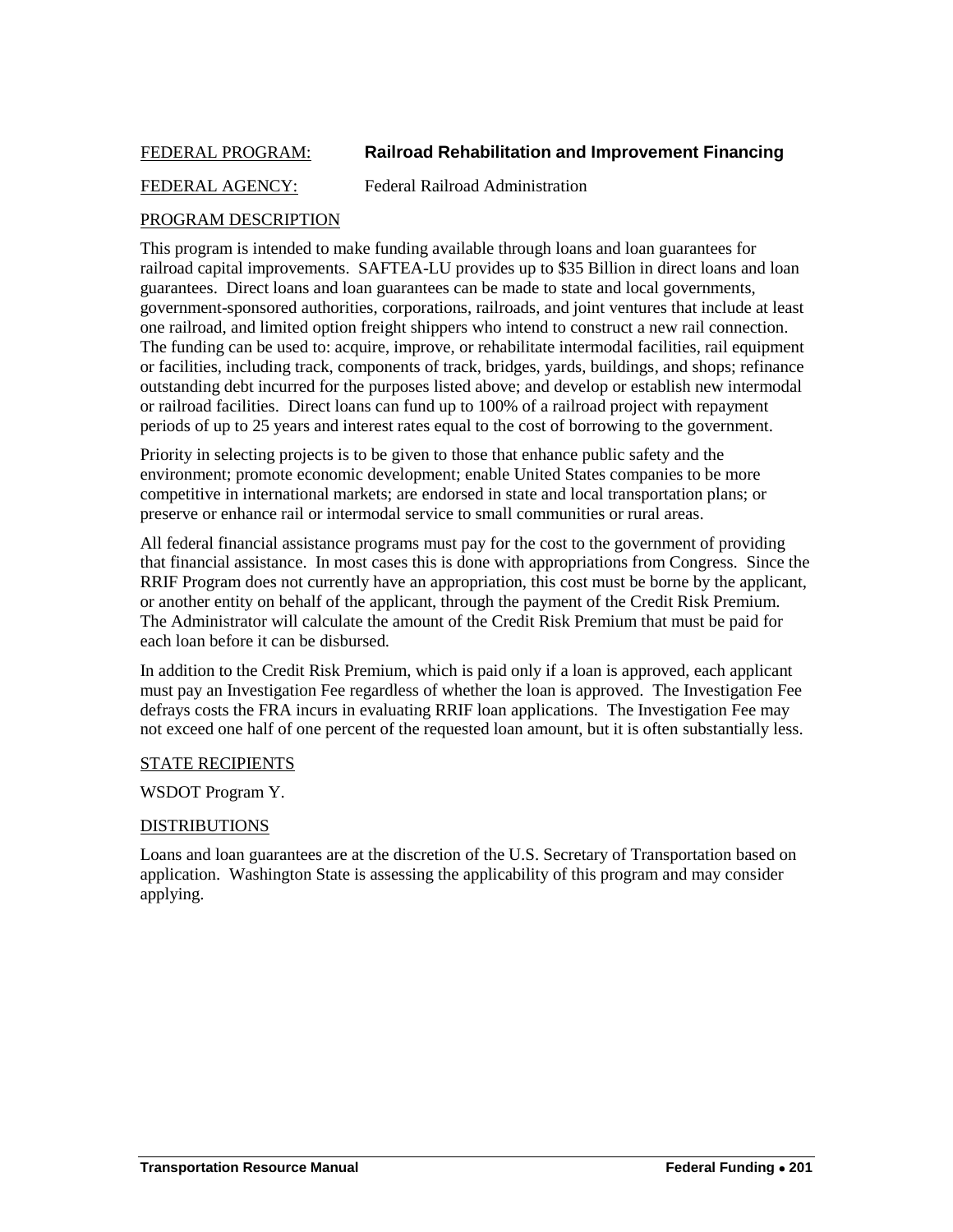FEDERAL PROGRAM: **Railroad Rehabilitation and Improvement Financing**

FEDERAL AGENCY: Federal Railroad Administration

PROGRAM DESCRIPTION

This program is intended to make funding available through loans and loan guarantees for railroad capital improvements. SAFTEA-LU provides up to $35 Billion in direct loans and loan guarantees. Direct loans and loan guarantees can be made to state and local governments, government-sponsored authorities, corporations, railroads, and joint ventures that include at least one railroad, and limited option freight shippers who intend to construct a new rail connection. The funding can be used to: acquire, improve, or rehabilitate intermodal facilities, rail equipment or facilities, including track, components of track, bridges, yards, buildings, and shops; refinance outstanding debt incurred for the purposes listed above; and develop or establish new intermodal or railroad facilities. Direct loans can fund up to 100% of a railroad project with repayment periods of up to 25 years and interest rates equal to the cost of borrowing to the government.

Priority in selecting projects is to be given to those that enhance public safety and the environment; promote economic development; enable United States companies to be more competitive in international markets; are endorsed in state and local transportation plans; or preserve or enhance rail or intermodal service to small communities or rural areas.

All federal financial assistance programs must pay for the cost to the government of providing that financial assistance. In most cases this is done with appropriations from Congress. Since the RRIF Program does not currently have an appropriation, this cost must be borne by the applicant, or another entity on behalf of the applicant, through the payment of the Credit Risk Premium. The Administrator will calculate the amount of the Credit Risk Premium that must be paid for each loan before it can be disbursed.

In addition to the Credit Risk Premium, which is paid only if a loan is approved, each applicant must pay an Investigation Fee regardless of whether the loan is approved. The Investigation Fee defrays costs the FRA incurs in evaluating RRIF loan applications. The Investigation Fee may not exceed one half of one percent of the requested loan amount, but it is often substantially less.

STATE RECIPIENTS

WSDOT Program Y.

DISTRIBUTIONS

Loans and loan guarantees are at the discretion of the U.S. Secretary of Transportation based on application. Washington State is assessing the applicability of this program and may consider applying.